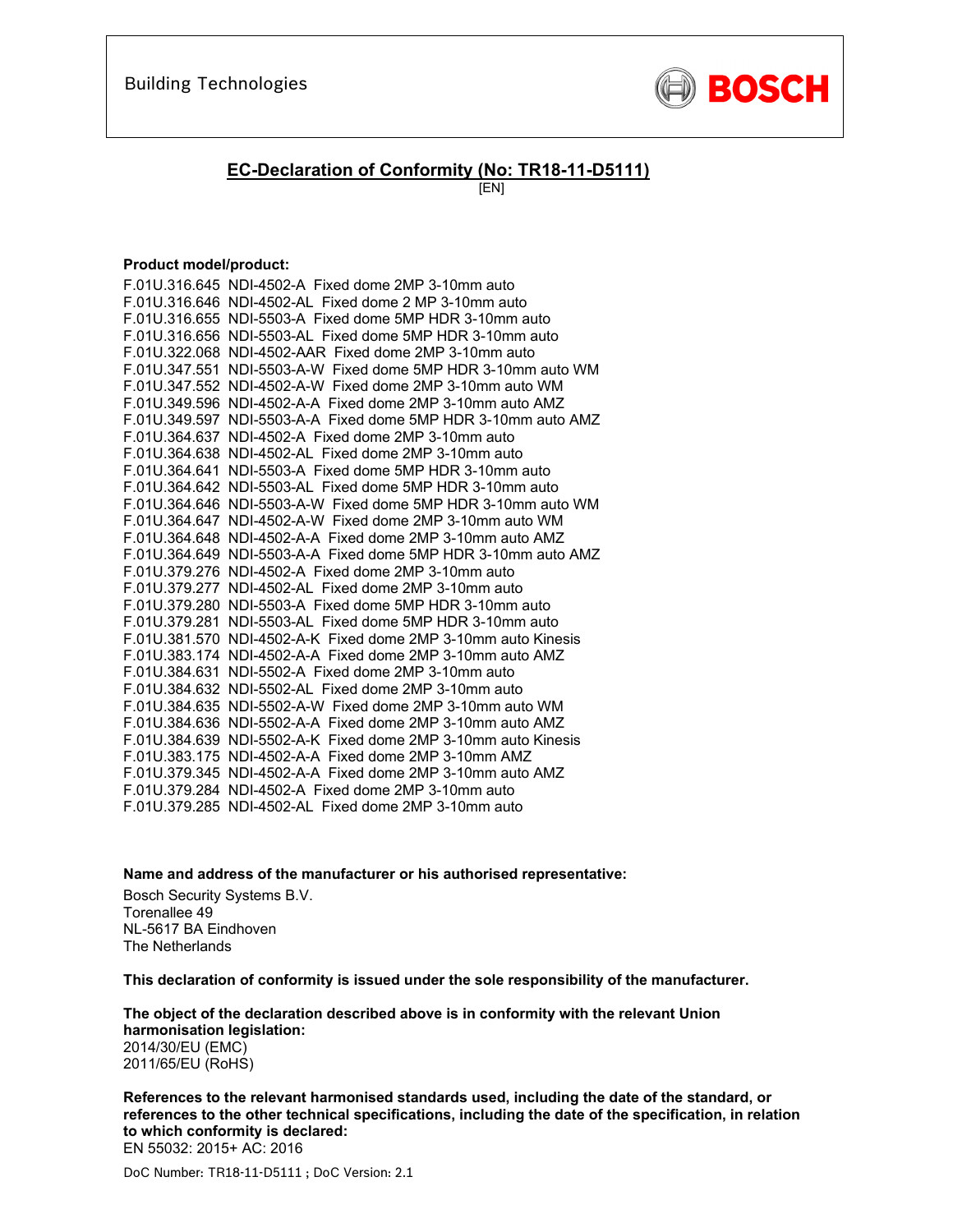Building Technologies

BOSCH

# EC-Declaration of Conformity (No: TR18-11-D5111)

[EN]

**Product model/product:**

F.01U.316.645 NDI-4502-A Fixed dome 2MP 3-10mm auto
F.01U.316.646 NDI-4502-AL Fixed dome 2 MP 3-10mm auto
F.01U.316.655 NDI-5503-A Fixed dome 5MP HDR 3-10mm auto
F.01U.316.656 NDI-5503-AL Fixed dome 5MP HDR 3-10mm auto
F.01U.322.068 NDI-4502-AAR Fixed dome 2MP 3-10mm auto
F.01U.347.551 NDI-5503-A-W Fixed dome 5MP HDR 3-10mm auto WM
F.01U.347.552 NDI-4502-A-W Fixed dome 2MP 3-10mm auto WM
F.01U.349.596 NDI-4502-A-A Fixed dome 2MP 3-10mm auto AMZ
F.01U.349.597 NDI-5503-A-A Fixed dome 5MP HDR 3-10mm auto AMZ
F.01U.364.637 NDI-4502-A Fixed dome 2MP 3-10mm auto
F.01U.364.638 NDI-4502-AL Fixed dome 2MP 3-10mm auto
F.01U.364.641 NDI-5503-A Fixed dome 5MP HDR 3-10mm auto
F.01U.364.642 NDI-5503-AL Fixed dome 5MP HDR 3-10mm auto
F.01U.364.646 NDI-5503-A-W Fixed dome 5MP HDR 3-10mm auto WM
F.01U.364.647 NDI-4502-A-W Fixed dome 2MP 3-10mm auto WM
F.01U.364.648 NDI-4502-A-A Fixed dome 2MP 3-10mm auto AMZ
F.01U.364.649 NDI-5503-A-A Fixed dome 5MP HDR 3-10mm auto AMZ
F.01U.379.276 NDI-4502-A Fixed dome 2MP 3-10mm auto
F.01U.379.277 NDI-4502-AL Fixed dome 2MP 3-10mm auto
F.01U.379.280 NDI-5503-A Fixed dome 5MP HDR 3-10mm auto
F.01U.379.281 NDI-5503-AL Fixed dome 5MP HDR 3-10mm auto
F.01U.381.570 NDI-4502-A-K Fixed dome 2MP 3-10mm auto Kinesis
F.01U.383.174 NDI-4502-A-A Fixed dome 2MP 3-10mm auto AMZ
F.01U.384.631 NDI-5502-A Fixed dome 2MP 3-10mm auto
F.01U.384.632 NDI-5502-AL Fixed dome 2MP 3-10mm auto
F.01U.384.635 NDI-5502-A-W Fixed dome 2MP 3-10mm auto WM
F.01U.384.636 NDI-5502-A-A Fixed dome 2MP 3-10mm auto AMZ
F.01U.384.639 NDI-5502-A-K Fixed dome 2MP 3-10mm auto Kinesis
F.01U.383.175 NDI-4502-A-A Fixed dome 2MP 3-10mm AMZ
F.01U.379.345 NDI-4502-A-A Fixed dome 2MP 3-10mm auto AMZ
F.01U.379.284 NDI-4502-A Fixed dome 2MP 3-10mm auto
F.01U.379.285 NDI-4502-AL Fixed dome 2MP 3-10mm auto

**Name and address of the manufacturer or his authorised representative:**

Bosch Security Systems B.V.
Torenallee 49
NL-5617 BA Eindhoven
The Netherlands

**This declaration of conformity is issued under the sole responsibility of the manufacturer.**

**The object of the declaration described above is in conformity with the relevant Union harmonisation legislation:**

2014/30/EU (EMC)
2011/65/EU (RoHS)

**References to the relevant harmonised standards used, including the date of the standard, or references to the other technical specifications, including the date of the specification, in relation to which conformity is declared:**

EN 55032: 2015+ AC: 2016

DoC Number: TR18-11-D5111 ; DoC Version: 2.1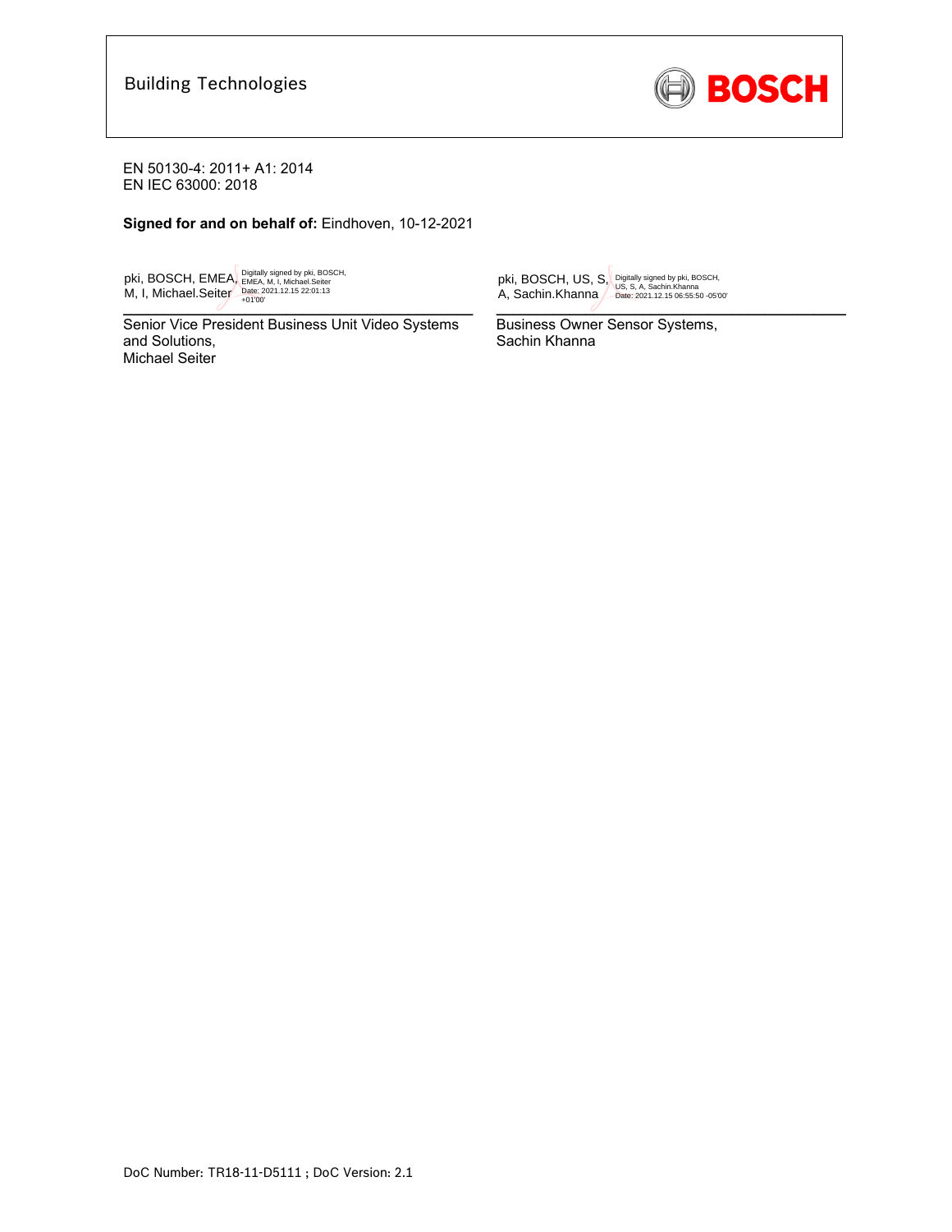Building Technologies

EN 50130-4: 2011+ A1: 2014
EN IEC 63000: 2018

**Signed for and on behalf of:** Eindhoven, 10-12-2021

| pki, BOSCH, EMEA, M, I, Michael.Seiter — Digitally signed by pki, BOSCH, EMEA, M, I, Michael.Seiter Date: 2021.12.15 22:01:13 +01'00' | pki, BOSCH, US, S, A, Sachin.Khanna — Digitally signed by pki, BOSCH, US, S, A, Sachin.Khanna Date: 2021.12.15 06:55:50 -05'00' |
| --- | --- |
| Senior Vice President Business Unit Video Systems and Solutions, Michael Seiter | Business Owner Sensor Systems, Sachin Khanna |

DoC Number: TR18-11-D5111 ; DoC Version: 2.1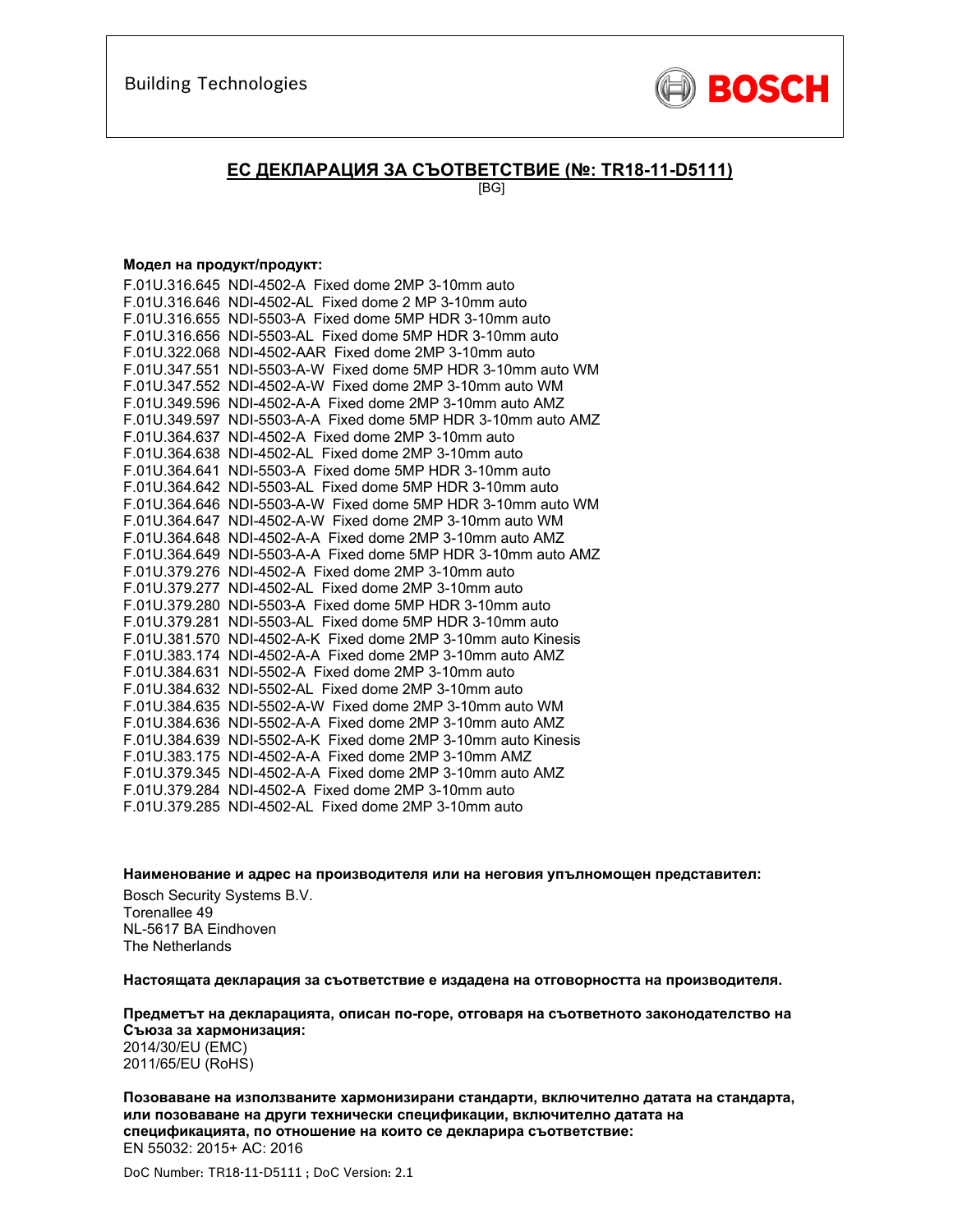Building Technologies

BOSCH

## ЕС ДЕКЛАРАЦИЯ ЗА СЪОТВЕТСТВИЕ (№: TR18-11-D5111)

[BG]

**Модел на продукт/продукт:**

F.01U.316.645 NDI-4502-A Fixed dome 2MP 3-10mm auto
F.01U.316.646 NDI-4502-AL Fixed dome 2 MP 3-10mm auto
F.01U.316.655 NDI-5503-A Fixed dome 5MP HDR 3-10mm auto
F.01U.316.656 NDI-5503-AL Fixed dome 5MP HDR 3-10mm auto
F.01U.322.068 NDI-4502-AAR Fixed dome 2MP 3-10mm auto
F.01U.347.551 NDI-5503-A-W Fixed dome 5MP HDR 3-10mm auto WM
F.01U.347.552 NDI-4502-A-W Fixed dome 2MP 3-10mm auto WM
F.01U.349.596 NDI-4502-A-A Fixed dome 2MP 3-10mm auto AMZ
F.01U.349.597 NDI-5503-A-A Fixed dome 5MP HDR 3-10mm auto AMZ
F.01U.364.637 NDI-4502-A Fixed dome 2MP 3-10mm auto
F.01U.364.638 NDI-4502-AL Fixed dome 2MP 3-10mm auto
F.01U.364.641 NDI-5503-A Fixed dome 5MP HDR 3-10mm auto
F.01U.364.642 NDI-5503-AL Fixed dome 5MP HDR 3-10mm auto
F.01U.364.646 NDI-5503-A-W Fixed dome 5MP HDR 3-10mm auto WM
F.01U.364.647 NDI-4502-A-W Fixed dome 2MP 3-10mm auto WM
F.01U.364.648 NDI-4502-A-A Fixed dome 2MP 3-10mm auto AMZ
F.01U.364.649 NDI-5503-A-A Fixed dome 5MP HDR 3-10mm auto AMZ
F.01U.379.276 NDI-4502-A Fixed dome 2MP 3-10mm auto
F.01U.379.277 NDI-4502-AL Fixed dome 2MP 3-10mm auto
F.01U.379.280 NDI-5503-A Fixed dome 5MP HDR 3-10mm auto
F.01U.379.281 NDI-5503-AL Fixed dome 5MP HDR 3-10mm auto
F.01U.381.570 NDI-4502-A-K Fixed dome 2MP 3-10mm auto Kinesis
F.01U.383.174 NDI-4502-A-A Fixed dome 2MP 3-10mm auto AMZ
F.01U.384.631 NDI-5502-A Fixed dome 2MP 3-10mm auto
F.01U.384.632 NDI-5502-AL Fixed dome 2MP 3-10mm auto
F.01U.384.635 NDI-5502-A-W Fixed dome 2MP 3-10mm auto WM
F.01U.384.636 NDI-5502-A-A Fixed dome 2MP 3-10mm auto AMZ
F.01U.384.639 NDI-5502-A-K Fixed dome 2MP 3-10mm auto Kinesis
F.01U.383.175 NDI-4502-A-A Fixed dome 2MP 3-10mm AMZ
F.01U.379.345 NDI-4502-A-A Fixed dome 2MP 3-10mm auto AMZ
F.01U.379.284 NDI-4502-A Fixed dome 2MP 3-10mm auto
F.01U.379.285 NDI-4502-AL Fixed dome 2MP 3-10mm auto

**Наименование и адрес на производителя или на неговия упълномощен представител:**

Bosch Security Systems B.V.
Torenallee 49
NL-5617 BA Eindhoven
The Netherlands

**Настоящата декларация за съответствие е издадена на отговорността на производителя.**

**Предметът на декларацията, описан по-горе, отговаря на съответното законодателство на Съюза за хармонизация:**
2014/30/EU (EMC)
2011/65/EU (RoHS)

**Позоваване на използваните хармонизирани стандарти, включително датата на стандарта, или позоваване на други технически спецификации, включително датата на спецификацията, по отношение на които се декларира съответствие:**
EN 55032: 2015+ AC: 2016

DoC Number: TR18-11-D5111 ; DoC Version: 2.1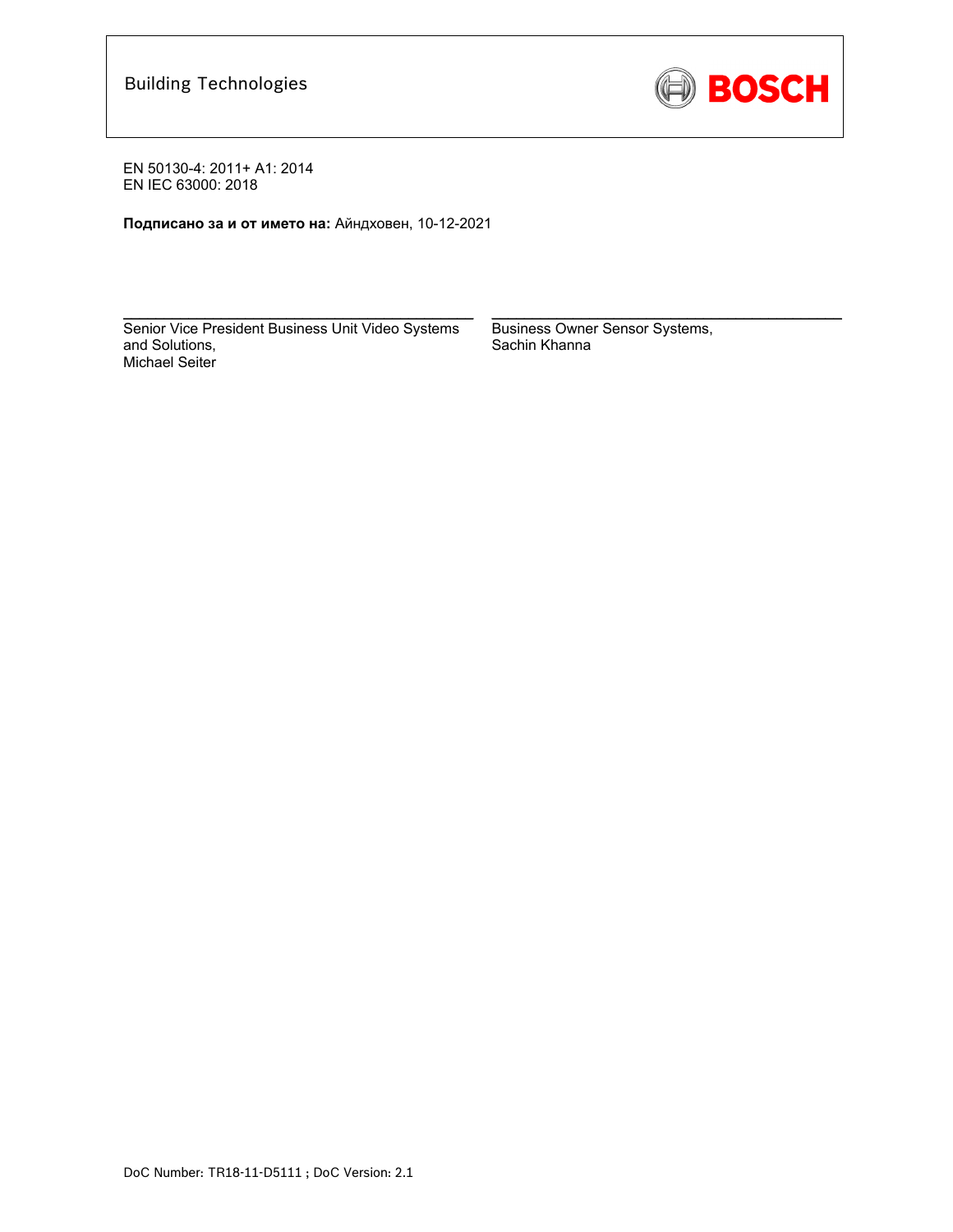Building Technologies

BOSCH

EN 50130-4: 2011+ A1: 2014
EN IEC 63000: 2018

**Подписано за и от името на:** Айндховен, 10-12-2021

Senior Vice President Business Unit Video Systems and Solutions,
Michael Seiter

Business Owner Sensor Systems,
Sachin Khanna

DoC Number: TR18-11-D5111 ; DoC Version: 2.1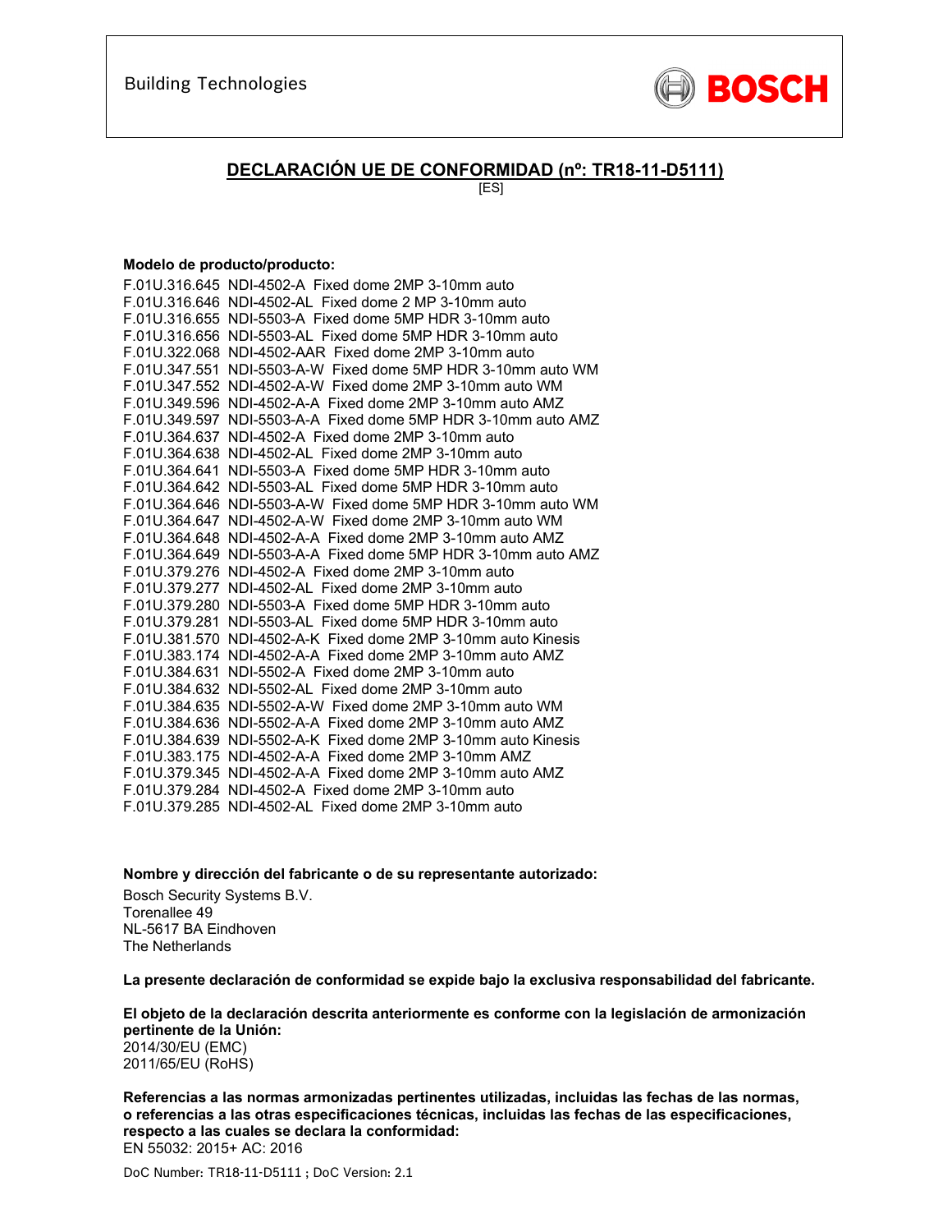Building Technologies

BOSCH

## DECLARACIÓN UE DE CONFORMIDAD (nº: TR18-11-D5111)

[ES]

**Modelo de producto/producto:**

F.01U.316.645 NDI-4502-A Fixed dome 2MP 3-10mm auto
F.01U.316.646 NDI-4502-AL Fixed dome 2 MP 3-10mm auto
F.01U.316.655 NDI-5503-A Fixed dome 5MP HDR 3-10mm auto
F.01U.316.656 NDI-5503-AL Fixed dome 5MP HDR 3-10mm auto
F.01U.322.068 NDI-4502-AAR Fixed dome 2MP 3-10mm auto
F.01U.347.551 NDI-5503-A-W Fixed dome 5MP HDR 3-10mm auto WM
F.01U.347.552 NDI-4502-A-W Fixed dome 2MP 3-10mm auto WM
F.01U.349.596 NDI-4502-A-A Fixed dome 2MP 3-10mm auto AMZ
F.01U.349.597 NDI-5503-A-A Fixed dome 5MP HDR 3-10mm auto AMZ
F.01U.364.637 NDI-4502-A Fixed dome 2MP 3-10mm auto
F.01U.364.638 NDI-4502-AL Fixed dome 2MP 3-10mm auto
F.01U.364.641 NDI-5503-A Fixed dome 5MP HDR 3-10mm auto
F.01U.364.642 NDI-5503-AL Fixed dome 5MP HDR 3-10mm auto
F.01U.364.646 NDI-5503-A-W Fixed dome 5MP HDR 3-10mm auto WM
F.01U.364.647 NDI-4502-A-W Fixed dome 2MP 3-10mm auto WM
F.01U.364.648 NDI-4502-A-A Fixed dome 2MP 3-10mm auto AMZ
F.01U.364.649 NDI-5503-A-A Fixed dome 5MP HDR 3-10mm auto AMZ
F.01U.379.276 NDI-4502-A Fixed dome 2MP 3-10mm auto
F.01U.379.277 NDI-4502-AL Fixed dome 2MP 3-10mm auto
F.01U.379.280 NDI-5503-A Fixed dome 5MP HDR 3-10mm auto
F.01U.379.281 NDI-5503-AL Fixed dome 5MP HDR 3-10mm auto
F.01U.381.570 NDI-4502-A-K Fixed dome 2MP 3-10mm auto Kinesis
F.01U.383.174 NDI-4502-A-A Fixed dome 2MP 3-10mm auto AMZ
F.01U.384.631 NDI-5502-A Fixed dome 2MP 3-10mm auto
F.01U.384.632 NDI-5502-AL Fixed dome 2MP 3-10mm auto
F.01U.384.635 NDI-5502-A-W Fixed dome 2MP 3-10mm auto WM
F.01U.384.636 NDI-5502-A-A Fixed dome 2MP 3-10mm auto AMZ
F.01U.384.639 NDI-5502-A-K Fixed dome 2MP 3-10mm auto Kinesis
F.01U.383.175 NDI-4502-A-A Fixed dome 2MP 3-10mm AMZ
F.01U.379.345 NDI-4502-A-A Fixed dome 2MP 3-10mm auto AMZ
F.01U.379.284 NDI-4502-A Fixed dome 2MP 3-10mm auto
F.01U.379.285 NDI-4502-AL Fixed dome 2MP 3-10mm auto

**Nombre y dirección del fabricante o de su representante autorizado:**

Bosch Security Systems B.V.
Torenallee 49
NL-5617 BA Eindhoven
The Netherlands

**La presente declaración de conformidad se expide bajo la exclusiva responsabilidad del fabricante.**

**El objeto de la declaración descrita anteriormente es conforme con la legislación de armonización pertinente de la Unión:**
2014/30/EU (EMC)
2011/65/EU (RoHS)

**Referencias a las normas armonizadas pertinentes utilizadas, incluidas las fechas de las normas, o referencias a las otras especificaciones técnicas, incluidas las fechas de las especificaciones, respecto a las cuales se declara la conformidad:**
EN 55032: 2015+ AC: 2016

DoC Number: TR18-11-D5111 ; DoC Version: 2.1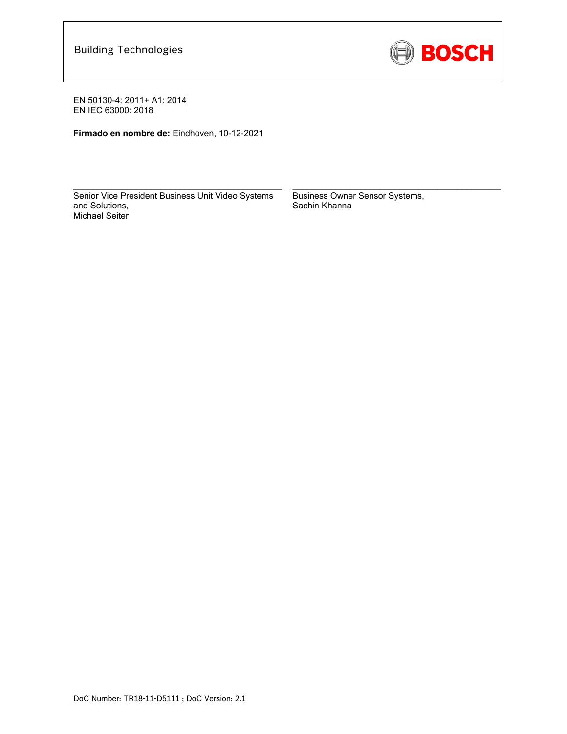Building Technologies

EN 50130-4: 2011+ A1: 2014
EN IEC 63000: 2018

**Firmado en nombre de:** Eindhoven, 10-12-2021

| | |
|---|---|
| Senior Vice President Business Unit Video Systems and Solutions, Michael Seiter | Business Owner Sensor Systems, Sachin Khanna |

DoC Number: TR18-11-D5111 ; DoC Version: 2.1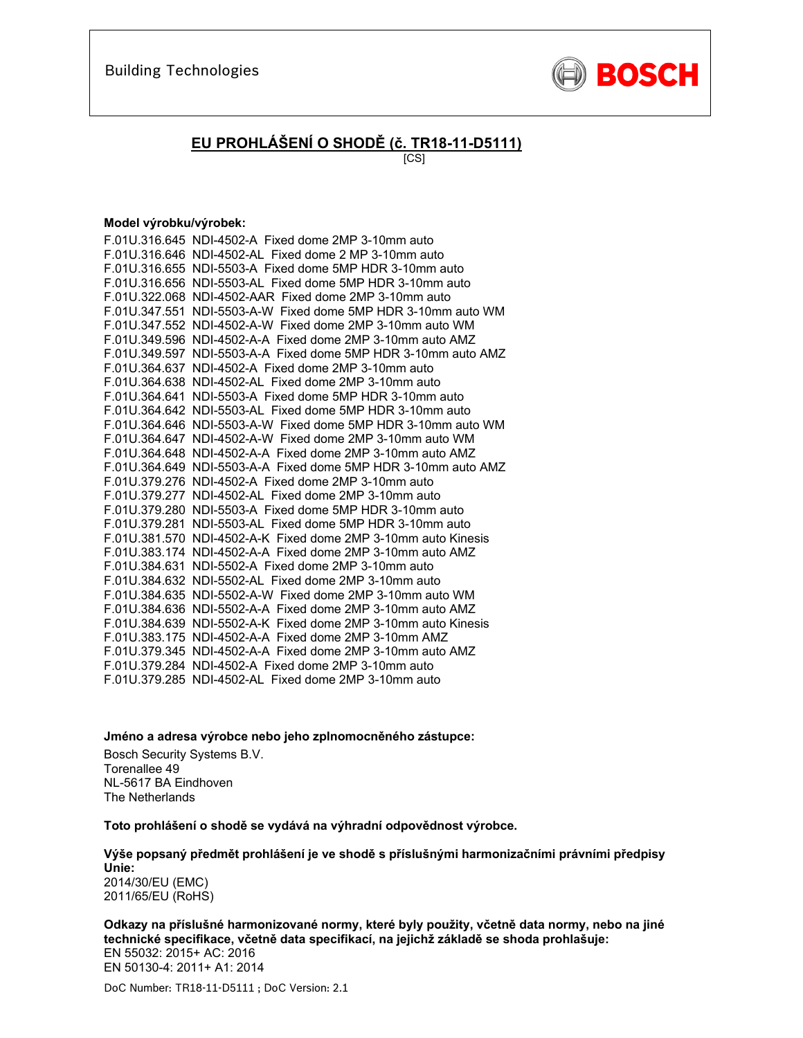Building Technologies

BOSCH

## EU PROHLÁŠENÍ O SHODĚ (č. TR18-11-D5111)

[CS]

**Model výrobku/výrobek:**

F.01U.316.645 NDI-4502-A Fixed dome 2MP 3-10mm auto
F.01U.316.646 NDI-4502-AL Fixed dome 2 MP 3-10mm auto
F.01U.316.655 NDI-5503-A Fixed dome 5MP HDR 3-10mm auto
F.01U.316.656 NDI-5503-AL Fixed dome 5MP HDR 3-10mm auto
F.01U.322.068 NDI-4502-AAR Fixed dome 2MP 3-10mm auto
F.01U.347.551 NDI-5503-A-W Fixed dome 5MP HDR 3-10mm auto WM
F.01U.347.552 NDI-4502-A-W Fixed dome 2MP 3-10mm auto WM
F.01U.349.596 NDI-4502-A-A Fixed dome 2MP 3-10mm auto AMZ
F.01U.349.597 NDI-5503-A-A Fixed dome 5MP HDR 3-10mm auto AMZ
F.01U.364.637 NDI-4502-A Fixed dome 2MP 3-10mm auto
F.01U.364.638 NDI-4502-AL Fixed dome 2MP 3-10mm auto
F.01U.364.641 NDI-5503-A Fixed dome 5MP HDR 3-10mm auto
F.01U.364.642 NDI-5503-AL Fixed dome 5MP HDR 3-10mm auto
F.01U.364.646 NDI-5503-A-W Fixed dome 5MP HDR 3-10mm auto WM
F.01U.364.647 NDI-4502-A-W Fixed dome 2MP 3-10mm auto WM
F.01U.364.648 NDI-4502-A-A Fixed dome 2MP 3-10mm auto AMZ
F.01U.364.649 NDI-5503-A-A Fixed dome 5MP HDR 3-10mm auto AMZ
F.01U.379.276 NDI-4502-A Fixed dome 2MP 3-10mm auto
F.01U.379.277 NDI-4502-AL Fixed dome 2MP 3-10mm auto
F.01U.379.280 NDI-5503-A Fixed dome 5MP HDR 3-10mm auto
F.01U.379.281 NDI-5503-AL Fixed dome 5MP HDR 3-10mm auto
F.01U.381.570 NDI-4502-A-K Fixed dome 2MP 3-10mm auto Kinesis
F.01U.383.174 NDI-4502-A-A Fixed dome 2MP 3-10mm auto AMZ
F.01U.384.631 NDI-5502-A Fixed dome 2MP 3-10mm auto
F.01U.384.632 NDI-5502-AL Fixed dome 2MP 3-10mm auto
F.01U.384.635 NDI-5502-A-W Fixed dome 2MP 3-10mm auto WM
F.01U.384.636 NDI-5502-A-A Fixed dome 2MP 3-10mm auto AMZ
F.01U.384.639 NDI-5502-A-K Fixed dome 2MP 3-10mm auto Kinesis
F.01U.383.175 NDI-4502-A-A Fixed dome 2MP 3-10mm AMZ
F.01U.379.345 NDI-4502-A-A Fixed dome 2MP 3-10mm auto AMZ
F.01U.379.284 NDI-4502-A Fixed dome 2MP 3-10mm auto
F.01U.379.285 NDI-4502-AL Fixed dome 2MP 3-10mm auto

**Jméno a adresa výrobce nebo jeho zplnomocněného zástupce:**

Bosch Security Systems B.V.
Torenallee 49
NL-5617 BA Eindhoven
The Netherlands

**Toto prohlášení o shodě se vydává na výhradní odpovědnost výrobce.**

**Výše popsaný předmět prohlášení je ve shodě s příslušnými harmonizačními právními předpisy Unie:**
2014/30/EU (EMC)
2011/65/EU (RoHS)

**Odkazy na příslušné harmonizované normy, které byly použity, včetně data normy, nebo na jiné technické specifikace, včetně data specifikací, na jejichž základě se shoda prohlašuje:**
EN 55032: 2015+ AC: 2016
EN 50130-4: 2011+ A1: 2014

DoC Number: TR18-11-D5111 ; DoC Version: 2.1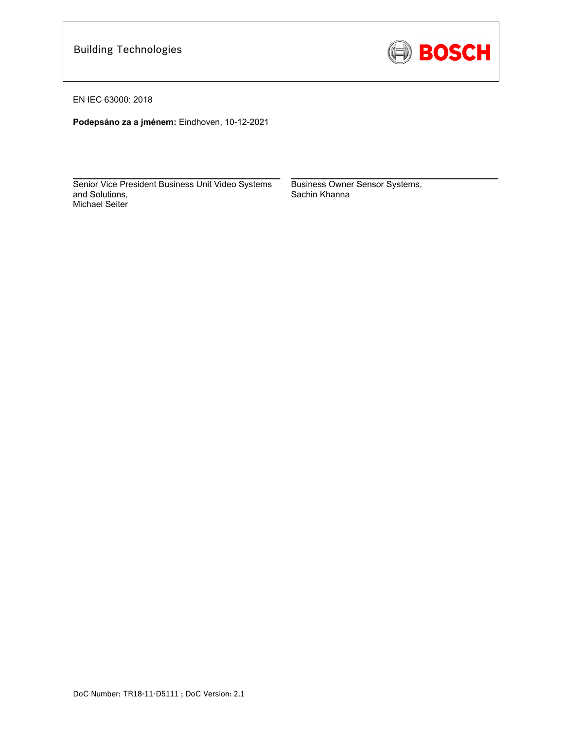Building Technologies

BOSCH

EN IEC 63000: 2018

**Podepsáno za a jménem:** Eindhoven, 10-12-2021

| | |
|---|---|
| Senior Vice President Business Unit Video Systems and Solutions,<br>Michael Seiter | Business Owner Sensor Systems,<br>Sachin Khanna |

DoC Number: TR18-11-D5111 ; DoC Version: 2.1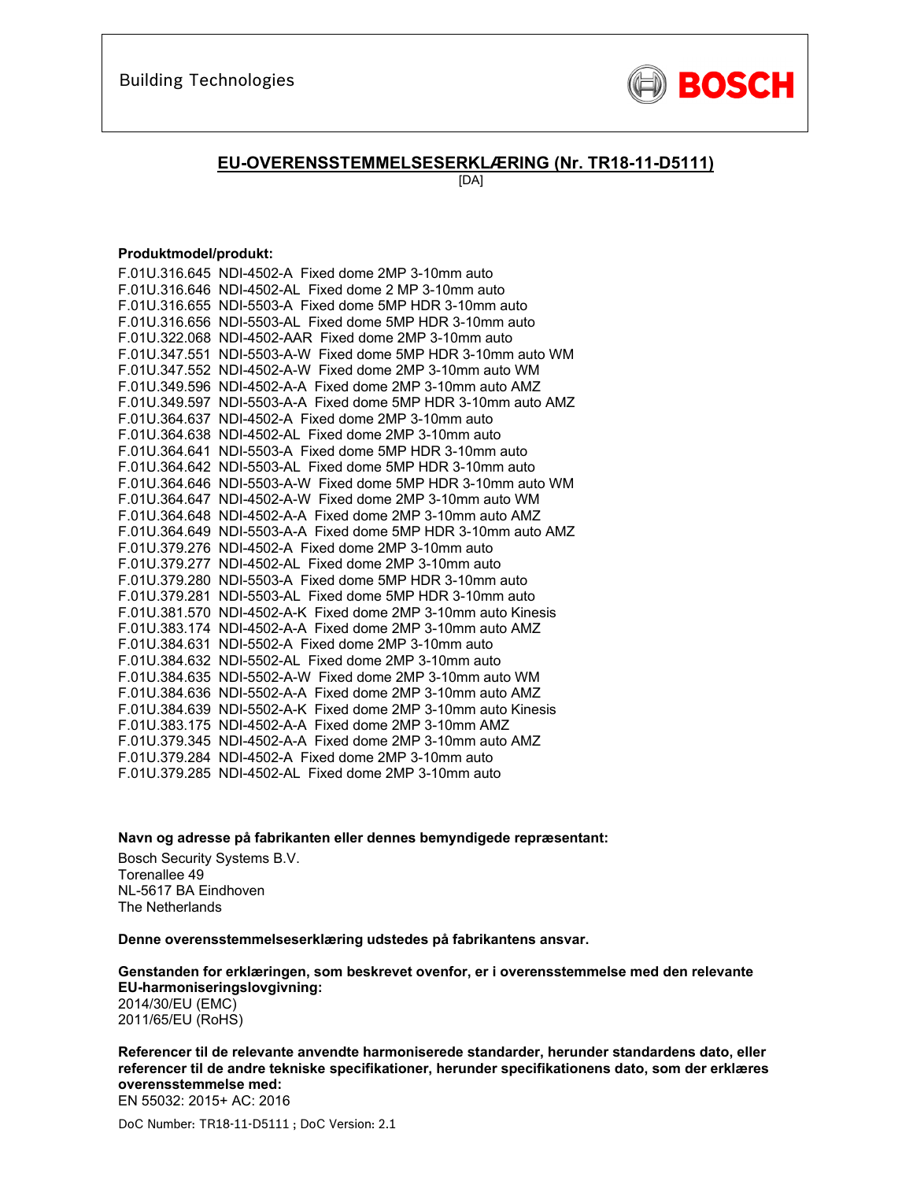Building Technologies

BOSCH

## EU-OVERENSSTEMMELSESERKLÆRING (Nr. TR18-11-D5111)

[DA]

**Produktmodel/produkt:**

F.01U.316.645 NDI-4502-A Fixed dome 2MP 3-10mm auto
F.01U.316.646 NDI-4502-AL Fixed dome 2 MP 3-10mm auto
F.01U.316.655 NDI-5503-A Fixed dome 5MP HDR 3-10mm auto
F.01U.316.656 NDI-5503-AL Fixed dome 5MP HDR 3-10mm auto
F.01U.322.068 NDI-4502-AAR Fixed dome 2MP 3-10mm auto
F.01U.347.551 NDI-5503-A-W Fixed dome 5MP HDR 3-10mm auto WM
F.01U.347.552 NDI-4502-A-W Fixed dome 2MP 3-10mm auto WM
F.01U.349.596 NDI-4502-A-A Fixed dome 2MP 3-10mm auto AMZ
F.01U.349.597 NDI-5503-A-A Fixed dome 5MP HDR 3-10mm auto AMZ
F.01U.364.637 NDI-4502-A Fixed dome 2MP 3-10mm auto
F.01U.364.638 NDI-4502-AL Fixed dome 2MP 3-10mm auto
F.01U.364.641 NDI-5503-A Fixed dome 5MP HDR 3-10mm auto
F.01U.364.642 NDI-5503-AL Fixed dome 5MP HDR 3-10mm auto
F.01U.364.646 NDI-5503-A-W Fixed dome 5MP HDR 3-10mm auto WM
F.01U.364.647 NDI-4502-A-W Fixed dome 2MP 3-10mm auto WM
F.01U.364.648 NDI-4502-A-A Fixed dome 2MP 3-10mm auto AMZ
F.01U.364.649 NDI-5503-A-A Fixed dome 5MP HDR 3-10mm auto AMZ
F.01U.379.276 NDI-4502-A Fixed dome 2MP 3-10mm auto
F.01U.379.277 NDI-4502-AL Fixed dome 2MP 3-10mm auto
F.01U.379.280 NDI-5503-A Fixed dome 5MP HDR 3-10mm auto
F.01U.379.281 NDI-5503-AL Fixed dome 5MP HDR 3-10mm auto
F.01U.381.570 NDI-4502-A-K Fixed dome 2MP 3-10mm auto Kinesis
F.01U.383.174 NDI-4502-A-A Fixed dome 2MP 3-10mm auto AMZ
F.01U.384.631 NDI-5502-A Fixed dome 2MP 3-10mm auto
F.01U.384.632 NDI-5502-AL Fixed dome 2MP 3-10mm auto
F.01U.384.635 NDI-5502-A-W Fixed dome 2MP 3-10mm auto WM
F.01U.384.636 NDI-5502-A-A Fixed dome 2MP 3-10mm auto AMZ
F.01U.384.639 NDI-5502-A-K Fixed dome 2MP 3-10mm auto Kinesis
F.01U.383.175 NDI-4502-A-A Fixed dome 2MP 3-10mm AMZ
F.01U.379.345 NDI-4502-A-A Fixed dome 2MP 3-10mm auto AMZ
F.01U.379.284 NDI-4502-A Fixed dome 2MP 3-10mm auto
F.01U.379.285 NDI-4502-AL Fixed dome 2MP 3-10mm auto

**Navn og adresse på fabrikanten eller dennes bemyndigede repræsentant:**

Bosch Security Systems B.V.
Torenallee 49
NL-5617 BA Eindhoven
The Netherlands

**Denne overensstemmelseserklæring udstedes på fabrikantens ansvar.**

**Genstanden for erklæringen, som beskrevet ovenfor, er i overensstemmelse med den relevante EU-harmoniseringslovgivning:**
2014/30/EU (EMC)
2011/65/EU (RoHS)

**Referencer til de relevante anvendte harmoniserede standarder, herunder standardens dato, eller referencer til de andre tekniske specifikationer, herunder specifikationens dato, som der erklæres overensstemmelse med:**
EN 55032: 2015+ AC: 2016

DoC Number: TR18-11-D5111 ; DoC Version: 2.1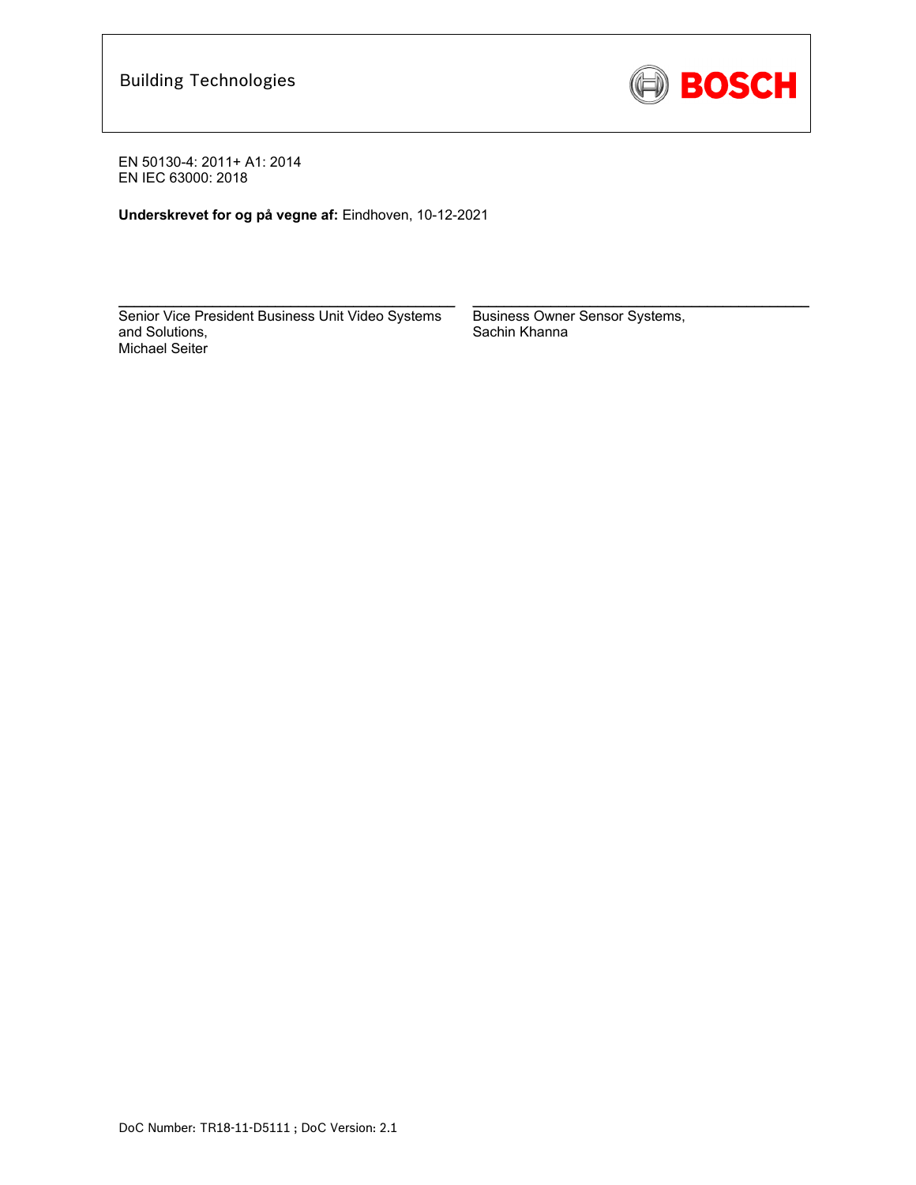Building Technologies

EN 50130-4: 2011+ A1: 2014
EN IEC 63000: 2018

**Underskrevet for og på vegne af:** Eindhoven, 10-12-2021

| Senior Vice President Business Unit Video Systems and Solutions, Michael Seiter | Business Owner Sensor Systems, Sachin Khanna |
| --- | --- |

DoC Number: TR18-11-D5111 ; DoC Version: 2.1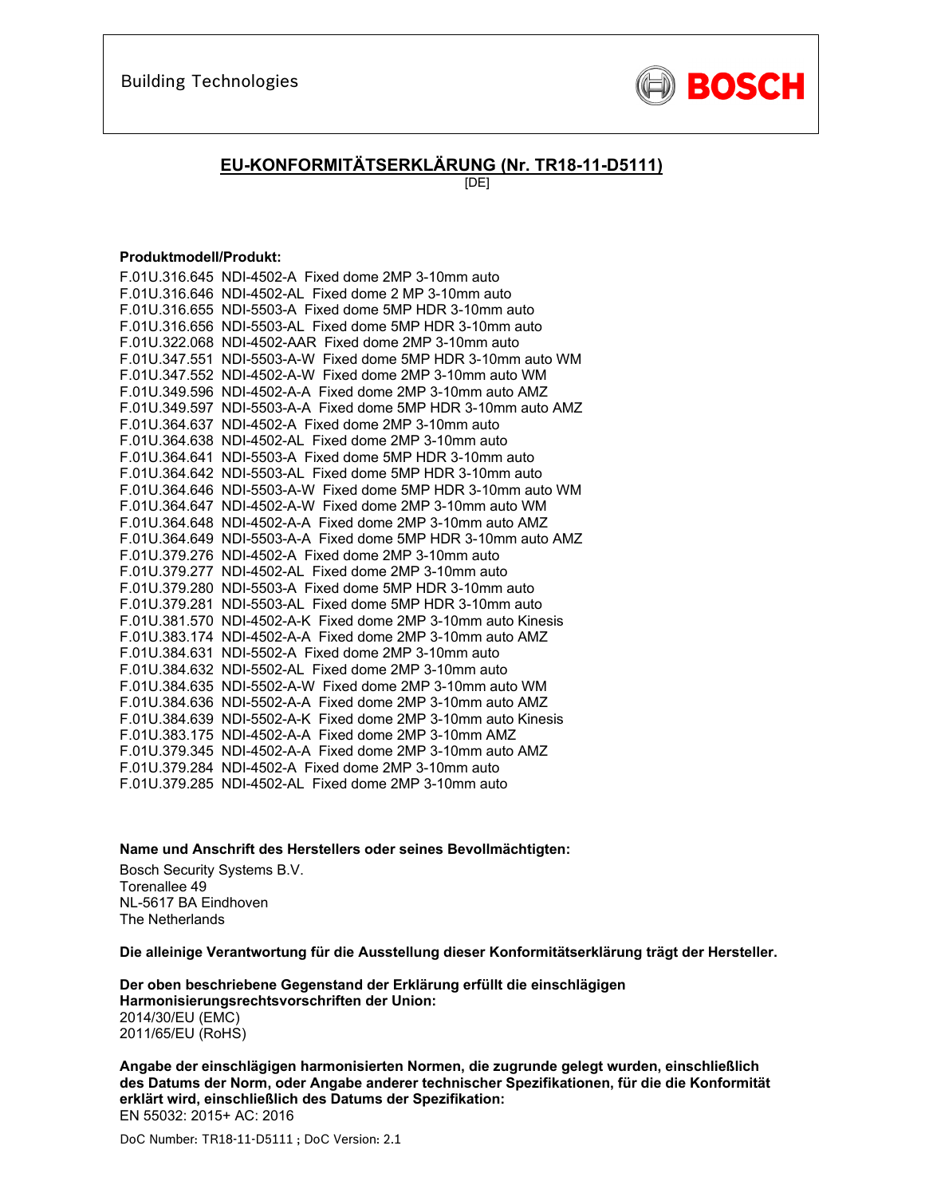Building Technologies

BOSCH

# EU-KONFORMITÄTSERKLÄRUNG (Nr. TR18-11-D5111)

[DE]

**Produktmodell/Produkt:**

F.01U.316.645 NDI-4502-A Fixed dome 2MP 3-10mm auto
F.01U.316.646 NDI-4502-AL Fixed dome 2 MP 3-10mm auto
F.01U.316.655 NDI-5503-A Fixed dome 5MP HDR 3-10mm auto
F.01U.316.656 NDI-5503-AL Fixed dome 5MP HDR 3-10mm auto
F.01U.322.068 NDI-4502-AAR Fixed dome 2MP 3-10mm auto
F.01U.347.551 NDI-5503-A-W Fixed dome 5MP HDR 3-10mm auto WM
F.01U.347.552 NDI-4502-A-W Fixed dome 2MP 3-10mm auto WM
F.01U.349.596 NDI-4502-A-A Fixed dome 2MP 3-10mm auto AMZ
F.01U.349.597 NDI-5503-A-A Fixed dome 5MP HDR 3-10mm auto AMZ
F.01U.364.637 NDI-4502-A Fixed dome 2MP 3-10mm auto
F.01U.364.638 NDI-4502-AL Fixed dome 2MP 3-10mm auto
F.01U.364.641 NDI-5503-A Fixed dome 5MP HDR 3-10mm auto
F.01U.364.642 NDI-5503-AL Fixed dome 5MP HDR 3-10mm auto
F.01U.364.646 NDI-5503-A-W Fixed dome 5MP HDR 3-10mm auto WM
F.01U.364.647 NDI-4502-A-W Fixed dome 2MP 3-10mm auto WM
F.01U.364.648 NDI-4502-A-A Fixed dome 2MP 3-10mm auto AMZ
F.01U.364.649 NDI-5503-A-A Fixed dome 5MP HDR 3-10mm auto AMZ
F.01U.379.276 NDI-4502-A Fixed dome 2MP 3-10mm auto
F.01U.379.277 NDI-4502-AL Fixed dome 2MP 3-10mm auto
F.01U.379.280 NDI-5503-A Fixed dome 5MP HDR 3-10mm auto
F.01U.379.281 NDI-5503-AL Fixed dome 5MP HDR 3-10mm auto
F.01U.381.570 NDI-4502-A-K Fixed dome 2MP 3-10mm auto Kinesis
F.01U.383.174 NDI-4502-A-A Fixed dome 2MP 3-10mm auto AMZ
F.01U.384.631 NDI-5502-A Fixed dome 2MP 3-10mm auto
F.01U.384.632 NDI-5502-AL Fixed dome 2MP 3-10mm auto
F.01U.384.635 NDI-5502-A-W Fixed dome 2MP 3-10mm auto WM
F.01U.384.636 NDI-5502-A-A Fixed dome 2MP 3-10mm auto AMZ
F.01U.384.639 NDI-5502-A-K Fixed dome 2MP 3-10mm auto Kinesis
F.01U.383.175 NDI-4502-A-A Fixed dome 2MP 3-10mm AMZ
F.01U.379.345 NDI-4502-A-A Fixed dome 2MP 3-10mm auto AMZ
F.01U.379.284 NDI-4502-A Fixed dome 2MP 3-10mm auto
F.01U.379.285 NDI-4502-AL Fixed dome 2MP 3-10mm auto

**Name und Anschrift des Herstellers oder seines Bevollmächtigten:**

Bosch Security Systems B.V.
Torenallee 49
NL-5617 BA Eindhoven
The Netherlands

**Die alleinige Verantwortung für die Ausstellung dieser Konformitätserklärung trägt der Hersteller.**

**Der oben beschriebene Gegenstand der Erklärung erfüllt die einschlägigen Harmonisierungsrechtsvorschriften der Union:**
2014/30/EU (EMC)
2011/65/EU (RoHS)

**Angabe der einschlägigen harmonisierten Normen, die zugrunde gelegt wurden, einschließlich des Datums der Norm, oder Angabe anderer technischer Spezifikationen, für die die Konformität erklärt wird, einschließlich des Datums der Spezifikation:**
EN 55032: 2015+ AC: 2016

DoC Number: TR18-11-D5111 ; DoC Version: 2.1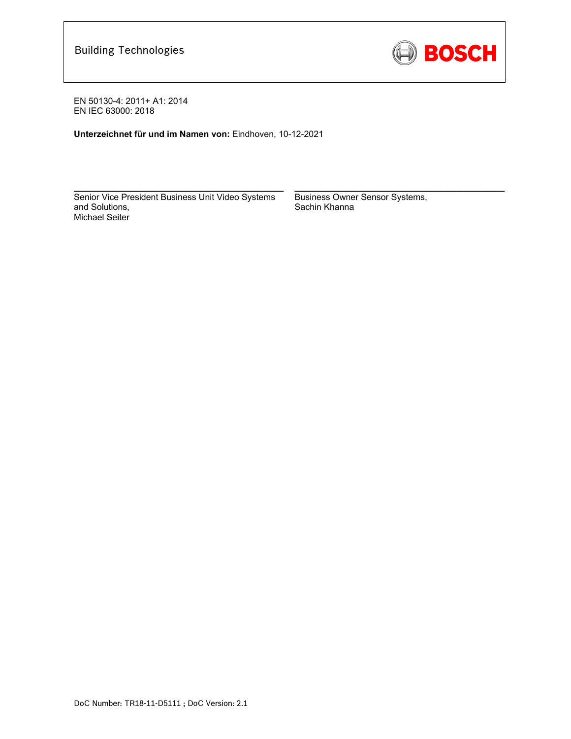Building Technologies

EN 50130-4: 2011+ A1: 2014
EN IEC 63000: 2018

**Unterzeichnet für und im Namen von:** Eindhoven, 10-12-2021

Senior Vice President Business Unit Video Systems and Solutions,
Michael Seiter

Business Owner Sensor Systems,
Sachin Khanna

DoC Number: TR18-11-D5111 ; DoC Version: 2.1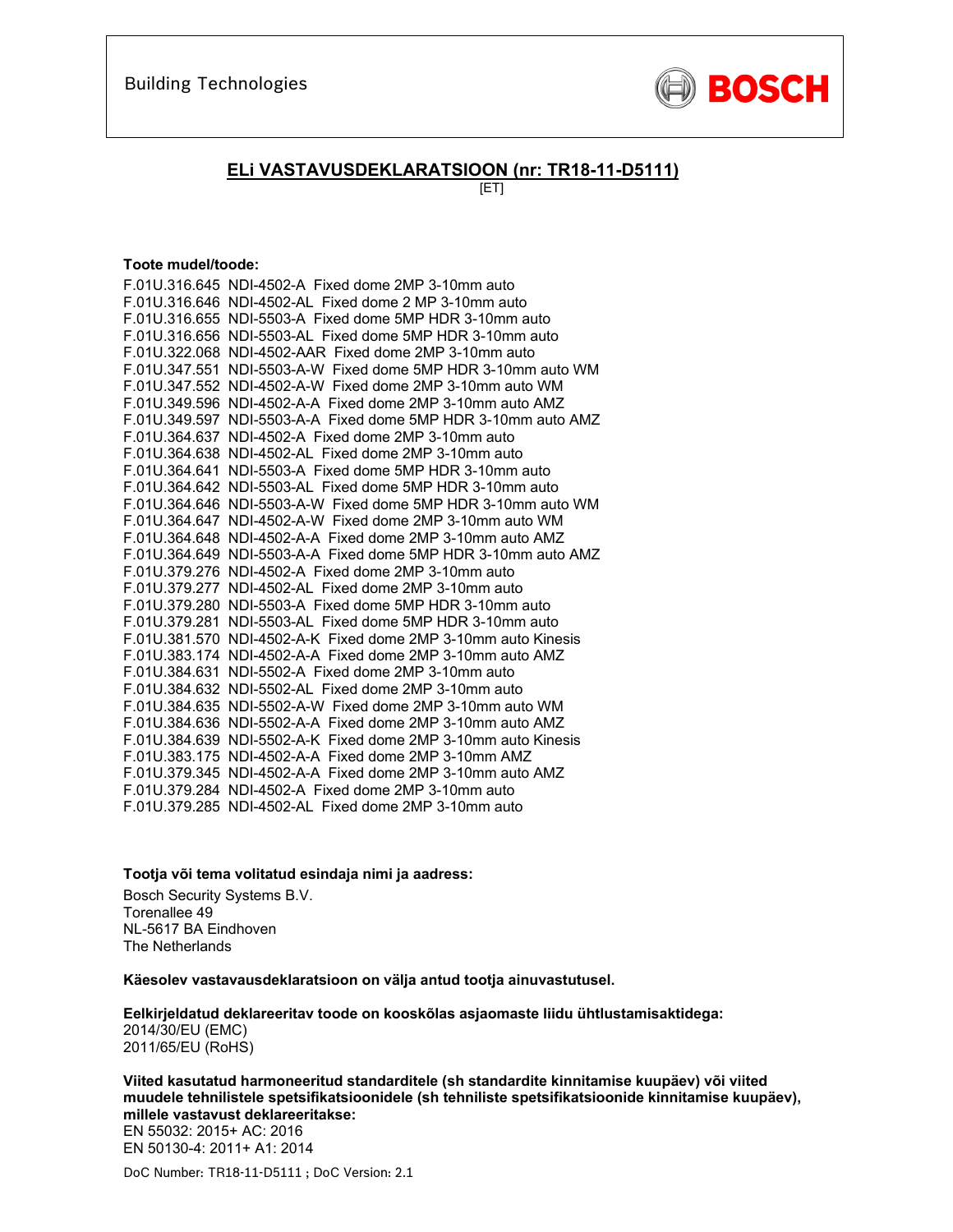Building Technologies

BOSCH

## ELi VASTAVUSDEKLARATSIOON (nr: TR18-11-D5111)

[ET]

**Toote mudel/toode:**

F.01U.316.645 NDI-4502-A Fixed dome 2MP 3-10mm auto
F.01U.316.646 NDI-4502-AL Fixed dome 2 MP 3-10mm auto
F.01U.316.655 NDI-5503-A Fixed dome 5MP HDR 3-10mm auto
F.01U.316.656 NDI-5503-AL Fixed dome 5MP HDR 3-10mm auto
F.01U.322.068 NDI-4502-AAR Fixed dome 2MP 3-10mm auto
F.01U.347.551 NDI-5503-A-W Fixed dome 5MP HDR 3-10mm auto WM
F.01U.347.552 NDI-4502-A-W Fixed dome 2MP 3-10mm auto WM
F.01U.349.596 NDI-4502-A-A Fixed dome 2MP 3-10mm auto AMZ
F.01U.349.597 NDI-5503-A-A Fixed dome 5MP HDR 3-10mm auto AMZ
F.01U.364.637 NDI-4502-A Fixed dome 2MP 3-10mm auto
F.01U.364.638 NDI-4502-AL Fixed dome 2MP 3-10mm auto
F.01U.364.641 NDI-5503-A Fixed dome 5MP HDR 3-10mm auto
F.01U.364.642 NDI-5503-AL Fixed dome 5MP HDR 3-10mm auto
F.01U.364.646 NDI-5503-A-W Fixed dome 5MP HDR 3-10mm auto WM
F.01U.364.647 NDI-4502-A-W Fixed dome 2MP 3-10mm auto WM
F.01U.364.648 NDI-4502-A-A Fixed dome 2MP 3-10mm auto AMZ
F.01U.364.649 NDI-5503-A-A Fixed dome 5MP HDR 3-10mm auto AMZ
F.01U.379.276 NDI-4502-A Fixed dome 2MP 3-10mm auto
F.01U.379.277 NDI-4502-AL Fixed dome 2MP 3-10mm auto
F.01U.379.280 NDI-5503-A Fixed dome 5MP HDR 3-10mm auto
F.01U.379.281 NDI-5503-AL Fixed dome 5MP HDR 3-10mm auto
F.01U.381.570 NDI-4502-A-K Fixed dome 2MP 3-10mm auto Kinesis
F.01U.383.174 NDI-4502-A-A Fixed dome 2MP 3-10mm auto AMZ
F.01U.384.631 NDI-5502-A Fixed dome 2MP 3-10mm auto
F.01U.384.632 NDI-5502-AL Fixed dome 2MP 3-10mm auto
F.01U.384.635 NDI-5502-A-W Fixed dome 2MP 3-10mm auto WM
F.01U.384.636 NDI-5502-A-A Fixed dome 2MP 3-10mm auto AMZ
F.01U.384.639 NDI-5502-A-K Fixed dome 2MP 3-10mm auto Kinesis
F.01U.383.175 NDI-4502-A-A Fixed dome 2MP 3-10mm AMZ
F.01U.379.345 NDI-4502-A-A Fixed dome 2MP 3-10mm auto AMZ
F.01U.379.284 NDI-4502-A Fixed dome 2MP 3-10mm auto
F.01U.379.285 NDI-4502-AL Fixed dome 2MP 3-10mm auto

**Tootja või tema volitatud esindaja nimi ja aadress:**

Bosch Security Systems B.V.
Torenallee 49
NL-5617 BA Eindhoven
The Netherlands

**Käesolev vastavusdeklaratsioon on välja antud tootja ainuvastutusel.**

**Eelkirjeldatud deklareeritav toode on kooskõlas asjaomaste liidu ühtlustamisaktidega:**
2014/30/EU (EMC)
2011/65/EU (RoHS)

**Viited kasutatud harmoneeritud standarditele (sh standardite kinnitamise kuupäev) või viited muudele tehnilistele spetsifikatsioonidele (sh tehniliste spetsifikatsioonide kinnitamise kuupäev), millele vastavust deklareeritakse:**
EN 55032: 2015+ AC: 2016
EN 50130-4: 2011+ A1: 2014

DoC Number: TR18-11-D5111 ; DoC Version: 2.1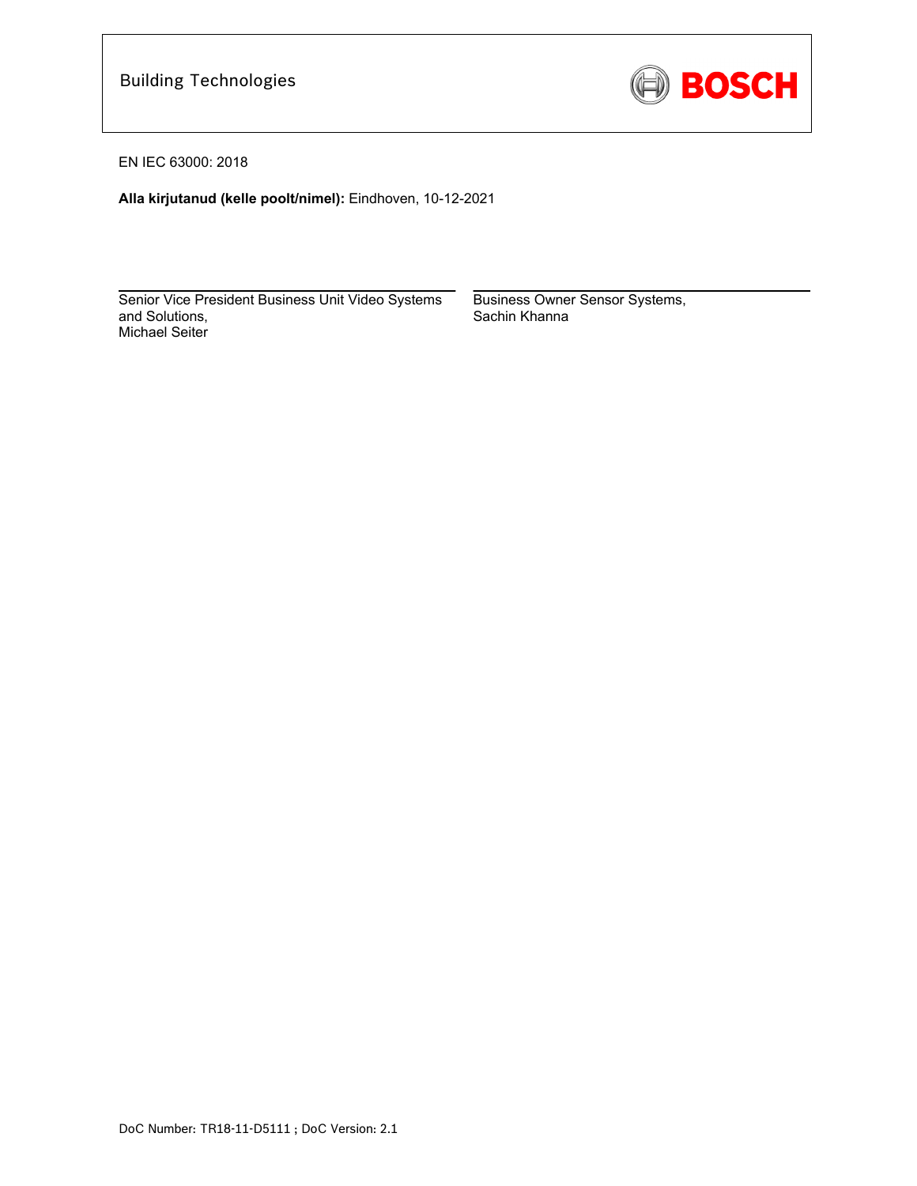Building Technologies

BOSCH

EN IEC 63000: 2018

**Alla kirjutanud (kelle poolt/nimel):** Eindhoven, 10-12-2021

| Senior Vice President Business Unit Video Systems and Solutions, Michael Seiter | Business Owner Sensor Systems, Sachin Khanna |
| --- | --- |

DoC Number: TR18-11-D5111 ; DoC Version: 2.1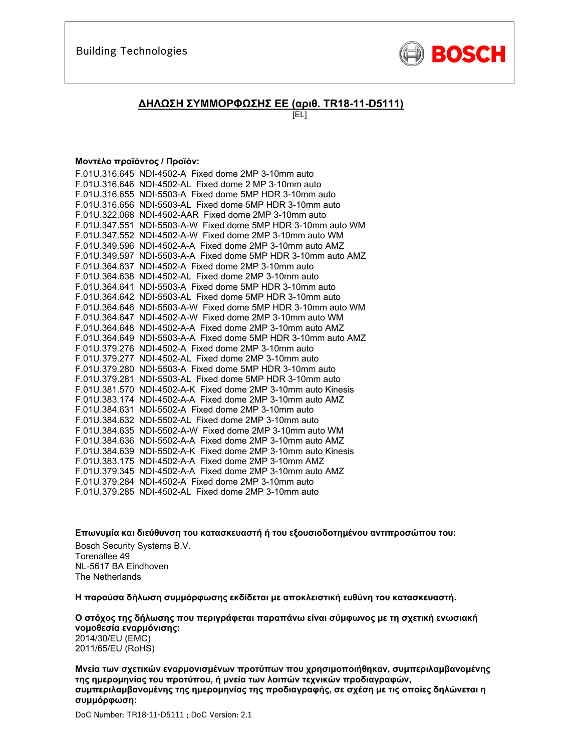Building Technologies

BOSCH

## ΔΗΛΩΣΗ ΣΥΜΜΟΡΦΩΣΗΣ ΕΕ (αριθ. TR18-11-D5111)

[EL]

**Μοντέλο προϊόντος / Προϊόν:**

F.01U.316.645 NDI-4502-A Fixed dome 2MP 3-10mm auto
F.01U.316.646 NDI-4502-AL Fixed dome 2 MP 3-10mm auto
F.01U.316.655 NDI-5503-A Fixed dome 5MP HDR 3-10mm auto
F.01U.316.656 NDI-5503-AL Fixed dome 5MP HDR 3-10mm auto
F.01U.322.068 NDI-4502-AAR Fixed dome 2MP 3-10mm auto
F.01U.347.551 NDI-5503-A-W Fixed dome 5MP HDR 3-10mm auto WM
F.01U.347.552 NDI-4502-A-W Fixed dome 2MP 3-10mm auto WM
F.01U.349.596 NDI-4502-A-A Fixed dome 2MP 3-10mm auto AMZ
F.01U.349.597 NDI-5503-A-A Fixed dome 5MP HDR 3-10mm auto AMZ
F.01U.364.637 NDI-4502-A Fixed dome 2MP 3-10mm auto
F.01U.364.638 NDI-4502-AL Fixed dome 2MP 3-10mm auto
F.01U.364.641 NDI-5503-A Fixed dome 5MP HDR 3-10mm auto
F.01U.364.642 NDI-5503-AL Fixed dome 5MP HDR 3-10mm auto
F.01U.364.646 NDI-5503-A-W Fixed dome 5MP HDR 3-10mm auto WM
F.01U.364.647 NDI-4502-A-W Fixed dome 2MP 3-10mm auto WM
F.01U.364.648 NDI-4502-A-A Fixed dome 2MP 3-10mm auto AMZ
F.01U.364.649 NDI-5503-A-A Fixed dome 5MP HDR 3-10mm auto AMZ
F.01U.379.276 NDI-4502-A Fixed dome 2MP 3-10mm auto
F.01U.379.277 NDI-4502-AL Fixed dome 2MP 3-10mm auto
F.01U.379.280 NDI-5503-A Fixed dome 5MP HDR 3-10mm auto
F.01U.379.281 NDI-5503-AL Fixed dome 5MP HDR 3-10mm auto
F.01U.381.570 NDI-4502-A-K Fixed dome 2MP 3-10mm auto Kinesis
F.01U.383.174 NDI-4502-A-A Fixed dome 2MP 3-10mm auto AMZ
F.01U.384.631 NDI-5502-A Fixed dome 2MP 3-10mm auto
F.01U.384.632 NDI-5502-AL Fixed dome 2MP 3-10mm auto
F.01U.384.635 NDI-5502-A-W Fixed dome 2MP 3-10mm auto WM
F.01U.384.636 NDI-5502-A-A Fixed dome 2MP 3-10mm auto AMZ
F.01U.384.639 NDI-5502-A-K Fixed dome 2MP 3-10mm auto Kinesis
F.01U.383.175 NDI-4502-A-A Fixed dome 2MP 3-10mm AMZ
F.01U.379.345 NDI-4502-A-A Fixed dome 2MP 3-10mm auto AMZ
F.01U.379.284 NDI-4502-A Fixed dome 2MP 3-10mm auto
F.01U.379.285 NDI-4502-AL Fixed dome 2MP 3-10mm auto

**Επωνυμία και διεύθυνση του κατασκευαστή ή του εξουσιοδοτημένου αντιπροσώπου του:**

Bosch Security Systems B.V.
Torenallee 49
NL-5617 BA Eindhoven
The Netherlands

**Η παρούσα δήλωση συμμόρφωσης εκδίδεται με αποκλειστική ευθύνη του κατασκευαστή.**

**Ο στόχος της δήλωσης που περιγράφεται παραπάνω είναι σύμφωνος με τη σχετική ενωσιακή νομοθεσία εναρμόνισης:**
2014/30/EU (EMC)
2011/65/EU (RoHS)

**Μνεία των σχετικών εναρμονισμένων προτύπων που χρησιμοποιήθηκαν, συμπεριλαμβανομένης της ημερομηνίας του προτύπου, ή μνεία των λοιπών τεχνικών προδιαγραφών, συμπεριλαμβανομένης της ημερομηνίας της προδιαγραφής, σε σχέση με τις οποίες δηλώνεται η συμμόρφωση:**

DoC Number: TR18-11-D5111 ; DoC Version: 2.1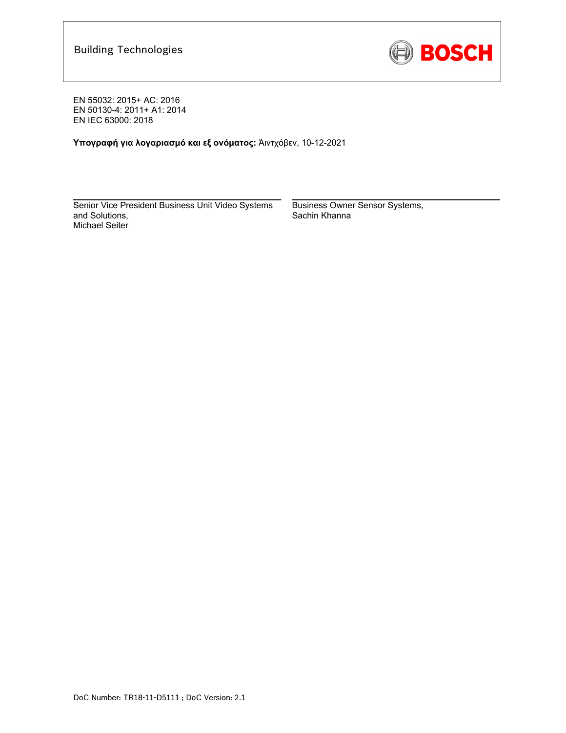EN 55032: 2015+ AC: 2016
EN 50130-4: 2011+ A1: 2014
EN IEC 63000: 2018

**Υπογραφή για λογαριασμό και εξ ονόματος:** Άιντχόβεν, 10-12-2021

| Senior Vice President Business Unit Video Systems and Solutions, Michael Seiter | Business Owner Sensor Systems, Sachin Khanna |
| --- | --- |

DoC Number: TR18-11-D5111 ; DoC Version: 2.1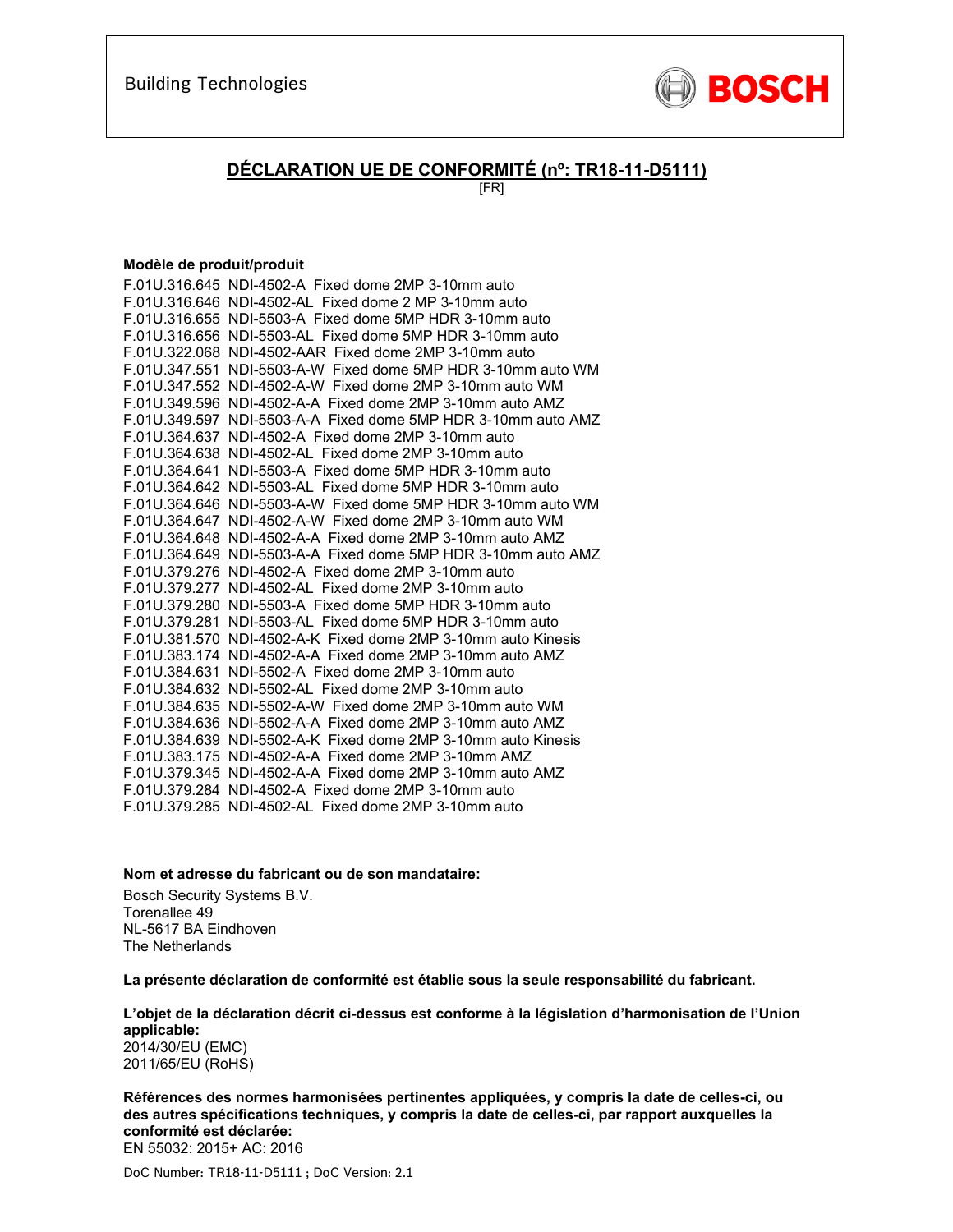Building Technologies

BOSCH

## DÉCLARATION UE DE CONFORMITÉ (nº: TR18-11-D5111)

[FR]

**Modèle de produit/produit**

F.01U.316.645 NDI-4502-A Fixed dome 2MP 3-10mm auto
F.01U.316.646 NDI-4502-AL Fixed dome 2 MP 3-10mm auto
F.01U.316.655 NDI-5503-A Fixed dome 5MP HDR 3-10mm auto
F.01U.316.656 NDI-5503-AL Fixed dome 5MP HDR 3-10mm auto
F.01U.322.068 NDI-4502-AAR Fixed dome 2MP 3-10mm auto
F.01U.347.551 NDI-5503-A-W Fixed dome 5MP HDR 3-10mm auto WM
F.01U.347.552 NDI-4502-A-W Fixed dome 2MP 3-10mm auto WM
F.01U.349.596 NDI-4502-A-A Fixed dome 2MP 3-10mm auto AMZ
F.01U.349.597 NDI-5503-A-A Fixed dome 5MP HDR 3-10mm auto AMZ
F.01U.364.637 NDI-4502-A Fixed dome 2MP 3-10mm auto
F.01U.364.638 NDI-4502-AL Fixed dome 2MP 3-10mm auto
F.01U.364.641 NDI-5503-A Fixed dome 5MP HDR 3-10mm auto
F.01U.364.642 NDI-5503-AL Fixed dome 5MP HDR 3-10mm auto
F.01U.364.646 NDI-5503-A-W Fixed dome 5MP HDR 3-10mm auto WM
F.01U.364.647 NDI-4502-A-W Fixed dome 2MP 3-10mm auto WM
F.01U.364.648 NDI-4502-A-A Fixed dome 2MP 3-10mm auto AMZ
F.01U.364.649 NDI-5503-A-A Fixed dome 5MP HDR 3-10mm auto AMZ
F.01U.379.276 NDI-4502-A Fixed dome 2MP 3-10mm auto
F.01U.379.277 NDI-4502-AL Fixed dome 2MP 3-10mm auto
F.01U.379.280 NDI-5503-A Fixed dome 5MP HDR 3-10mm auto
F.01U.379.281 NDI-5503-AL Fixed dome 5MP HDR 3-10mm auto
F.01U.381.570 NDI-4502-A-K Fixed dome 2MP 3-10mm auto Kinesis
F.01U.383.174 NDI-4502-A-A Fixed dome 2MP 3-10mm auto AMZ
F.01U.384.631 NDI-5502-A Fixed dome 2MP 3-10mm auto
F.01U.384.632 NDI-5502-AL Fixed dome 2MP 3-10mm auto
F.01U.384.635 NDI-5502-A-W Fixed dome 2MP 3-10mm auto WM
F.01U.384.636 NDI-5502-A-A Fixed dome 2MP 3-10mm auto AMZ
F.01U.384.639 NDI-5502-A-K Fixed dome 2MP 3-10mm auto Kinesis
F.01U.383.175 NDI-4502-A-A Fixed dome 2MP 3-10mm AMZ
F.01U.379.345 NDI-4502-A-A Fixed dome 2MP 3-10mm auto AMZ
F.01U.379.284 NDI-4502-A Fixed dome 2MP 3-10mm auto
F.01U.379.285 NDI-4502-AL Fixed dome 2MP 3-10mm auto

**Nom et adresse du fabricant ou de son mandataire:**

Bosch Security Systems B.V.
Torenallee 49
NL-5617 BA Eindhoven
The Netherlands

**La présente déclaration de conformité est établie sous la seule responsabilité du fabricant.**

**L'objet de la déclaration décrit ci-dessus est conforme à la législation d'harmonisation de l'Union applicable:**
2014/30/EU (EMC)
2011/65/EU (RoHS)

**Références des normes harmonisées pertinentes appliquées, y compris la date de celles-ci, ou des autres spécifications techniques, y compris la date de celles-ci, par rapport auxquelles la conformité est déclarée:**
EN 55032: 2015+ AC: 2016

DoC Number: TR18-11-D5111 ; DoC Version: 2.1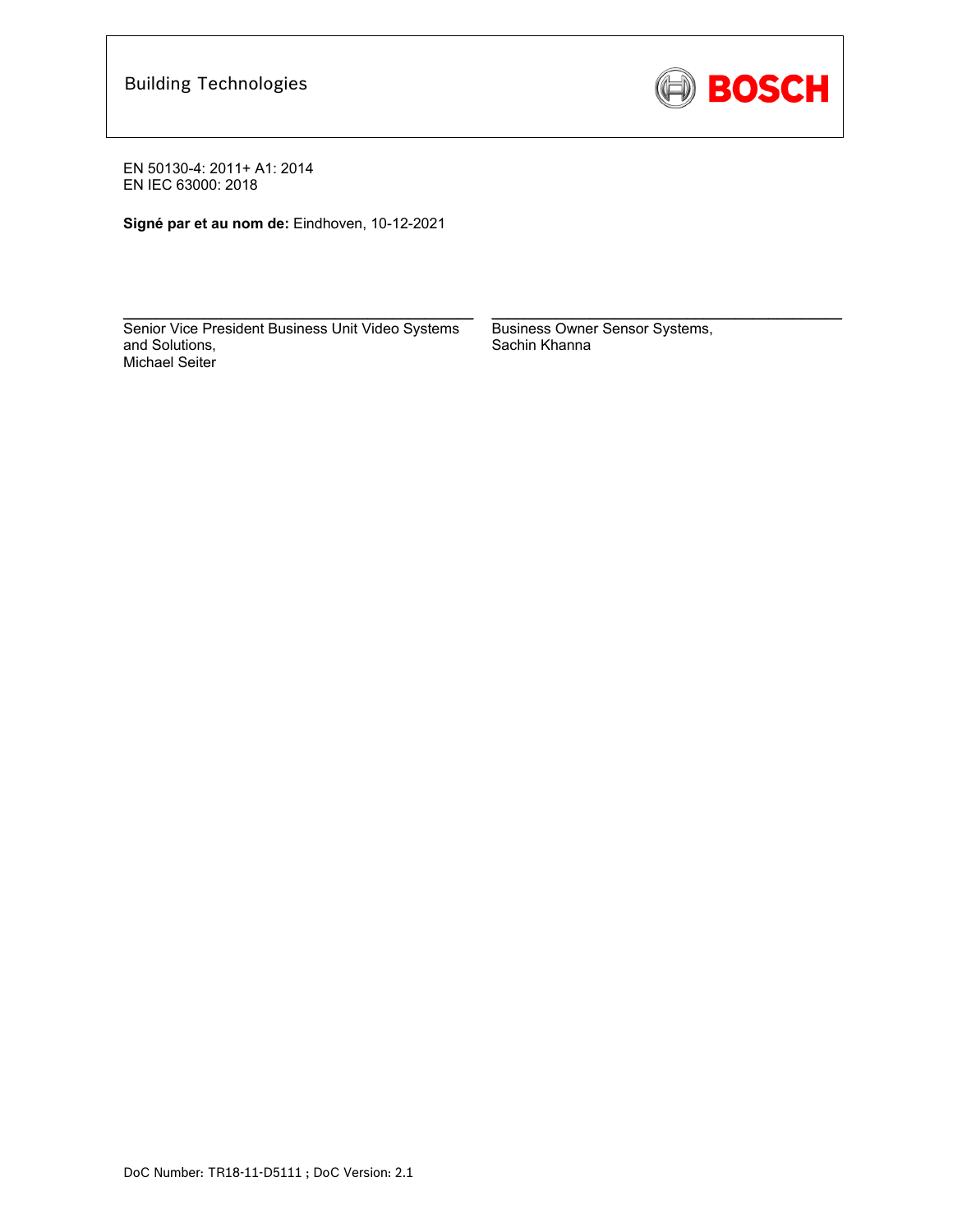Building Technologies

EN 50130-4: 2011+ A1: 2014
EN IEC 63000: 2018

**Signé par et au nom de:** Eindhoven, 10-12-2021

Senior Vice President Business Unit Video Systems and Solutions,
Michael Seiter

Business Owner Sensor Systems,
Sachin Khanna

DoC Number: TR18-11-D5111 ; DoC Version: 2.1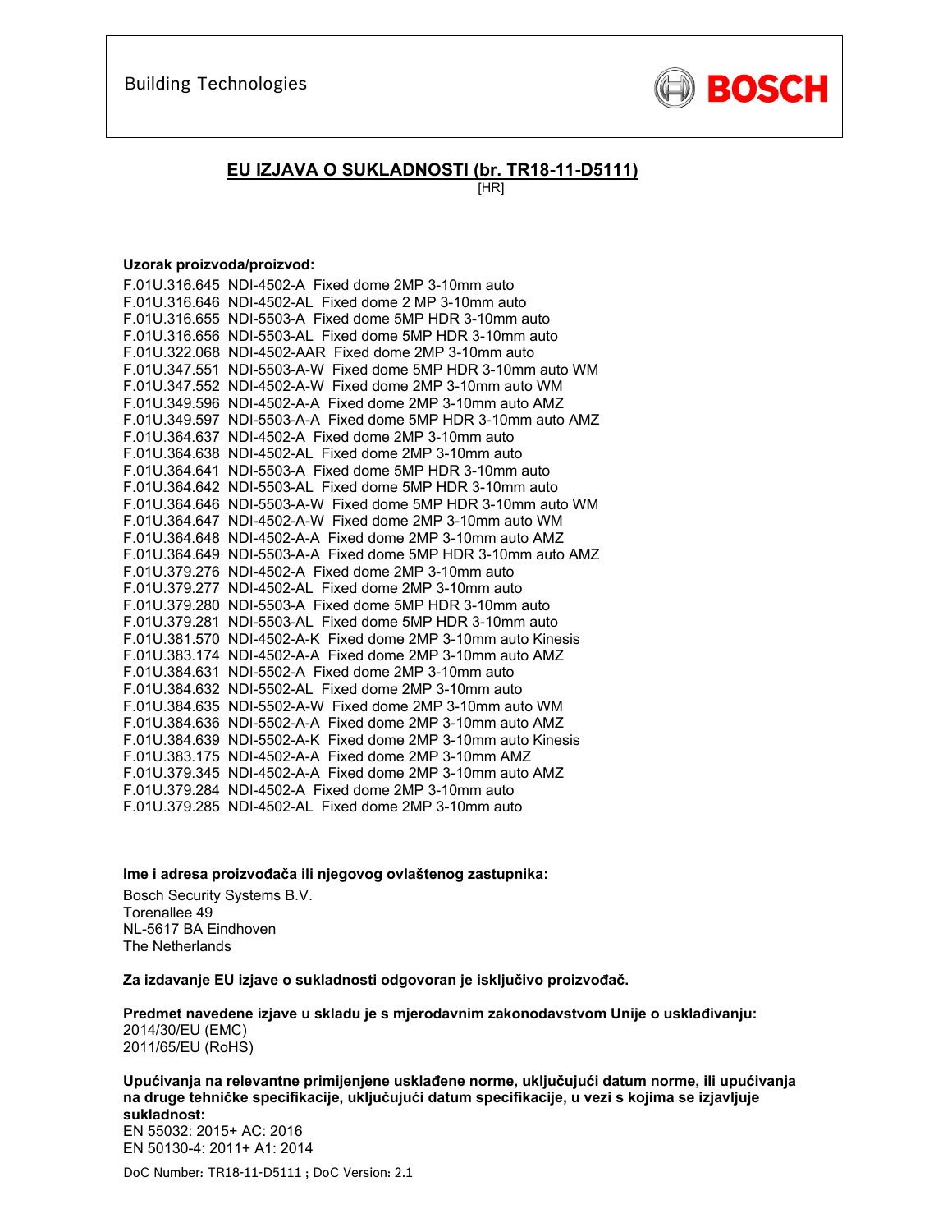Building Technologies

BOSCH

## EU IZJAVA O SUKLADNOSTI (br. TR18-11-D5111)

[HR]

**Uzorak proizvoda/proizvod:**

F.01U.316.645 NDI-4502-A Fixed dome 2MP 3-10mm auto
F.01U.316.646 NDI-4502-AL Fixed dome 2 MP 3-10mm auto
F.01U.316.655 NDI-5503-A Fixed dome 5MP HDR 3-10mm auto
F.01U.316.656 NDI-5503-AL Fixed dome 5MP HDR 3-10mm auto
F.01U.322.068 NDI-4502-AAR Fixed dome 2MP 3-10mm auto
F.01U.347.551 NDI-5503-A-W Fixed dome 5MP HDR 3-10mm auto WM
F.01U.347.552 NDI-4502-A-W Fixed dome 2MP 3-10mm auto WM
F.01U.349.596 NDI-4502-A-A Fixed dome 2MP 3-10mm auto AMZ
F.01U.349.597 NDI-5503-A-A Fixed dome 5MP HDR 3-10mm auto AMZ
F.01U.364.637 NDI-4502-A Fixed dome 2MP 3-10mm auto
F.01U.364.638 NDI-4502-AL Fixed dome 2MP 3-10mm auto
F.01U.364.641 NDI-5503-A Fixed dome 5MP HDR 3-10mm auto
F.01U.364.642 NDI-5503-AL Fixed dome 5MP HDR 3-10mm auto
F.01U.364.646 NDI-5503-A-W Fixed dome 5MP HDR 3-10mm auto WM
F.01U.364.647 NDI-4502-A-W Fixed dome 2MP 3-10mm auto WM
F.01U.364.648 NDI-4502-A-A Fixed dome 2MP 3-10mm auto AMZ
F.01U.364.649 NDI-5503-A-A Fixed dome 5MP HDR 3-10mm auto AMZ
F.01U.379.276 NDI-4502-A Fixed dome 2MP 3-10mm auto
F.01U.379.277 NDI-4502-AL Fixed dome 2MP 3-10mm auto
F.01U.379.280 NDI-5503-A Fixed dome 5MP HDR 3-10mm auto
F.01U.379.281 NDI-5503-AL Fixed dome 5MP HDR 3-10mm auto
F.01U.381.570 NDI-4502-A-K Fixed dome 2MP 3-10mm auto Kinesis
F.01U.383.174 NDI-4502-A-A Fixed dome 2MP 3-10mm auto AMZ
F.01U.384.631 NDI-5502-A Fixed dome 2MP 3-10mm auto
F.01U.384.632 NDI-5502-AL Fixed dome 2MP 3-10mm auto
F.01U.384.635 NDI-5502-A-W Fixed dome 2MP 3-10mm auto WM
F.01U.384.636 NDI-5502-A-A Fixed dome 2MP 3-10mm auto AMZ
F.01U.384.639 NDI-5502-A-K Fixed dome 2MP 3-10mm auto Kinesis
F.01U.383.175 NDI-4502-A-A Fixed dome 2MP 3-10mm AMZ
F.01U.379.345 NDI-4502-A-A Fixed dome 2MP 3-10mm auto AMZ
F.01U.379.284 NDI-4502-A Fixed dome 2MP 3-10mm auto
F.01U.379.285 NDI-4502-AL Fixed dome 2MP 3-10mm auto

**Ime i adresa proizvođača ili njegovog ovlaštenog zastupnika:**

Bosch Security Systems B.V.
Torenallee 49
NL-5617 BA Eindhoven
The Netherlands

**Za izdavanje EU izjave o sukladnosti odgovoran je isključivo proizvođač.**

**Predmet navedene izjave u skladu je s mjerodavnim zakonodavstvom Unije o usklađivanju:**
2014/30/EU (EMC)
2011/65/EU (RoHS)

**Upućivanja na relevantne primijenjene usklađene norme, uključujući datum norme, ili upućivanja na druge tehničke specifikacije, uključujući datum specifikacije, u vezi s kojima se izjavljuje sukladnost:**
EN 55032: 2015+ AC: 2016
EN 50130-4: 2011+ A1: 2014

DoC Number: TR18-11-D5111 ; DoC Version: 2.1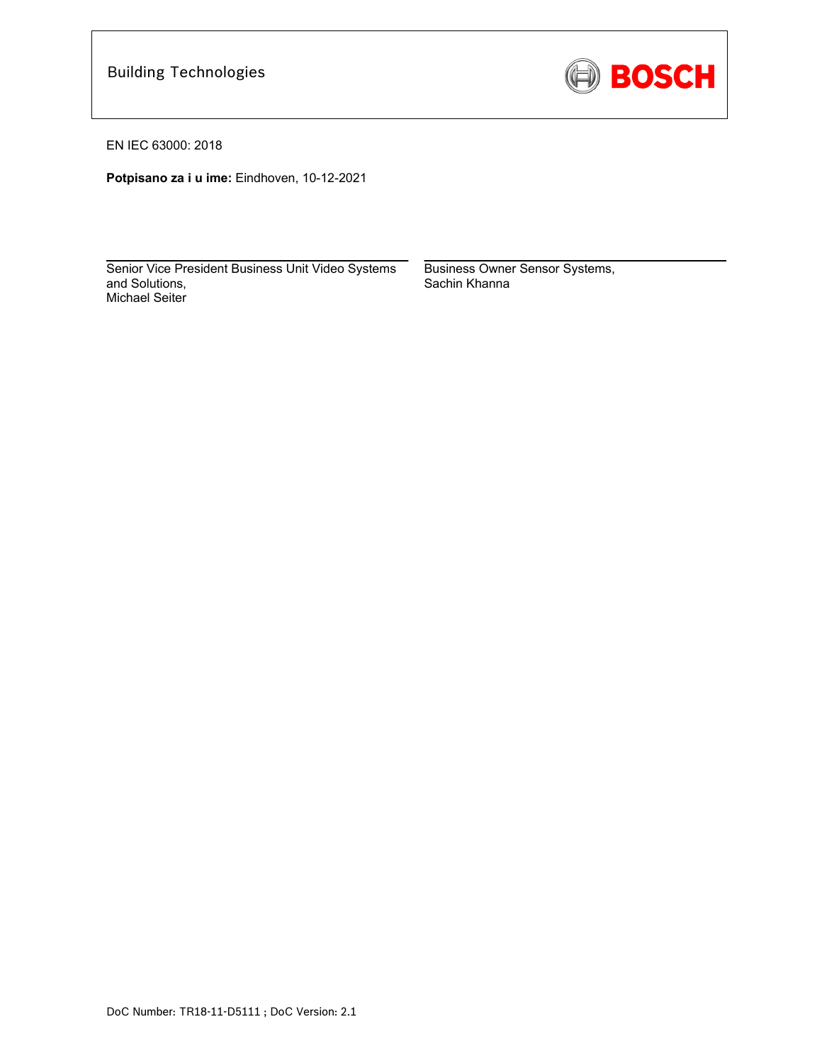Building Technologies

EN IEC 63000: 2018

**Potpisano za i u ime:** Eindhoven, 10-12-2021

| | |
|---|---|
| Senior Vice President Business Unit Video Systems and Solutions,<br>Michael Seiter | Business Owner Sensor Systems,<br>Sachin Khanna |

DoC Number: TR18-11-D5111 ; DoC Version: 2.1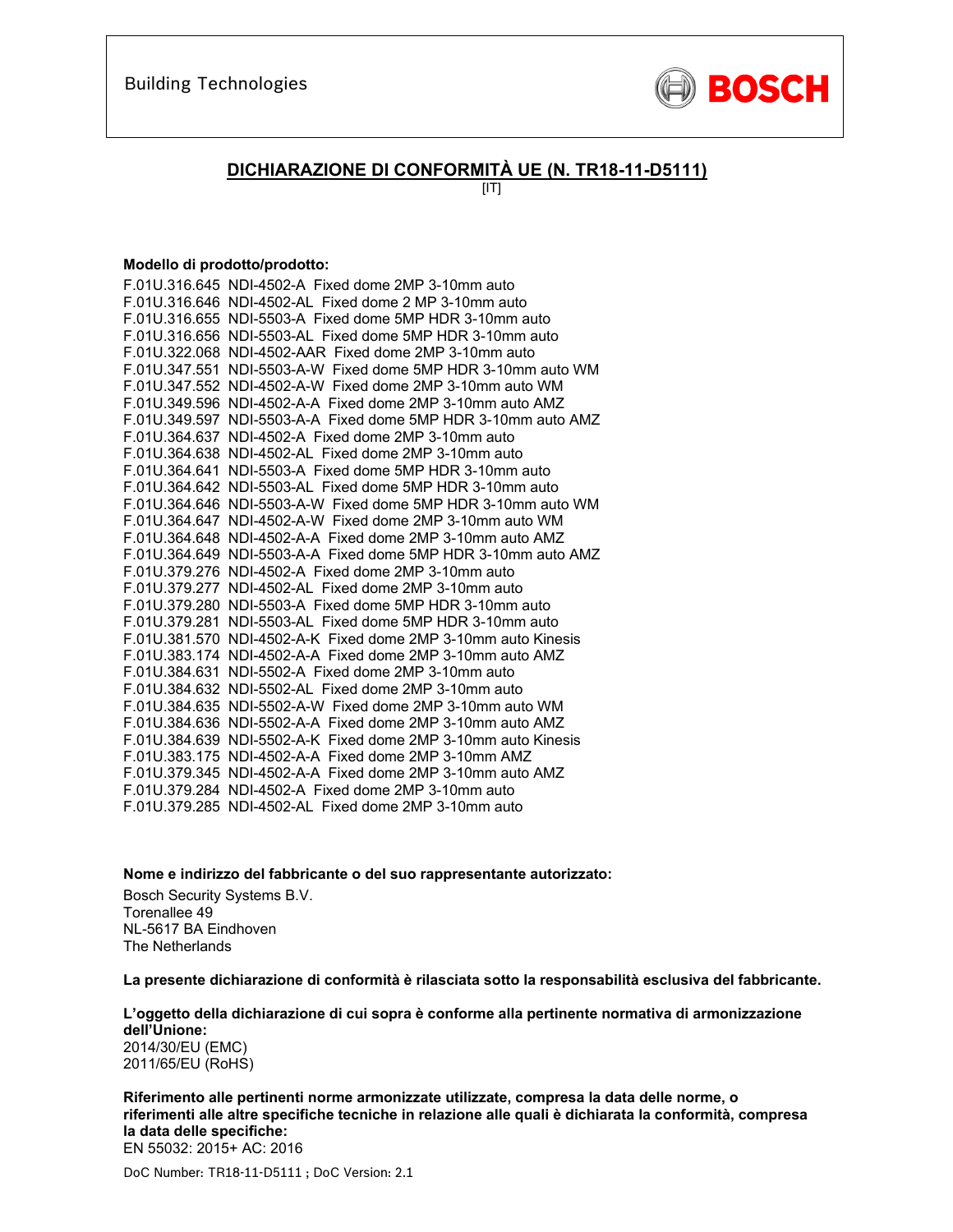Building Technologies

BOSCH

## DICHIARAZIONE DI CONFORMITÀ UE (N. TR18-11-D5111)

[IT]

**Modello di prodotto/prodotto:**

F.01U.316.645 NDI-4502-A Fixed dome 2MP 3-10mm auto
F.01U.316.646 NDI-4502-AL Fixed dome 2 MP 3-10mm auto
F.01U.316.655 NDI-5503-A Fixed dome 5MP HDR 3-10mm auto
F.01U.316.656 NDI-5503-AL Fixed dome 5MP HDR 3-10mm auto
F.01U.322.068 NDI-4502-AAR Fixed dome 2MP 3-10mm auto
F.01U.347.551 NDI-5503-A-W Fixed dome 5MP HDR 3-10mm auto WM
F.01U.347.552 NDI-4502-A-W Fixed dome 2MP 3-10mm auto WM
F.01U.349.596 NDI-4502-A-A Fixed dome 2MP 3-10mm auto AMZ
F.01U.349.597 NDI-5503-A-A Fixed dome 5MP HDR 3-10mm auto AMZ
F.01U.364.637 NDI-4502-A Fixed dome 2MP 3-10mm auto
F.01U.364.638 NDI-4502-AL Fixed dome 2MP 3-10mm auto
F.01U.364.641 NDI-5503-A Fixed dome 5MP HDR 3-10mm auto
F.01U.364.642 NDI-5503-AL Fixed dome 5MP HDR 3-10mm auto
F.01U.364.646 NDI-5503-A-W Fixed dome 5MP HDR 3-10mm auto WM
F.01U.364.647 NDI-4502-A-W Fixed dome 2MP 3-10mm auto WM
F.01U.364.648 NDI-4502-A-A Fixed dome 2MP 3-10mm auto AMZ
F.01U.364.649 NDI-5503-A-A Fixed dome 5MP HDR 3-10mm auto AMZ
F.01U.379.276 NDI-4502-A Fixed dome 2MP 3-10mm auto
F.01U.379.277 NDI-4502-AL Fixed dome 2MP 3-10mm auto
F.01U.379.280 NDI-5503-A Fixed dome 5MP HDR 3-10mm auto
F.01U.379.281 NDI-5503-AL Fixed dome 5MP HDR 3-10mm auto
F.01U.381.570 NDI-4502-A-K Fixed dome 2MP 3-10mm auto Kinesis
F.01U.383.174 NDI-4502-A-A Fixed dome 2MP 3-10mm auto AMZ
F.01U.384.631 NDI-5502-A Fixed dome 2MP 3-10mm auto
F.01U.384.632 NDI-5502-AL Fixed dome 2MP 3-10mm auto
F.01U.384.635 NDI-5502-A-W Fixed dome 2MP 3-10mm auto WM
F.01U.384.636 NDI-5502-A-A Fixed dome 2MP 3-10mm auto AMZ
F.01U.384.639 NDI-5502-A-K Fixed dome 2MP 3-10mm auto Kinesis
F.01U.383.175 NDI-4502-A-A Fixed dome 2MP 3-10mm AMZ
F.01U.379.345 NDI-4502-A-A Fixed dome 2MP 3-10mm auto AMZ
F.01U.379.284 NDI-4502-A Fixed dome 2MP 3-10mm auto
F.01U.379.285 NDI-4502-AL Fixed dome 2MP 3-10mm auto

**Nome e indirizzo del fabbricante o del suo rappresentante autorizzato:**

Bosch Security Systems B.V.
Torenallee 49
NL-5617 BA Eindhoven
The Netherlands

**La presente dichiarazione di conformità è rilasciata sotto la responsabilità esclusiva del fabbricante.**

**L'oggetto della dichiarazione di cui sopra è conforme alla pertinente normativa di armonizzazione dell'Unione:**
2014/30/EU (EMC)
2011/65/EU (RoHS)

**Riferimento alle pertinenti norme armonizzate utilizzate, compresa la data delle norme, o riferimenti alle altre specifiche tecniche in relazione alle quali è dichiarata la conformità, compresa la data delle specifiche:**
EN 55032: 2015+ AC: 2016

DoC Number: TR18-11-D5111 ; DoC Version: 2.1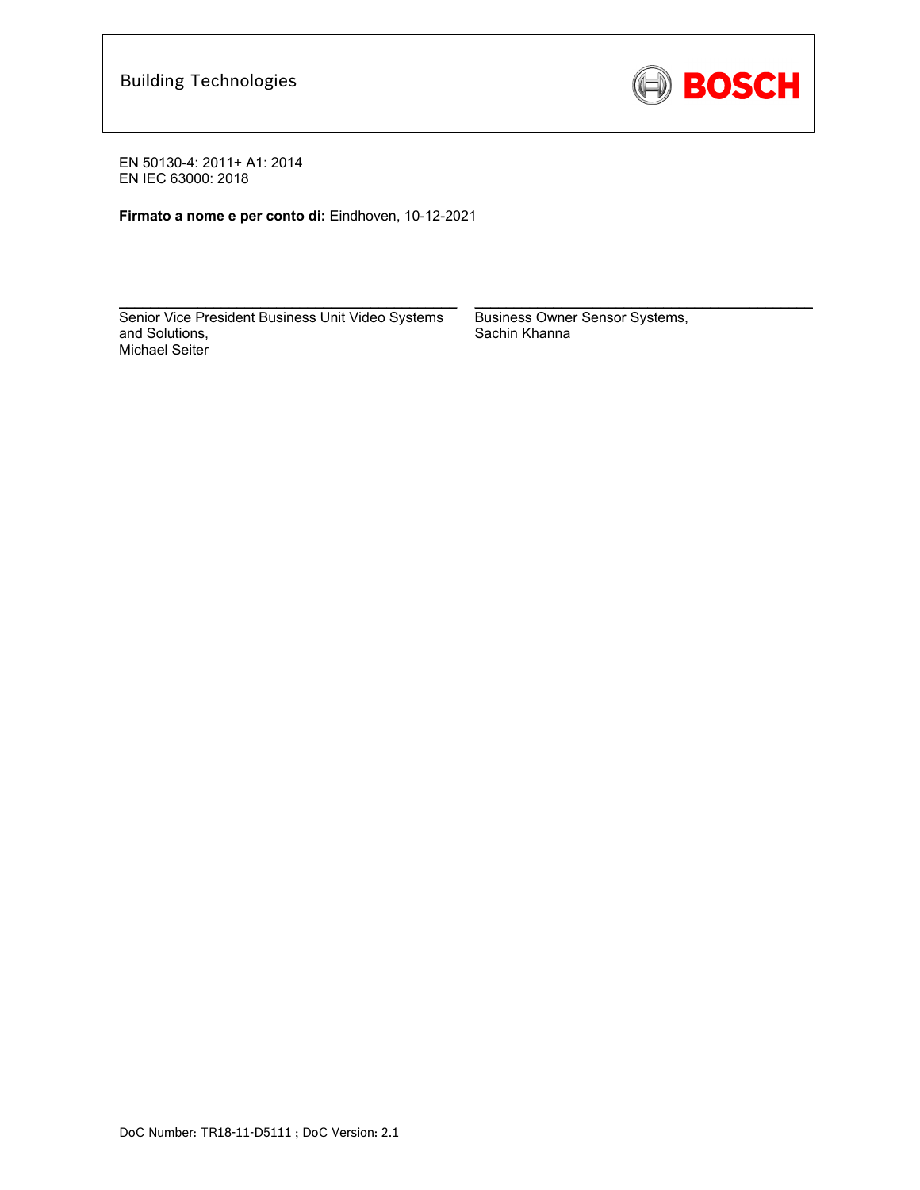Building Technologies

BOSCH

EN 50130-4: 2011+ A1: 2014
EN IEC 63000: 2018

**Firmato a nome e per conto di:** Eindhoven, 10-12-2021

| | |
|---|---|
| Senior Vice President Business Unit Video Systems and Solutions,<br>Michael Seiter | Business Owner Sensor Systems,<br>Sachin Khanna |

DoC Number: TR18-11-D5111 ; DoC Version: 2.1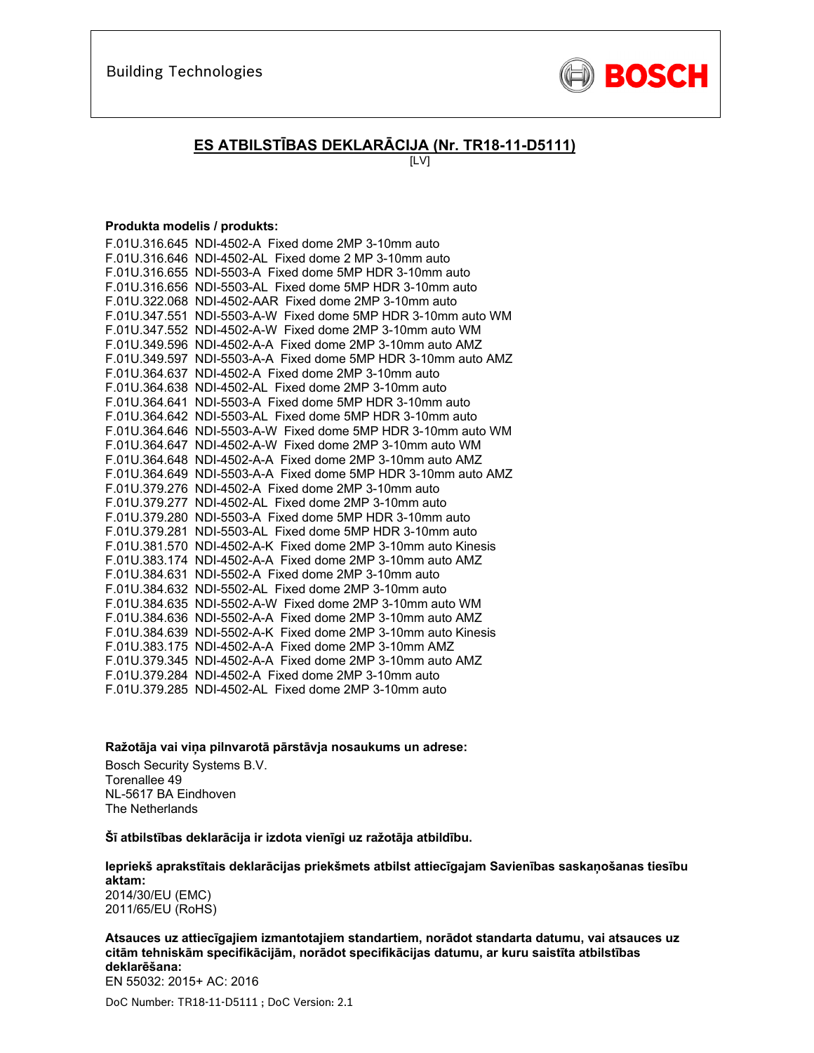Building Technologies

BOSCH

## ES ATBILSTĪBAS DEKLARĀCIJA (Nr. TR18-11-D5111)

[LV]

**Produkta modelis / produkts:**

F.01U.316.645 NDI-4502-A Fixed dome 2MP 3-10mm auto
F.01U.316.646 NDI-4502-AL Fixed dome 2 MP 3-10mm auto
F.01U.316.655 NDI-5503-A Fixed dome 5MP HDR 3-10mm auto
F.01U.316.656 NDI-5503-AL Fixed dome 5MP HDR 3-10mm auto
F.01U.322.068 NDI-4502-AAR Fixed dome 2MP 3-10mm auto
F.01U.347.551 NDI-5503-A-W Fixed dome 5MP HDR 3-10mm auto WM
F.01U.347.552 NDI-4502-A-W Fixed dome 2MP 3-10mm auto WM
F.01U.349.596 NDI-4502-A-A Fixed dome 2MP 3-10mm auto AMZ
F.01U.349.597 NDI-5503-A-A Fixed dome 5MP HDR 3-10mm auto AMZ
F.01U.364.637 NDI-4502-A Fixed dome 2MP 3-10mm auto
F.01U.364.638 NDI-4502-AL Fixed dome 2MP 3-10mm auto
F.01U.364.641 NDI-5503-A Fixed dome 5MP HDR 3-10mm auto
F.01U.364.642 NDI-5503-AL Fixed dome 5MP HDR 3-10mm auto
F.01U.364.646 NDI-5503-A-W Fixed dome 5MP HDR 3-10mm auto WM
F.01U.364.647 NDI-4502-A-W Fixed dome 2MP 3-10mm auto WM
F.01U.364.648 NDI-4502-A-A Fixed dome 2MP 3-10mm auto AMZ
F.01U.364.649 NDI-5503-A-A Fixed dome 5MP HDR 3-10mm auto AMZ
F.01U.379.276 NDI-4502-A Fixed dome 2MP 3-10mm auto
F.01U.379.277 NDI-4502-AL Fixed dome 2MP 3-10mm auto
F.01U.379.280 NDI-5503-A Fixed dome 5MP HDR 3-10mm auto
F.01U.379.281 NDI-5503-AL Fixed dome 5MP HDR 3-10mm auto
F.01U.381.570 NDI-4502-A-K Fixed dome 2MP 3-10mm auto Kinesis
F.01U.383.174 NDI-4502-A-A Fixed dome 2MP 3-10mm auto AMZ
F.01U.384.631 NDI-5502-A Fixed dome 2MP 3-10mm auto
F.01U.384.632 NDI-5502-AL Fixed dome 2MP 3-10mm auto
F.01U.384.635 NDI-5502-A-W Fixed dome 2MP 3-10mm auto WM
F.01U.384.636 NDI-5502-A-A Fixed dome 2MP 3-10mm auto AMZ
F.01U.384.639 NDI-5502-A-K Fixed dome 2MP 3-10mm auto Kinesis
F.01U.383.175 NDI-4502-A-A Fixed dome 2MP 3-10mm AMZ
F.01U.379.345 NDI-4502-A-A Fixed dome 2MP 3-10mm auto AMZ
F.01U.379.284 NDI-4502-A Fixed dome 2MP 3-10mm auto
F.01U.379.285 NDI-4502-AL Fixed dome 2MP 3-10mm auto

**Ražotāja vai viņa pilnvarotā pārstāvja nosaukums un adrese:**

Bosch Security Systems B.V.
Torenallee 49
NL-5617 BA Eindhoven
The Netherlands

**Šī atbilstības deklarācija ir izdota vienīgi uz ražotāja atbildību.**

**Iepriekš aprakstītais deklarācijas priekšmets atbilst attiecīgajam Savienības saskaņošanas tiesību aktam:**
2014/30/EU (EMC)
2011/65/EU (RoHS)

**Atsauces uz attiecīgajiem izmantotajiem standartiem, norādot standarta datumu, vai atsauces uz citām tehniskām specifikācijām, norādot specifikācijas datumu, ar kuru saistīta atbilstības deklarēšana:**
EN 55032: 2015+ AC: 2016

DoC Number: TR18-11-D5111 ; DoC Version: 2.1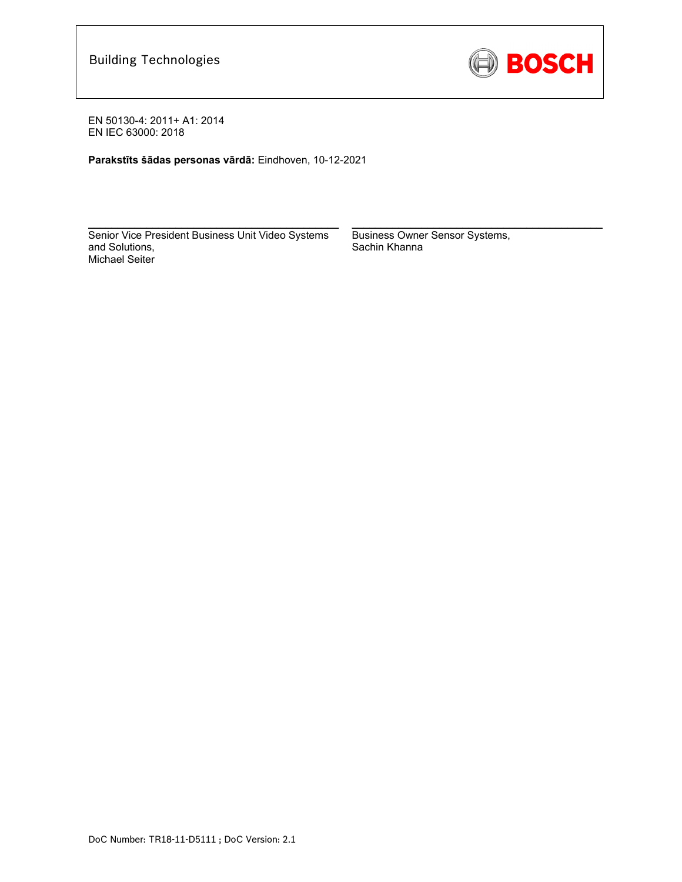Building Technologies

BOSCH

EN 50130-4: 2011+ A1: 2014
EN IEC 63000: 2018

**Parakstīts šādas personas vārdā:** Eindhoven, 10-12-2021

Senior Vice President Business Unit Video Systems and Solutions,
Michael Seiter

Business Owner Sensor Systems,
Sachin Khanna

DoC Number: TR18-11-D5111 ; DoC Version: 2.1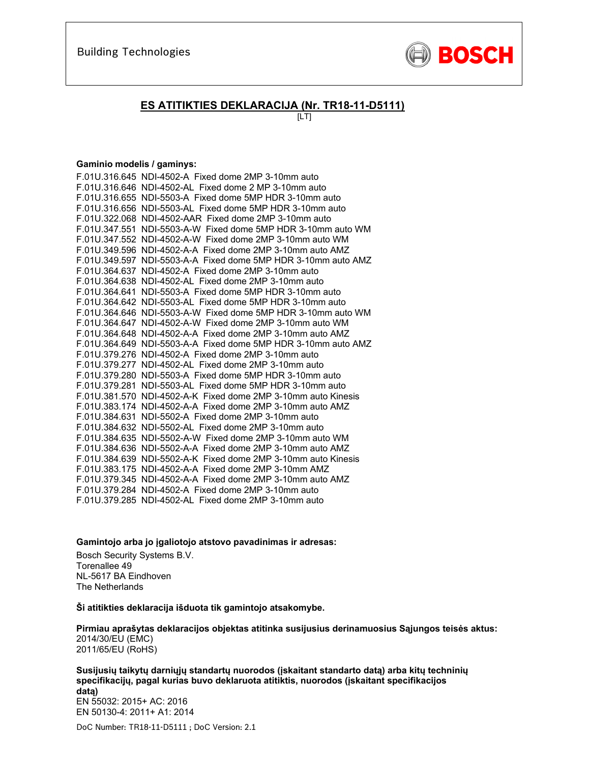Building Technologies

BOSCH

## ES ATITIKTIES DEKLARACIJA (Nr. TR18-11-D5111)

[LT]

**Gaminio modelis / gaminys:**

F.01U.316.645 NDI-4502-A Fixed dome 2MP 3-10mm auto
F.01U.316.646 NDI-4502-AL Fixed dome 2 MP 3-10mm auto
F.01U.316.655 NDI-5503-A Fixed dome 5MP HDR 3-10mm auto
F.01U.316.656 NDI-5503-AL Fixed dome 5MP HDR 3-10mm auto
F.01U.322.068 NDI-4502-AAR Fixed dome 2MP 3-10mm auto
F.01U.347.551 NDI-5503-A-W Fixed dome 5MP HDR 3-10mm auto WM
F.01U.347.552 NDI-4502-A-W Fixed dome 2MP 3-10mm auto WM
F.01U.349.596 NDI-4502-A-A Fixed dome 2MP 3-10mm auto AMZ
F.01U.349.597 NDI-5503-A-A Fixed dome 5MP HDR 3-10mm auto AMZ
F.01U.364.637 NDI-4502-A Fixed dome 2MP 3-10mm auto
F.01U.364.638 NDI-4502-AL Fixed dome 2MP 3-10mm auto
F.01U.364.641 NDI-5503-A Fixed dome 5MP HDR 3-10mm auto
F.01U.364.642 NDI-5503-AL Fixed dome 5MP HDR 3-10mm auto
F.01U.364.646 NDI-5503-A-W Fixed dome 5MP HDR 3-10mm auto WM
F.01U.364.647 NDI-4502-A-W Fixed dome 2MP 3-10mm auto WM
F.01U.364.648 NDI-4502-A-A Fixed dome 2MP 3-10mm auto AMZ
F.01U.364.649 NDI-5503-A-A Fixed dome 5MP HDR 3-10mm auto AMZ
F.01U.379.276 NDI-4502-A Fixed dome 2MP 3-10mm auto
F.01U.379.277 NDI-4502-AL Fixed dome 2MP 3-10mm auto
F.01U.379.280 NDI-5503-A Fixed dome 5MP HDR 3-10mm auto
F.01U.379.281 NDI-5503-AL Fixed dome 5MP HDR 3-10mm auto
F.01U.381.570 NDI-4502-A-K Fixed dome 2MP 3-10mm auto Kinesis
F.01U.383.174 NDI-4502-A-A Fixed dome 2MP 3-10mm auto AMZ
F.01U.384.631 NDI-5502-A Fixed dome 2MP 3-10mm auto
F.01U.384.632 NDI-5502-AL Fixed dome 2MP 3-10mm auto
F.01U.384.635 NDI-5502-A-W Fixed dome 2MP 3-10mm auto WM
F.01U.384.636 NDI-5502-A-A Fixed dome 2MP 3-10mm auto AMZ
F.01U.384.639 NDI-5502-A-K Fixed dome 2MP 3-10mm auto Kinesis
F.01U.383.175 NDI-4502-A-A Fixed dome 2MP 3-10mm AMZ
F.01U.379.345 NDI-4502-A-A Fixed dome 2MP 3-10mm auto AMZ
F.01U.379.284 NDI-4502-A Fixed dome 2MP 3-10mm auto
F.01U.379.285 NDI-4502-AL Fixed dome 2MP 3-10mm auto

**Gamintojo arba jo įgaliotojo atstovo pavadinimas ir adresas:**

Bosch Security Systems B.V.
Torenallee 49
NL-5617 BA Eindhoven
The Netherlands

**Ši atitikties deklaracija išduota tik gamintojo atsakomybe.**

**Pirmiau aprašytas deklaracijos objektas atitinka susijusius derinamuosius Sąjungos teisės aktus:**
2014/30/EU (EMC)
2011/65/EU (RoHS)

**Susijusių taikytų darniųjų standartų nuorodos (įskaitant standarto datą) arba kitų techninių specifikacijų, pagal kurias buvo deklaruota atitiktis, nuorodos (įskaitant specifikacijos datą)**
EN 55032: 2015+ AC: 2016
EN 50130-4: 2011+ A1: 2014

DoC Number: TR18-11-D5111 ; DoC Version: 2.1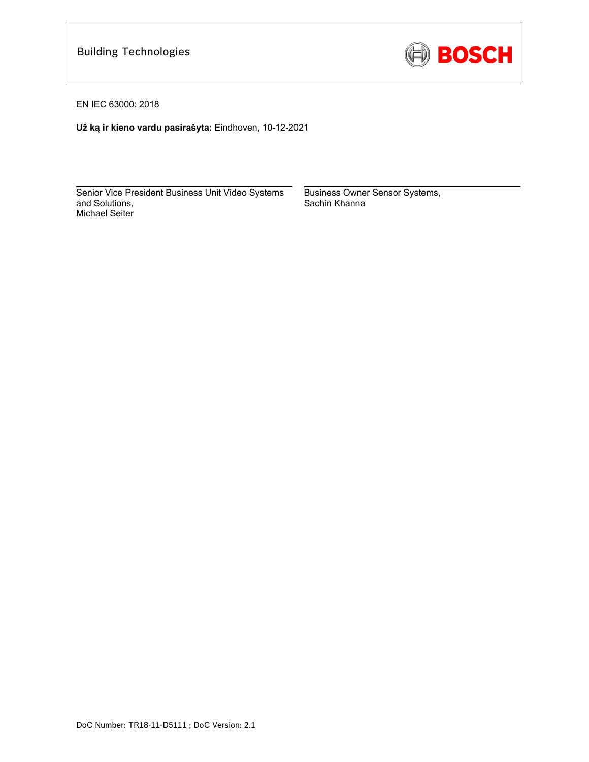Building Technologies

EN IEC 63000: 2018

**Už ką ir kieno vardu pasirašyta:** Eindhoven, 10-12-2021

| Senior Vice President Business Unit Video Systems and Solutions, Michael Seiter | Business Owner Sensor Systems, Sachin Khanna |
| --- | --- |

DoC Number: TR18-11-D5111 ; DoC Version: 2.1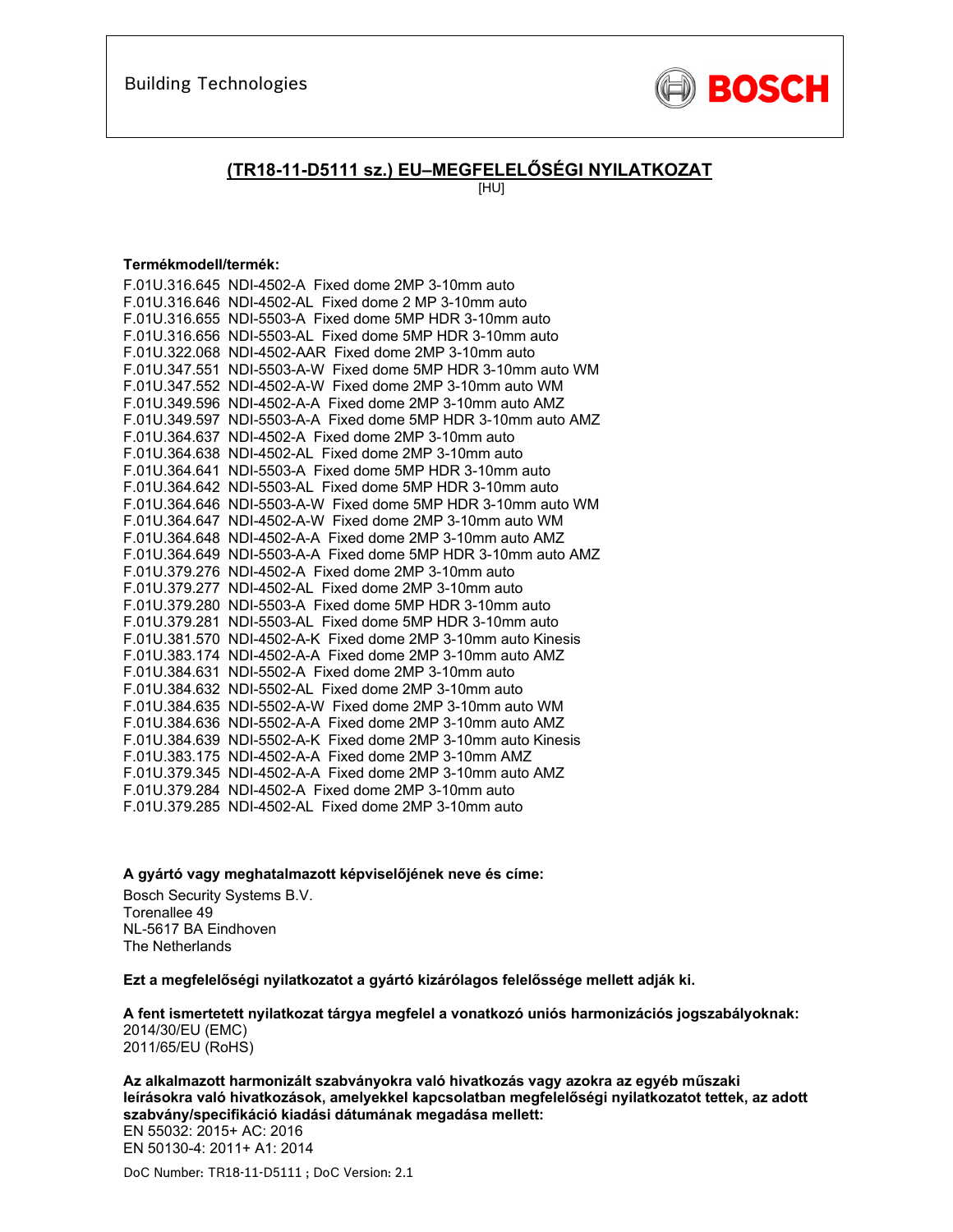Building Technologies

BOSCH

## (TR18-11-D5111 sz.) EU–MEGFELELŐSÉGI NYILATKOZAT

[HU]

**Termékmodell/termék:**

F.01U.316.645 NDI-4502-A Fixed dome 2MP 3-10mm auto
F.01U.316.646 NDI-4502-AL Fixed dome 2 MP 3-10mm auto
F.01U.316.655 NDI-5503-A Fixed dome 5MP HDR 3-10mm auto
F.01U.316.656 NDI-5503-AL Fixed dome 5MP HDR 3-10mm auto
F.01U.322.068 NDI-4502-AAR Fixed dome 2MP 3-10mm auto
F.01U.347.551 NDI-5503-A-W Fixed dome 5MP HDR 3-10mm auto WM
F.01U.347.552 NDI-4502-A-W Fixed dome 2MP 3-10mm auto WM
F.01U.349.596 NDI-4502-A-A Fixed dome 2MP 3-10mm auto AMZ
F.01U.349.597 NDI-5503-A-A Fixed dome 5MP HDR 3-10mm auto AMZ
F.01U.364.637 NDI-4502-A Fixed dome 2MP 3-10mm auto
F.01U.364.638 NDI-4502-AL Fixed dome 2MP 3-10mm auto
F.01U.364.641 NDI-5503-A Fixed dome 5MP HDR 3-10mm auto
F.01U.364.642 NDI-5503-AL Fixed dome 5MP HDR 3-10mm auto
F.01U.364.646 NDI-5503-A-W Fixed dome 5MP HDR 3-10mm auto WM
F.01U.364.647 NDI-4502-A-W Fixed dome 2MP 3-10mm auto WM
F.01U.364.648 NDI-4502-A-A Fixed dome 2MP 3-10mm auto AMZ
F.01U.364.649 NDI-5503-A-A Fixed dome 5MP HDR 3-10mm auto AMZ
F.01U.379.276 NDI-4502-A Fixed dome 2MP 3-10mm auto
F.01U.379.277 NDI-4502-AL Fixed dome 2MP 3-10mm auto
F.01U.379.280 NDI-5503-A Fixed dome 5MP HDR 3-10mm auto
F.01U.379.281 NDI-5503-AL Fixed dome 5MP HDR 3-10mm auto
F.01U.381.570 NDI-4502-A-K Fixed dome 2MP 3-10mm auto Kinesis
F.01U.383.174 NDI-4502-A-A Fixed dome 2MP 3-10mm auto AMZ
F.01U.384.631 NDI-5502-A Fixed dome 2MP 3-10mm auto
F.01U.384.632 NDI-5502-AL Fixed dome 2MP 3-10mm auto
F.01U.384.635 NDI-5502-A-W Fixed dome 2MP 3-10mm auto WM
F.01U.384.636 NDI-5502-A-A Fixed dome 2MP 3-10mm auto AMZ
F.01U.384.639 NDI-5502-A-K Fixed dome 2MP 3-10mm auto Kinesis
F.01U.383.175 NDI-4502-A-A Fixed dome 2MP 3-10mm AMZ
F.01U.379.345 NDI-4502-A-A Fixed dome 2MP 3-10mm auto AMZ
F.01U.379.284 NDI-4502-A Fixed dome 2MP 3-10mm auto
F.01U.379.285 NDI-4502-AL Fixed dome 2MP 3-10mm auto

**A gyártó vagy meghatalmazott képviselőjének neve és címe:**

Bosch Security Systems B.V.
Torenallee 49
NL-5617 BA Eindhoven
The Netherlands

**Ezt a megfelelőségi nyilatkozatot a gyártó kizárólagos felelőssége mellett adják ki.**

**A fent ismertetett nyilatkozat tárgya megfelel a vonatkozó uniós harmonizációs jogszabályoknak:**
2014/30/EU (EMC)
2011/65/EU (RoHS)

**Az alkalmazott harmonizált szabványokra való hivatkozás vagy azokra az egyéb műszaki leírásokra való hivatkozások, amelyekkel kapcsolatban megfelelőségi nyilatkozatot tettek, az adott szabvány/specifikáció kiadási dátumának megadása mellett:**
EN 55032: 2015+ AC: 2016
EN 50130-4: 2011+ A1: 2014

DoC Number: TR18-11-D5111 ; DoC Version: 2.1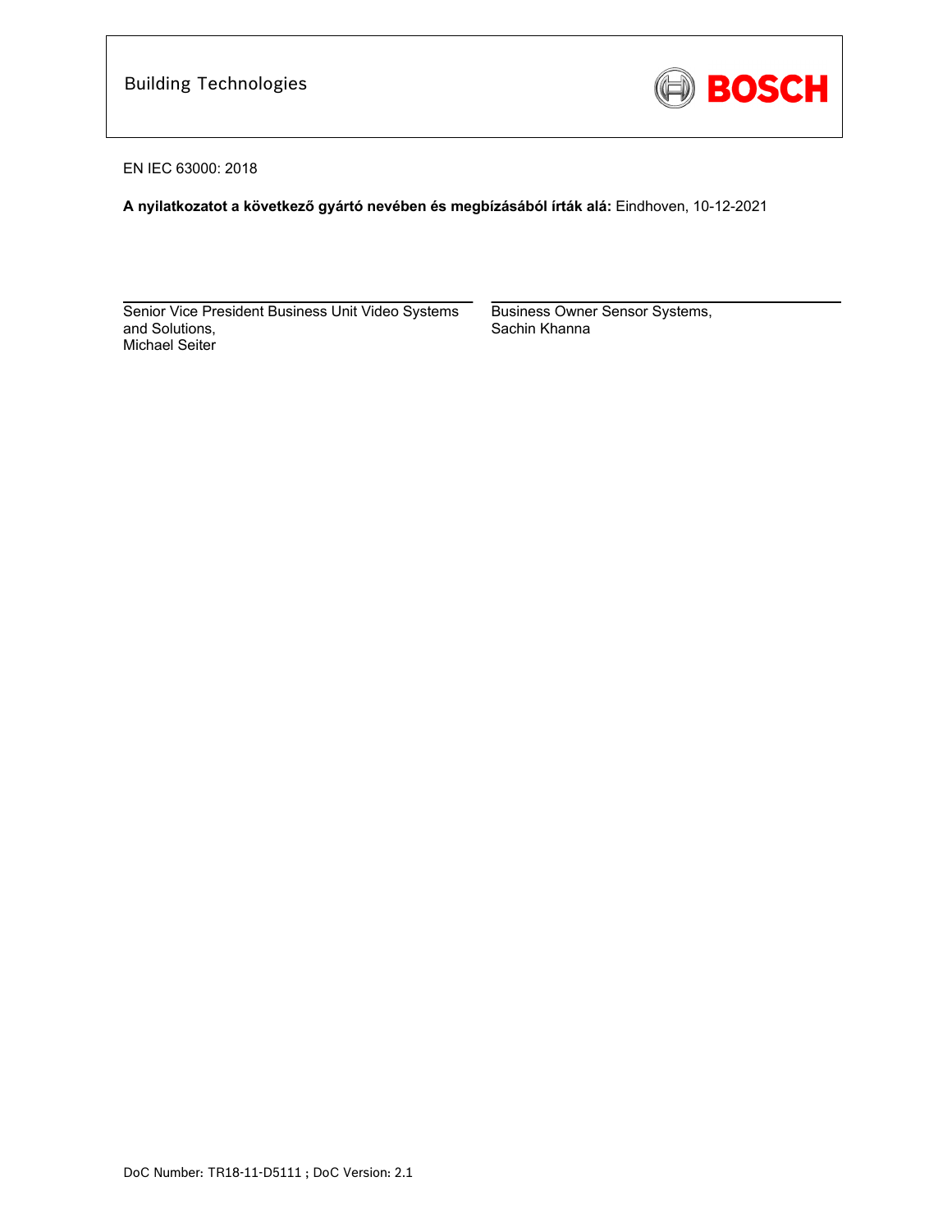EN IEC 63000: 2018

**A nyilatkozatot a következő gyártó nevében és megbízásából írták alá:** Eindhoven, 10-12-2021

Senior Vice President Business Unit Video Systems and Solutions,
Michael Seiter

Business Owner Sensor Systems,
Sachin Khanna

DoC Number: TR18-11-D5111 ; DoC Version: 2.1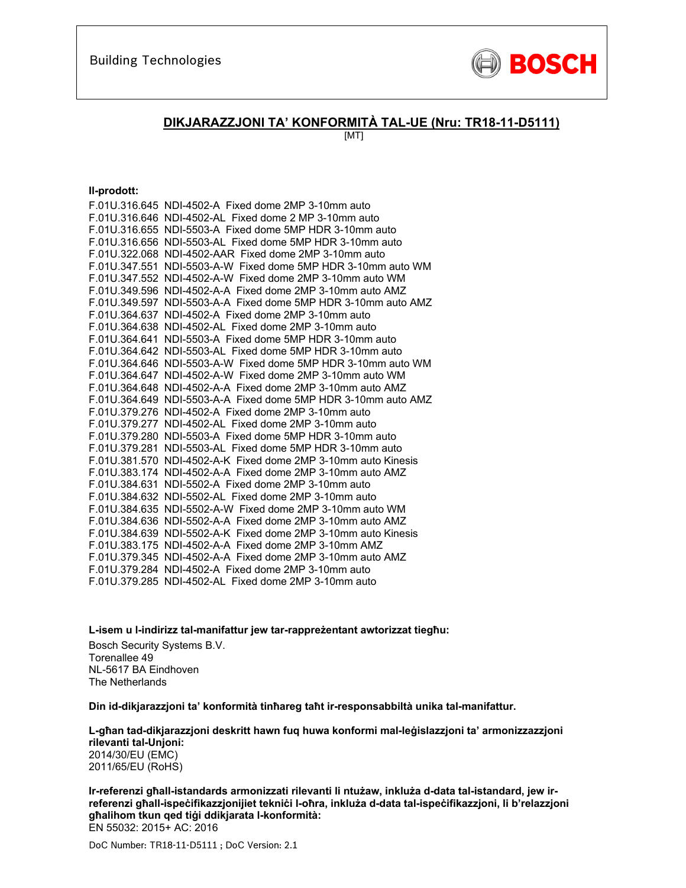Building Technologies

BOSCH

## DIKJARAZZJONI TA' KONFORMITÀ TAL-UE (Nru: TR18-11-D5111)

[MT]

**Il-prodott:**

F.01U.316.645 NDI-4502-A Fixed dome 2MP 3-10mm auto
F.01U.316.646 NDI-4502-AL Fixed dome 2 MP 3-10mm auto
F.01U.316.655 NDI-5503-A Fixed dome 5MP HDR 3-10mm auto
F.01U.316.656 NDI-5503-AL Fixed dome 5MP HDR 3-10mm auto
F.01U.322.068 NDI-4502-AAR Fixed dome 2MP 3-10mm auto
F.01U.347.551 NDI-5503-A-W Fixed dome 5MP HDR 3-10mm auto WM
F.01U.347.552 NDI-4502-A-W Fixed dome 2MP 3-10mm auto WM
F.01U.349.596 NDI-4502-A-A Fixed dome 2MP 3-10mm auto AMZ
F.01U.349.597 NDI-5503-A-A Fixed dome 5MP HDR 3-10mm auto AMZ
F.01U.364.637 NDI-4502-A Fixed dome 2MP 3-10mm auto
F.01U.364.638 NDI-4502-AL Fixed dome 2MP 3-10mm auto
F.01U.364.641 NDI-5503-A Fixed dome 5MP HDR 3-10mm auto
F.01U.364.642 NDI-5503-AL Fixed dome 5MP HDR 3-10mm auto
F.01U.364.646 NDI-5503-A-W Fixed dome 5MP HDR 3-10mm auto WM
F.01U.364.647 NDI-4502-A-W Fixed dome 2MP 3-10mm auto WM
F.01U.364.648 NDI-4502-A-A Fixed dome 2MP 3-10mm auto AMZ
F.01U.364.649 NDI-5503-A-A Fixed dome 5MP HDR 3-10mm auto AMZ
F.01U.379.276 NDI-4502-A Fixed dome 2MP 3-10mm auto
F.01U.379.277 NDI-4502-AL Fixed dome 2MP 3-10mm auto
F.01U.379.280 NDI-5503-A Fixed dome 5MP HDR 3-10mm auto
F.01U.379.281 NDI-5503-AL Fixed dome 5MP HDR 3-10mm auto
F.01U.381.570 NDI-4502-A-K Fixed dome 2MP 3-10mm auto Kinesis
F.01U.383.174 NDI-4502-A-A Fixed dome 2MP 3-10mm auto AMZ
F.01U.384.631 NDI-5502-A Fixed dome 2MP 3-10mm auto
F.01U.384.632 NDI-5502-AL Fixed dome 2MP 3-10mm auto
F.01U.384.635 NDI-5502-A-W Fixed dome 2MP 3-10mm auto WM
F.01U.384.636 NDI-5502-A-A Fixed dome 2MP 3-10mm auto AMZ
F.01U.384.639 NDI-5502-A-K Fixed dome 2MP 3-10mm auto Kinesis
F.01U.383.175 NDI-4502-A-A Fixed dome 2MP 3-10mm AMZ
F.01U.379.345 NDI-4502-A-A Fixed dome 2MP 3-10mm auto AMZ
F.01U.379.284 NDI-4502-A Fixed dome 2MP 3-10mm auto
F.01U.379.285 NDI-4502-AL Fixed dome 2MP 3-10mm auto

**L-isem u l-indirizz tal-manifattur jew tar-rappreżentant awtorizzat tiegħu:**

Bosch Security Systems B.V.
Torenallee 49
NL-5617 BA Eindhoven
The Netherlands

**Din id-dikjarazzjoni ta' konformità tinħareg taħt ir-responsabbiltà unika tal-manifattur.**

**L-għan tad-dikjarazzjoni deskritt hawn fuq huwa konformi mal-leġislazzjoni ta' armonizzazzjoni rilevanti tal-Unjoni:**
2014/30/EU (EMC)
2011/65/EU (RoHS)

**Ir-referenzi għall-istandards armonizzati rilevanti li ntużaw, inkluża d-data tal-istandard, jew ir-referenzi għall-ispeċifikazzjonijiet tekniċi l-oħra, inkluża d-data tal-ispeċifikazzjoni, li b'relazzjoni għalihom tkun qed tiġi ddikjarata l-konformità:**
EN 55032: 2015+ AC: 2016

DoC Number: TR18-11-D5111 ; DoC Version: 2.1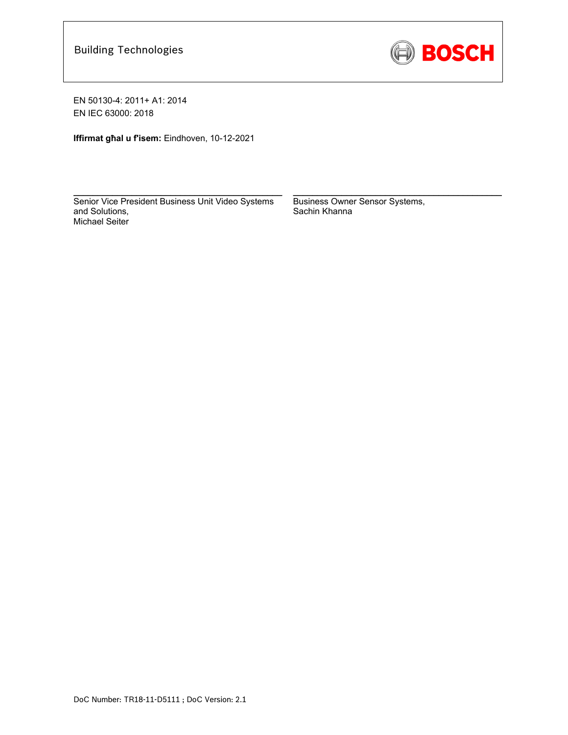Building Technologies

BOSCH

EN 50130-4: 2011+ A1: 2014
EN IEC 63000: 2018

**Iffirmat għal u f'isem:** Eindhoven, 10-12-2021

| Senior Vice President Business Unit Video Systems and Solutions, Michael Seiter | Business Owner Sensor Systems, Sachin Khanna |
| --- | --- |

DoC Number: TR18-11-D5111 ; DoC Version: 2.1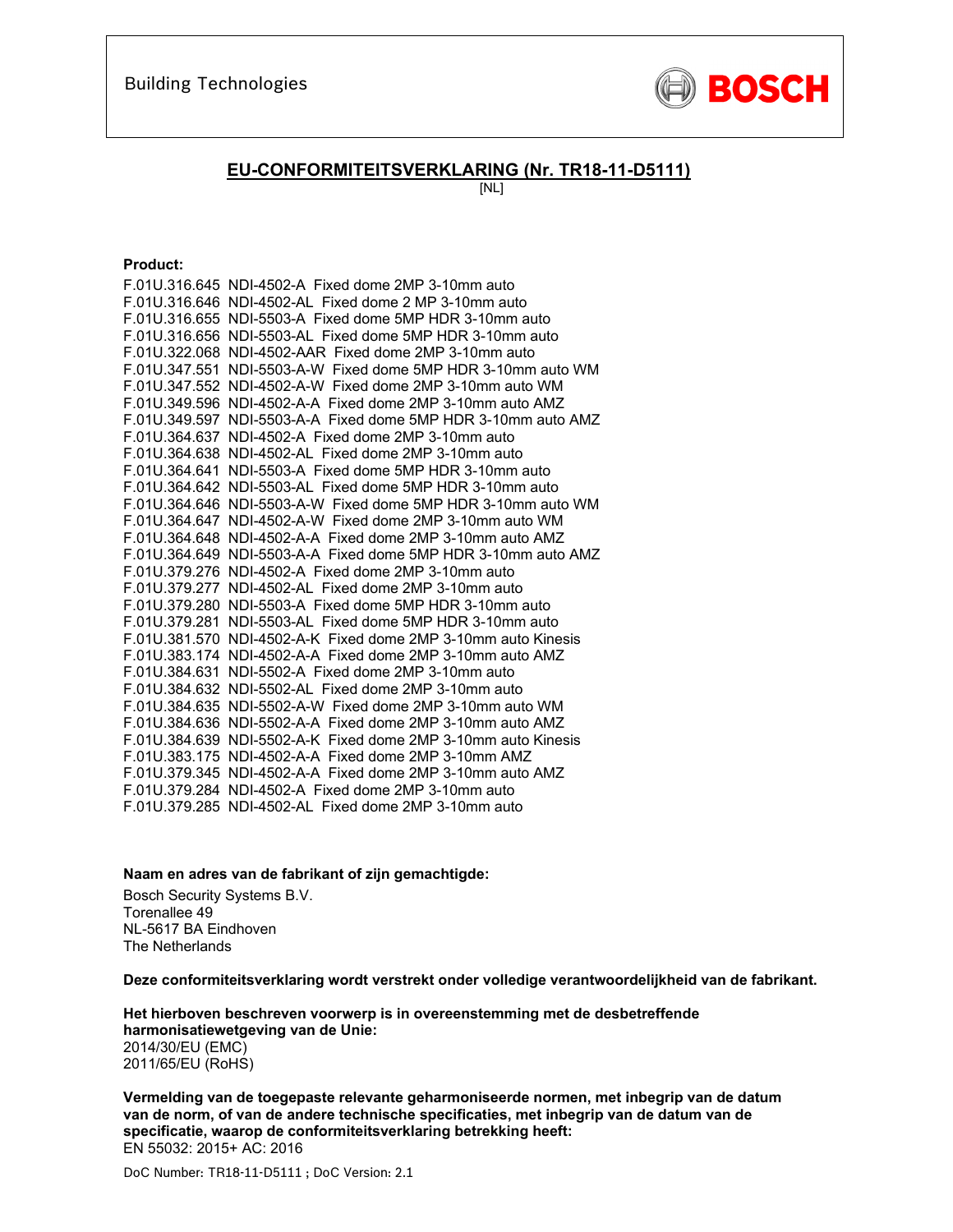Building Technologies

BOSCH

## EU-CONFORMITEITSVERKLARING (Nr. TR18-11-D5111)

[NL]

**Product:**

F.01U.316.645 NDI-4502-A Fixed dome 2MP 3-10mm auto
F.01U.316.646 NDI-4502-AL Fixed dome 2 MP 3-10mm auto
F.01U.316.655 NDI-5503-A Fixed dome 5MP HDR 3-10mm auto
F.01U.316.656 NDI-5503-AL Fixed dome 5MP HDR 3-10mm auto
F.01U.322.068 NDI-4502-AAR Fixed dome 2MP 3-10mm auto
F.01U.347.551 NDI-5503-A-W Fixed dome 5MP HDR 3-10mm auto WM
F.01U.347.552 NDI-4502-A-W Fixed dome 2MP 3-10mm auto WM
F.01U.349.596 NDI-4502-A-A Fixed dome 2MP 3-10mm auto AMZ
F.01U.349.597 NDI-5503-A-A Fixed dome 5MP HDR 3-10mm auto AMZ
F.01U.364.637 NDI-4502-A Fixed dome 2MP 3-10mm auto
F.01U.364.638 NDI-4502-AL Fixed dome 2MP 3-10mm auto
F.01U.364.641 NDI-5503-A Fixed dome 5MP HDR 3-10mm auto
F.01U.364.642 NDI-5503-AL Fixed dome 5MP HDR 3-10mm auto
F.01U.364.646 NDI-5503-A-W Fixed dome 5MP HDR 3-10mm auto WM
F.01U.364.647 NDI-4502-A-W Fixed dome 2MP 3-10mm auto WM
F.01U.364.648 NDI-4502-A-A Fixed dome 2MP 3-10mm auto AMZ
F.01U.364.649 NDI-5503-A-A Fixed dome 5MP HDR 3-10mm auto AMZ
F.01U.379.276 NDI-4502-A Fixed dome 2MP 3-10mm auto
F.01U.379.277 NDI-4502-AL Fixed dome 2MP 3-10mm auto
F.01U.379.280 NDI-5503-A Fixed dome 5MP HDR 3-10mm auto
F.01U.379.281 NDI-5503-AL Fixed dome 5MP HDR 3-10mm auto
F.01U.381.570 NDI-4502-A-K Fixed dome 2MP 3-10mm auto Kinesis
F.01U.383.174 NDI-4502-A-A Fixed dome 2MP 3-10mm auto AMZ
F.01U.384.631 NDI-5502-A Fixed dome 2MP 3-10mm auto
F.01U.384.632 NDI-5502-AL Fixed dome 2MP 3-10mm auto
F.01U.384.635 NDI-5502-A-W Fixed dome 2MP 3-10mm auto WM
F.01U.384.636 NDI-5502-A-A Fixed dome 2MP 3-10mm auto AMZ
F.01U.384.639 NDI-5502-A-K Fixed dome 2MP 3-10mm auto Kinesis
F.01U.383.175 NDI-4502-A-A Fixed dome 2MP 3-10mm AMZ
F.01U.379.345 NDI-4502-A-A Fixed dome 2MP 3-10mm auto AMZ
F.01U.379.284 NDI-4502-A Fixed dome 2MP 3-10mm auto
F.01U.379.285 NDI-4502-AL Fixed dome 2MP 3-10mm auto

**Naam en adres van de fabrikant of zijn gemachtigde:**

Bosch Security Systems B.V.
Torenallee 49
NL-5617 BA Eindhoven
The Netherlands

**Deze conformiteitsverklaring wordt verstrekt onder volledige verantwoordelijkheid van de fabrikant.**

**Het hierboven beschreven voorwerp is in overeenstemming met de desbetreffende harmonisatiewetgeving van de Unie:**
2014/30/EU (EMC)
2011/65/EU (RoHS)

**Vermelding van de toegepaste relevante geharmoniseerde normen, met inbegrip van de datum van de norm, of van de andere technische specificaties, met inbegrip van de datum van de specificatie, waarop de conformiteitsverklaring betrekking heeft:**
EN 55032: 2015+ AC: 2016

DoC Number: TR18-11-D5111 ; DoC Version: 2.1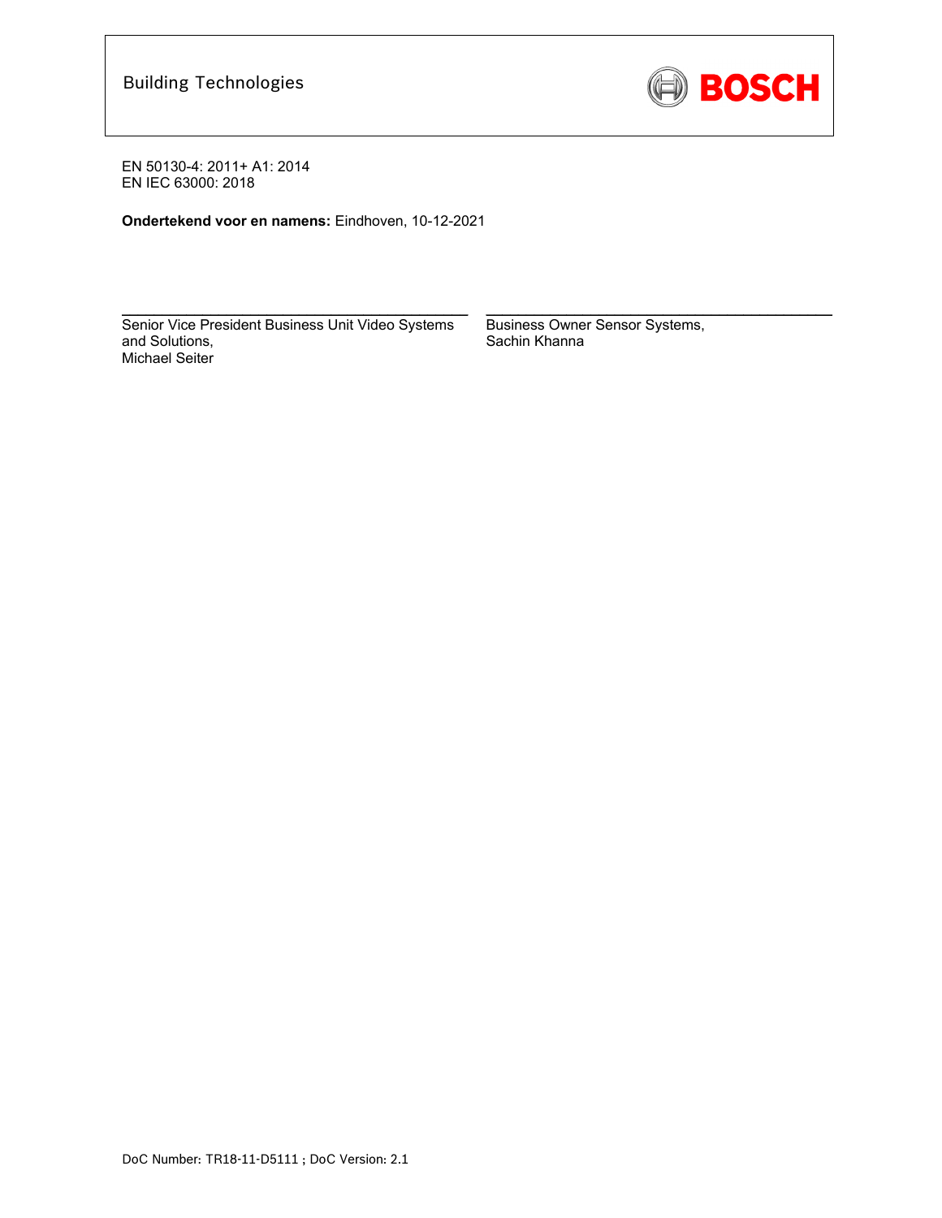EN 50130-4: 2011+ A1: 2014
EN IEC 63000: 2018

**Ondertekend voor en namens:** Eindhoven, 10-12-2021

Senior Vice President Business Unit Video Systems and Solutions,
Michael Seiter

Business Owner Sensor Systems,
Sachin Khanna

DoC Number: TR18-11-D5111 ; DoC Version: 2.1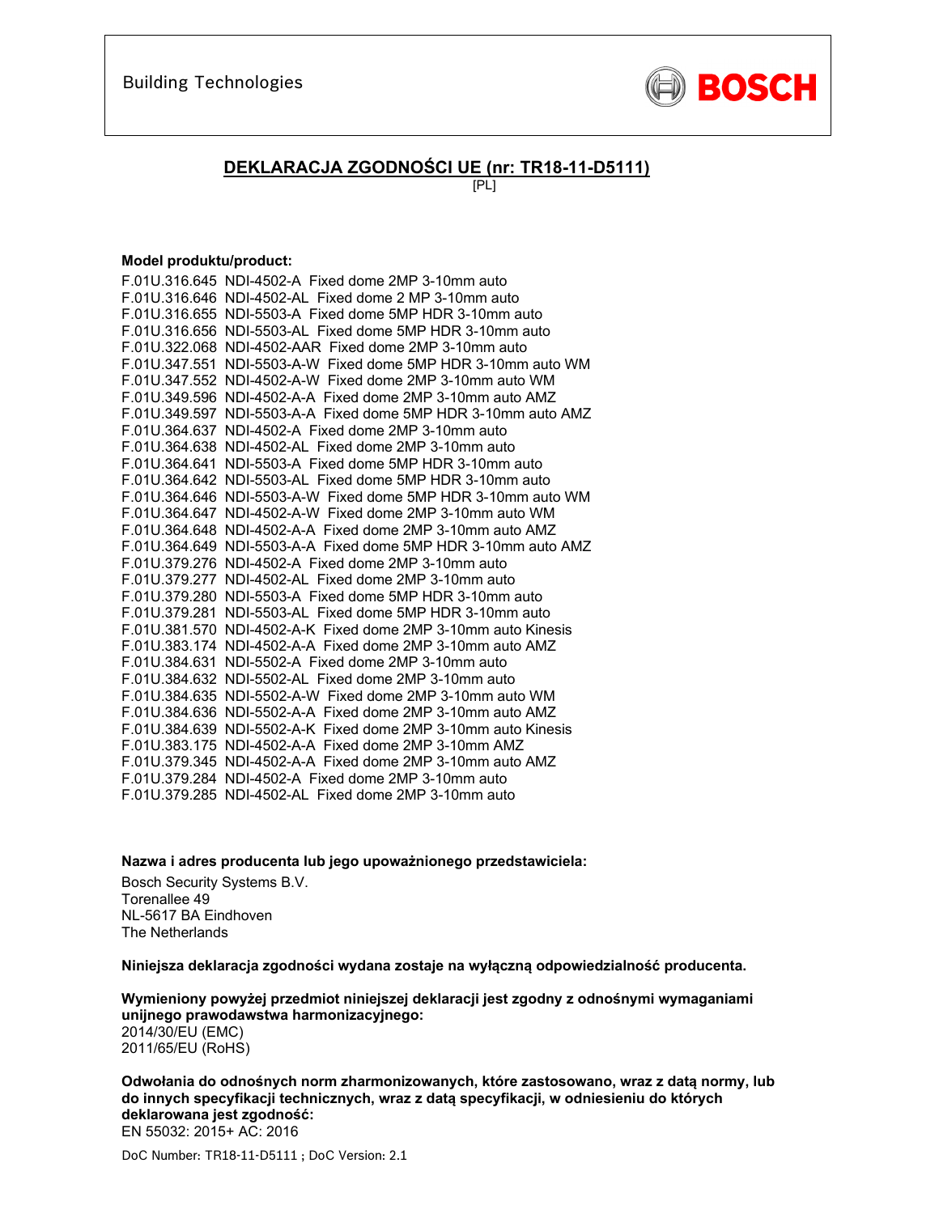Building Technologies

BOSCH

## DEKLARACJA ZGODNOŚCI UE (nr: TR18-11-D5111)

[PL]

**Model produktu/product:**

F.01U.316.645 NDI-4502-A Fixed dome 2MP 3-10mm auto
F.01U.316.646 NDI-4502-AL Fixed dome 2 MP 3-10mm auto
F.01U.316.655 NDI-5503-A Fixed dome 5MP HDR 3-10mm auto
F.01U.316.656 NDI-5503-AL Fixed dome 5MP HDR 3-10mm auto
F.01U.322.068 NDI-4502-AAR Fixed dome 2MP 3-10mm auto
F.01U.347.551 NDI-5503-A-W Fixed dome 5MP HDR 3-10mm auto WM
F.01U.347.552 NDI-4502-A-W Fixed dome 2MP 3-10mm auto WM
F.01U.349.596 NDI-4502-A-A Fixed dome 2MP 3-10mm auto AMZ
F.01U.349.597 NDI-5503-A-A Fixed dome 5MP HDR 3-10mm auto AMZ
F.01U.364.637 NDI-4502-A Fixed dome 2MP 3-10mm auto
F.01U.364.638 NDI-4502-AL Fixed dome 2MP 3-10mm auto
F.01U.364.641 NDI-5503-A Fixed dome 5MP HDR 3-10mm auto
F.01U.364.642 NDI-5503-AL Fixed dome 5MP HDR 3-10mm auto
F.01U.364.646 NDI-5503-A-W Fixed dome 5MP HDR 3-10mm auto WM
F.01U.364.647 NDI-4502-A-W Fixed dome 2MP 3-10mm auto WM
F.01U.364.648 NDI-4502-A-A Fixed dome 2MP 3-10mm auto AMZ
F.01U.364.649 NDI-5503-A-A Fixed dome 5MP HDR 3-10mm auto AMZ
F.01U.379.276 NDI-4502-A Fixed dome 2MP 3-10mm auto
F.01U.379.277 NDI-4502-AL Fixed dome 2MP 3-10mm auto
F.01U.379.280 NDI-5503-A Fixed dome 5MP HDR 3-10mm auto
F.01U.379.281 NDI-5503-AL Fixed dome 5MP HDR 3-10mm auto
F.01U.381.570 NDI-4502-A-K Fixed dome 2MP 3-10mm auto Kinesis
F.01U.383.174 NDI-4502-A-A Fixed dome 2MP 3-10mm auto AMZ
F.01U.384.631 NDI-5502-A Fixed dome 2MP 3-10mm auto
F.01U.384.632 NDI-5502-AL Fixed dome 2MP 3-10mm auto
F.01U.384.635 NDI-5502-A-W Fixed dome 2MP 3-10mm auto WM
F.01U.384.636 NDI-5502-A-A Fixed dome 2MP 3-10mm auto AMZ
F.01U.384.639 NDI-5502-A-K Fixed dome 2MP 3-10mm auto Kinesis
F.01U.383.175 NDI-4502-A-A Fixed dome 2MP 3-10mm AMZ
F.01U.379.345 NDI-4502-A-A Fixed dome 2MP 3-10mm auto AMZ
F.01U.379.284 NDI-4502-A Fixed dome 2MP 3-10mm auto
F.01U.379.285 NDI-4502-AL Fixed dome 2MP 3-10mm auto

**Nazwa i adres producenta lub jego upoważnionego przedstawiciela:**

Bosch Security Systems B.V.
Torenallee 49
NL-5617 BA Eindhoven
The Netherlands

**Niniejsza deklaracja zgodności wydana zostaje na wyłączną odpowiedzialność producenta.**

**Wymieniony powyżej przedmiot niniejszej deklaracji jest zgodny z odnośnymi wymaganiami unijnego prawodawstwa harmonizacyjnego:**
2014/30/EU (EMC)
2011/65/EU (RoHS)

**Odwołania do odnośnych norm zharmonizowanych, które zastosowano, wraz z datą normy, lub do innych specyfikacji technicznych, wraz z datą specyfikacji, w odniesieniu do których deklarowana jest zgodność:**
EN 55032: 2015+ AC: 2016

DoC Number: TR18-11-D5111 ; DoC Version: 2.1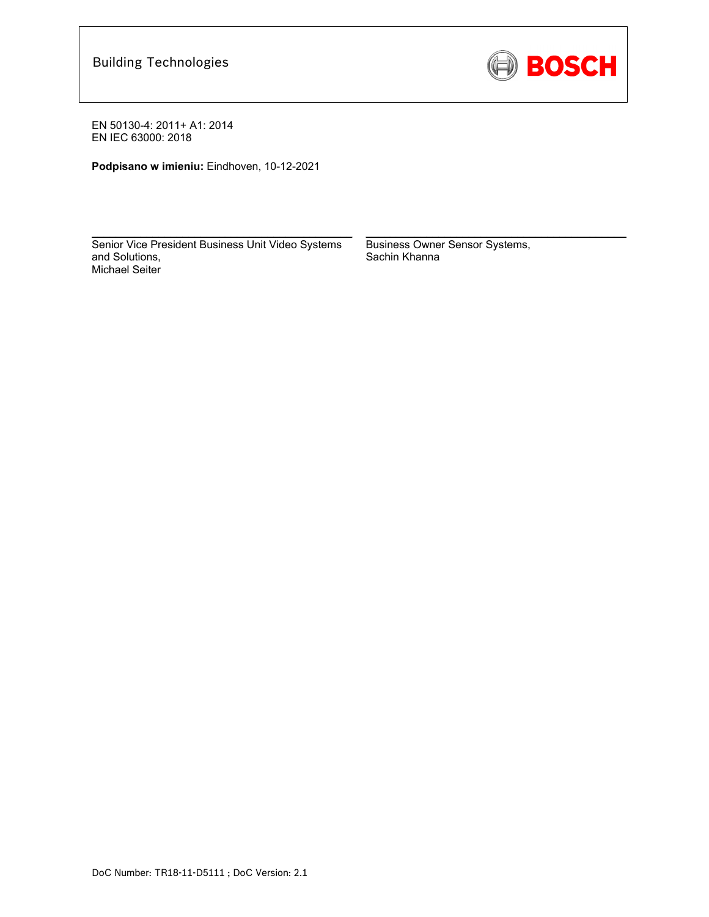Building Technologies

EN 50130-4: 2011+ A1: 2014
EN IEC 63000: 2018

**Podpisano w imieniu:** Eindhoven, 10-12-2021

Senior Vice President Business Unit Video Systems and Solutions,
Michael Seiter

Business Owner Sensor Systems,
Sachin Khanna

DoC Number: TR18-11-D5111 ; DoC Version: 2.1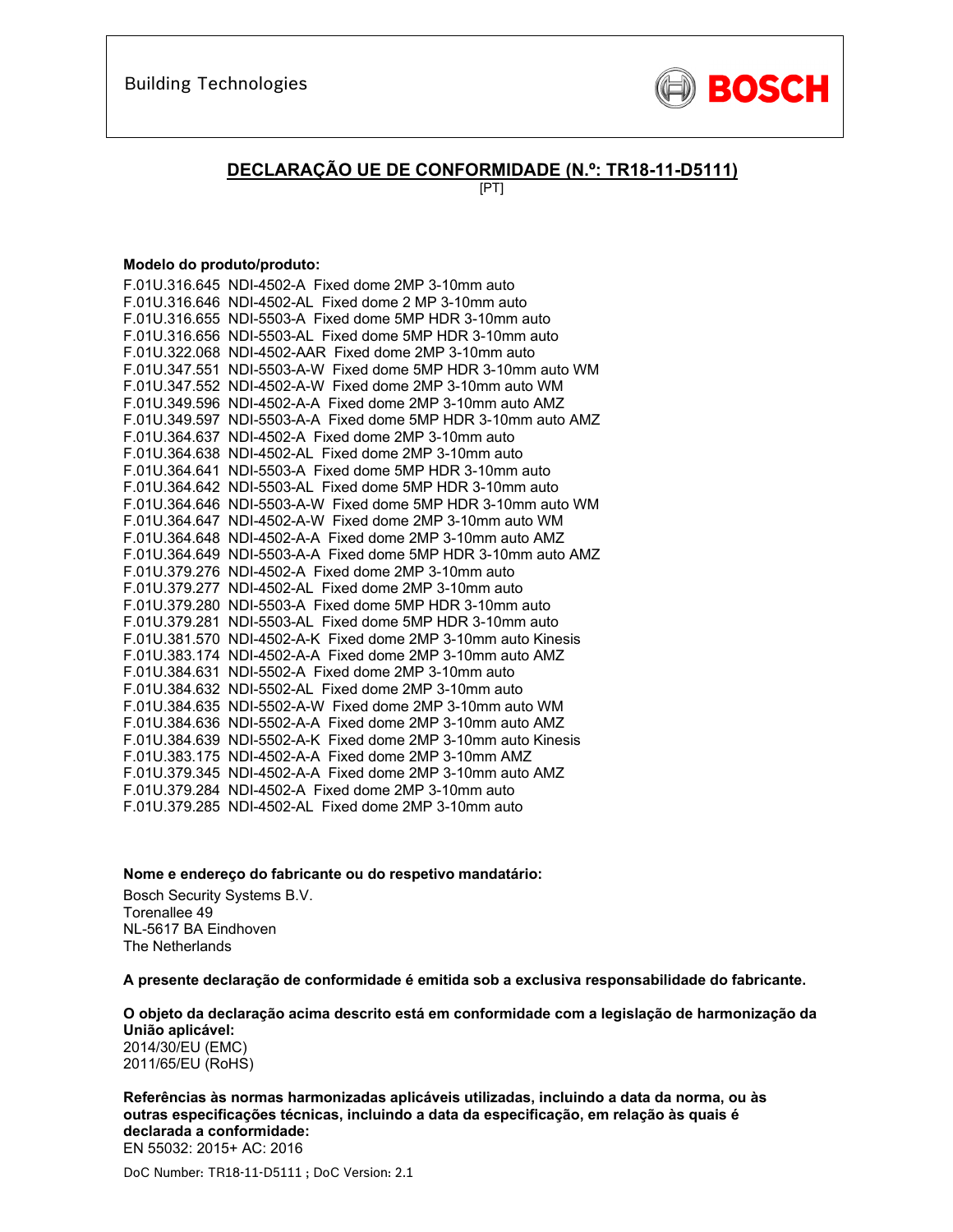Building Technologies

BOSCH

## DECLARAÇÃO UE DE CONFORMIDADE (N.º: TR18-11-D5111)

[PT]

**Modelo do produto/produto:**

F.01U.316.645 NDI-4502-A Fixed dome 2MP 3-10mm auto
F.01U.316.646 NDI-4502-AL Fixed dome 2 MP 3-10mm auto
F.01U.316.655 NDI-5503-A Fixed dome 5MP HDR 3-10mm auto
F.01U.316.656 NDI-5503-AL Fixed dome 5MP HDR 3-10mm auto
F.01U.322.068 NDI-4502-AAR Fixed dome 2MP 3-10mm auto
F.01U.347.551 NDI-5503-A-W Fixed dome 5MP HDR 3-10mm auto WM
F.01U.347.552 NDI-4502-A-W Fixed dome 2MP 3-10mm auto WM
F.01U.349.596 NDI-4502-A-A Fixed dome 2MP 3-10mm auto AMZ
F.01U.349.597 NDI-5503-A-A Fixed dome 5MP HDR 3-10mm auto AMZ
F.01U.364.637 NDI-4502-A Fixed dome 2MP 3-10mm auto
F.01U.364.638 NDI-4502-AL Fixed dome 2MP 3-10mm auto
F.01U.364.641 NDI-5503-A Fixed dome 5MP HDR 3-10mm auto
F.01U.364.642 NDI-5503-AL Fixed dome 5MP HDR 3-10mm auto
F.01U.364.646 NDI-5503-A-W Fixed dome 5MP HDR 3-10mm auto WM
F.01U.364.647 NDI-4502-A-W Fixed dome 2MP 3-10mm auto WM
F.01U.364.648 NDI-4502-A-A Fixed dome 2MP 3-10mm auto AMZ
F.01U.364.649 NDI-5503-A-A Fixed dome 5MP HDR 3-10mm auto AMZ
F.01U.379.276 NDI-4502-A Fixed dome 2MP 3-10mm auto
F.01U.379.277 NDI-4502-AL Fixed dome 2MP 3-10mm auto
F.01U.379.280 NDI-5503-A Fixed dome 5MP HDR 3-10mm auto
F.01U.379.281 NDI-5503-AL Fixed dome 5MP HDR 3-10mm auto
F.01U.381.570 NDI-4502-A-K Fixed dome 2MP 3-10mm auto Kinesis
F.01U.383.174 NDI-4502-A-A Fixed dome 2MP 3-10mm auto AMZ
F.01U.384.631 NDI-5502-A Fixed dome 2MP 3-10mm auto
F.01U.384.632 NDI-5502-AL Fixed dome 2MP 3-10mm auto
F.01U.384.635 NDI-5502-A-W Fixed dome 2MP 3-10mm auto WM
F.01U.384.636 NDI-5502-A-A Fixed dome 2MP 3-10mm auto AMZ
F.01U.384.639 NDI-5502-A-K Fixed dome 2MP 3-10mm auto Kinesis
F.01U.383.175 NDI-4502-A-A Fixed dome 2MP 3-10mm AMZ
F.01U.379.345 NDI-4502-A-A Fixed dome 2MP 3-10mm auto AMZ
F.01U.379.284 NDI-4502-A Fixed dome 2MP 3-10mm auto
F.01U.379.285 NDI-4502-AL Fixed dome 2MP 3-10mm auto

**Nome e endereço do fabricante ou do respetivo mandatário:**

Bosch Security Systems B.V.
Torenallee 49
NL-5617 BA Eindhoven
The Netherlands

**A presente declaração de conformidade é emitida sob a exclusiva responsabilidade do fabricante.**

**O objeto da declaração acima descrito está em conformidade com a legislação de harmonização da União aplicável:**
2014/30/EU (EMC)
2011/65/EU (RoHS)

**Referências às normas harmonizadas aplicáveis utilizadas, incluindo a data da norma, ou às outras especificações técnicas, incluindo a data da especificação, em relação às quais é declarada a conformidade:**
EN 55032: 2015+ AC: 2016

DoC Number: TR18-11-D5111 ; DoC Version: 2.1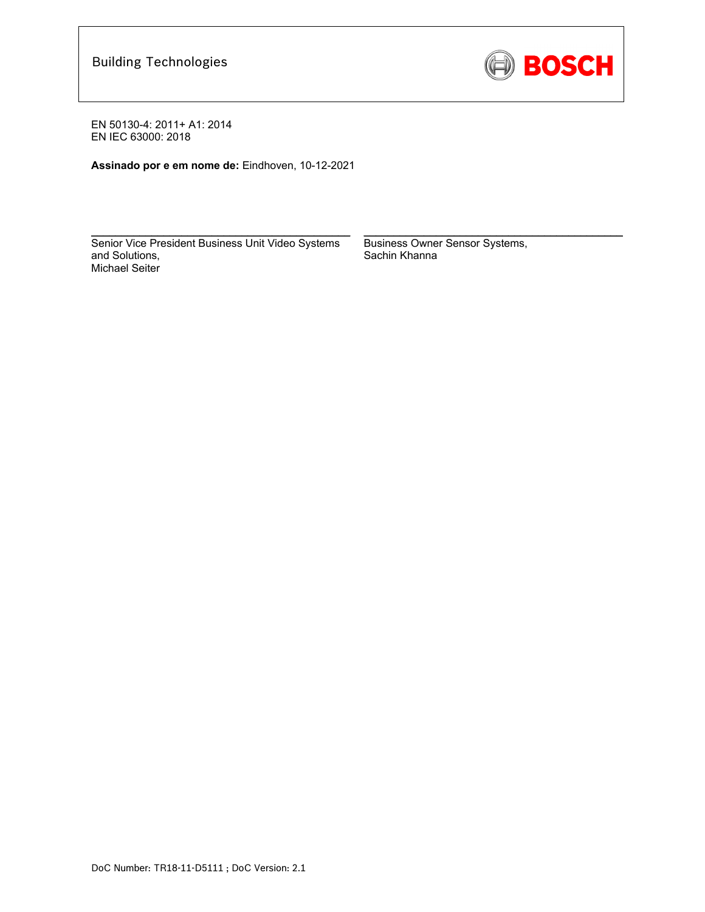Building Technologies

EN 50130-4: 2011+ A1: 2014
EN IEC 63000: 2018

**Assinado por e em nome de:** Eindhoven, 10-12-2021

Senior Vice President Business Unit Video Systems and Solutions,
Michael Seiter

Business Owner Sensor Systems,
Sachin Khanna

DoC Number: TR18-11-D5111 ; DoC Version: 2.1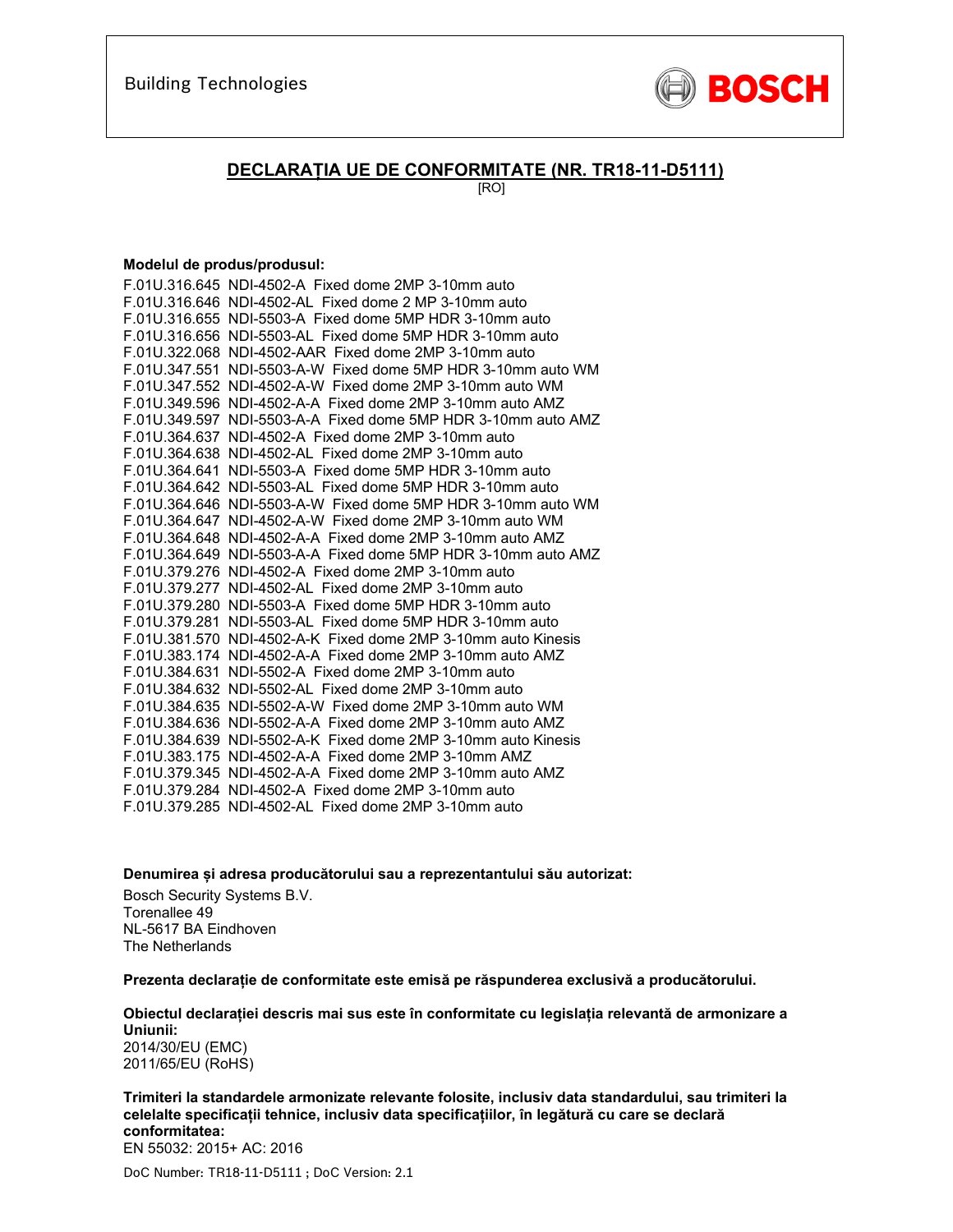Building Technologies

BOSCH

## DECLARAȚIA UE DE CONFORMITATE (NR. TR18-11-D5111)

[RO]

**Modelul de produs/produsul:**

F.01U.316.645 NDI-4502-A Fixed dome 2MP 3-10mm auto
F.01U.316.646 NDI-4502-AL Fixed dome 2 MP 3-10mm auto
F.01U.316.655 NDI-5503-A Fixed dome 5MP HDR 3-10mm auto
F.01U.316.656 NDI-5503-AL Fixed dome 5MP HDR 3-10mm auto
F.01U.322.068 NDI-4502-AAR Fixed dome 2MP 3-10mm auto
F.01U.347.551 NDI-5503-A-W Fixed dome 5MP HDR 3-10mm auto WM
F.01U.347.552 NDI-4502-A-W Fixed dome 2MP 3-10mm auto WM
F.01U.349.596 NDI-4502-A-A Fixed dome 2MP 3-10mm auto AMZ
F.01U.349.597 NDI-5503-A-A Fixed dome 5MP HDR 3-10mm auto AMZ
F.01U.364.637 NDI-4502-A Fixed dome 2MP 3-10mm auto
F.01U.364.638 NDI-4502-AL Fixed dome 2MP 3-10mm auto
F.01U.364.641 NDI-5503-A Fixed dome 5MP HDR 3-10mm auto
F.01U.364.642 NDI-5503-AL Fixed dome 5MP HDR 3-10mm auto
F.01U.364.646 NDI-5503-A-W Fixed dome 5MP HDR 3-10mm auto WM
F.01U.364.647 NDI-4502-A-W Fixed dome 2MP 3-10mm auto WM
F.01U.364.648 NDI-4502-A-A Fixed dome 2MP 3-10mm auto AMZ
F.01U.364.649 NDI-5503-A-A Fixed dome 5MP HDR 3-10mm auto AMZ
F.01U.379.276 NDI-4502-A Fixed dome 2MP 3-10mm auto
F.01U.379.277 NDI-4502-AL Fixed dome 2MP 3-10mm auto
F.01U.379.280 NDI-5503-A Fixed dome 5MP HDR 3-10mm auto
F.01U.379.281 NDI-5503-AL Fixed dome 5MP HDR 3-10mm auto
F.01U.381.570 NDI-4502-A-K Fixed dome 2MP 3-10mm auto Kinesis
F.01U.383.174 NDI-4502-A-A Fixed dome 2MP 3-10mm auto AMZ
F.01U.384.631 NDI-5502-A Fixed dome 2MP 3-10mm auto
F.01U.384.632 NDI-5502-AL Fixed dome 2MP 3-10mm auto
F.01U.384.635 NDI-5502-A-W Fixed dome 2MP 3-10mm auto WM
F.01U.384.636 NDI-5502-A-A Fixed dome 2MP 3-10mm auto AMZ
F.01U.384.639 NDI-5502-A-K Fixed dome 2MP 3-10mm auto Kinesis
F.01U.383.175 NDI-4502-A-A Fixed dome 2MP 3-10mm AMZ
F.01U.379.345 NDI-4502-A-A Fixed dome 2MP 3-10mm auto AMZ
F.01U.379.284 NDI-4502-A Fixed dome 2MP 3-10mm auto
F.01U.379.285 NDI-4502-AL Fixed dome 2MP 3-10mm auto

**Denumirea și adresa producătorului sau a reprezentantului său autorizat:**

Bosch Security Systems B.V.
Torenallee 49
NL-5617 BA Eindhoven
The Netherlands

**Prezenta declarație de conformitate este emisă pe răspunderea exclusivă a producătorului.**

**Obiectul declarației descris mai sus este în conformitate cu legislația relevantă de armonizare a Uniunii:**
2014/30/EU (EMC)
2011/65/EU (RoHS)

**Trimiteri la standardele armonizate relevante folosite, inclusiv data standardului, sau trimiteri la celelalte specificații tehnice, inclusiv data specificațiilor, în legătură cu care se declară conformitatea:**
EN 55032: 2015+ AC: 2016

DoC Number: TR18-11-D5111 ; DoC Version: 2.1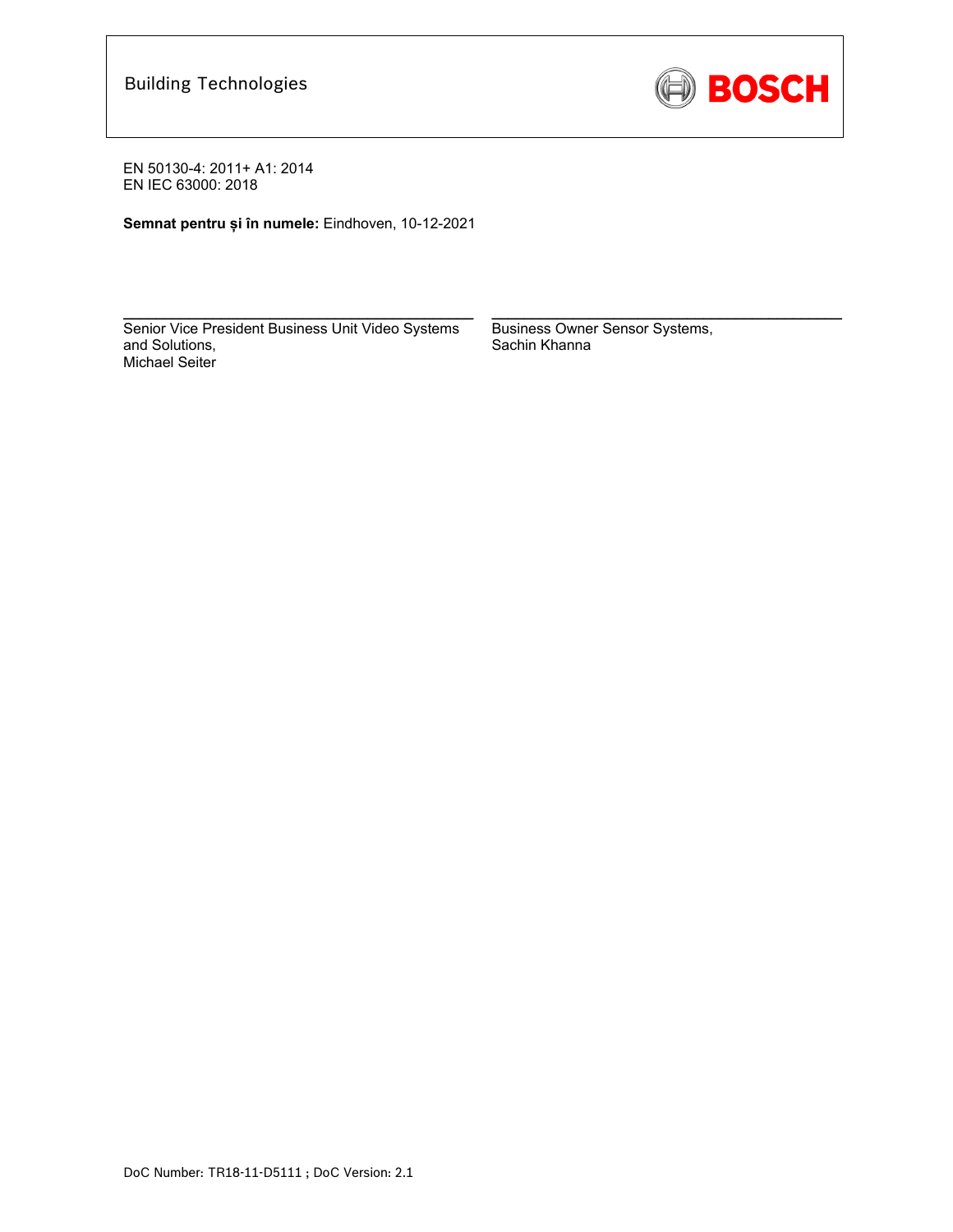Building Technologies

EN 50130-4: 2011+ A1: 2014
EN IEC 63000: 2018

**Semnat pentru și în numele:** Eindhoven, 10-12-2021

Senior Vice President Business Unit Video Systems and Solutions,
Michael Seiter

Business Owner Sensor Systems,
Sachin Khanna

DoC Number: TR18-11-D5111 ; DoC Version: 2.1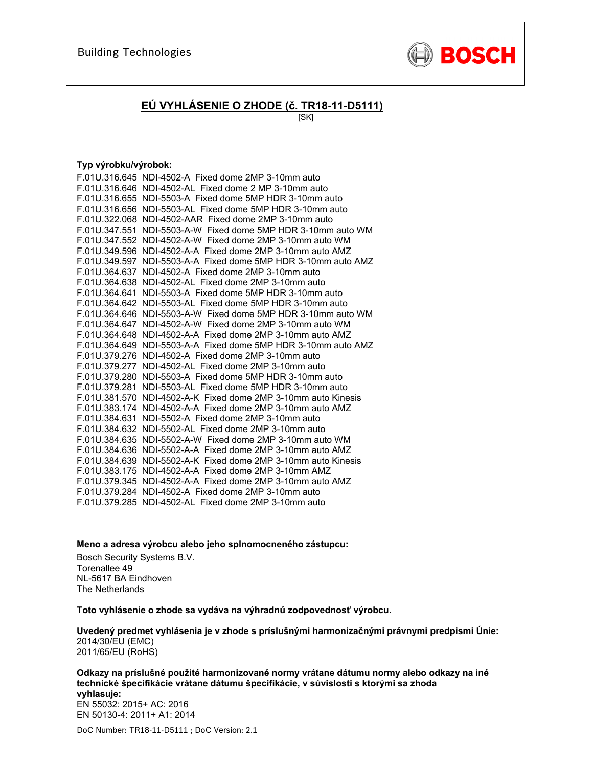Building Technologies

BOSCH

## EÚ VYHLÁSENIE O ZHODE (č. TR18-11-D5111)

[SK]

**Typ výrobku/výrobok:**

F.01U.316.645 NDI-4502-A Fixed dome 2MP 3-10mm auto
F.01U.316.646 NDI-4502-AL Fixed dome 2 MP 3-10mm auto
F.01U.316.655 NDI-5503-A Fixed dome 5MP HDR 3-10mm auto
F.01U.316.656 NDI-5503-AL Fixed dome 5MP HDR 3-10mm auto
F.01U.322.068 NDI-4502-AAR Fixed dome 2MP 3-10mm auto
F.01U.347.551 NDI-5503-A-W Fixed dome 5MP HDR 3-10mm auto WM
F.01U.347.552 NDI-4502-A-W Fixed dome 2MP 3-10mm auto WM
F.01U.349.596 NDI-4502-A-A Fixed dome 2MP 3-10mm auto AMZ
F.01U.349.597 NDI-5503-A-A Fixed dome 5MP HDR 3-10mm auto AMZ
F.01U.364.637 NDI-4502-A Fixed dome 2MP 3-10mm auto
F.01U.364.638 NDI-4502-AL Fixed dome 2MP 3-10mm auto
F.01U.364.641 NDI-5503-A Fixed dome 5MP HDR 3-10mm auto
F.01U.364.642 NDI-5503-AL Fixed dome 5MP HDR 3-10mm auto
F.01U.364.646 NDI-5503-A-W Fixed dome 5MP HDR 3-10mm auto WM
F.01U.364.647 NDI-4502-A-W Fixed dome 2MP 3-10mm auto WM
F.01U.364.648 NDI-4502-A-A Fixed dome 2MP 3-10mm auto AMZ
F.01U.364.649 NDI-5503-A-A Fixed dome 5MP HDR 3-10mm auto AMZ
F.01U.379.276 NDI-4502-A Fixed dome 2MP 3-10mm auto
F.01U.379.277 NDI-4502-AL Fixed dome 2MP 3-10mm auto
F.01U.379.280 NDI-5503-A Fixed dome 5MP HDR 3-10mm auto
F.01U.379.281 NDI-5503-AL Fixed dome 5MP HDR 3-10mm auto
F.01U.381.570 NDI-4502-A-K Fixed dome 2MP 3-10mm auto Kinesis
F.01U.383.174 NDI-4502-A-A Fixed dome 2MP 3-10mm auto AMZ
F.01U.384.631 NDI-5502-A Fixed dome 2MP 3-10mm auto
F.01U.384.632 NDI-5502-AL Fixed dome 2MP 3-10mm auto
F.01U.384.635 NDI-5502-A-W Fixed dome 2MP 3-10mm auto WM
F.01U.384.636 NDI-5502-A-A Fixed dome 2MP 3-10mm auto AMZ
F.01U.384.639 NDI-5502-A-K Fixed dome 2MP 3-10mm auto Kinesis
F.01U.383.175 NDI-4502-A-A Fixed dome 2MP 3-10mm AMZ
F.01U.379.345 NDI-4502-A-A Fixed dome 2MP 3-10mm auto AMZ
F.01U.379.284 NDI-4502-A Fixed dome 2MP 3-10mm auto
F.01U.379.285 NDI-4502-AL Fixed dome 2MP 3-10mm auto

**Meno a adresa výrobcu alebo jeho splnomocneného zástupcu:**

Bosch Security Systems B.V.
Torenallee 49
NL-5617 BA Eindhoven
The Netherlands

**Toto vyhlásenie o zhode sa vydáva na výhradnú zodpovednosť výrobcu.**

**Uvedený predmet vyhlásenia je v zhode s príslušnými harmonizačnými právnymi predpismi Únie:**
2014/30/EU (EMC)
2011/65/EU (RoHS)

**Odkazy na príslušné použité harmonizované normy vrátane dátumu normy alebo odkazy na iné technické špecifikácie vrátane dátumu špecifikácie, v súvislosti s ktorými sa zhoda vyhlasuje:**
EN 55032: 2015+ AC: 2016
EN 50130-4: 2011+ A1: 2014

DoC Number: TR18-11-D5111 ; DoC Version: 2.1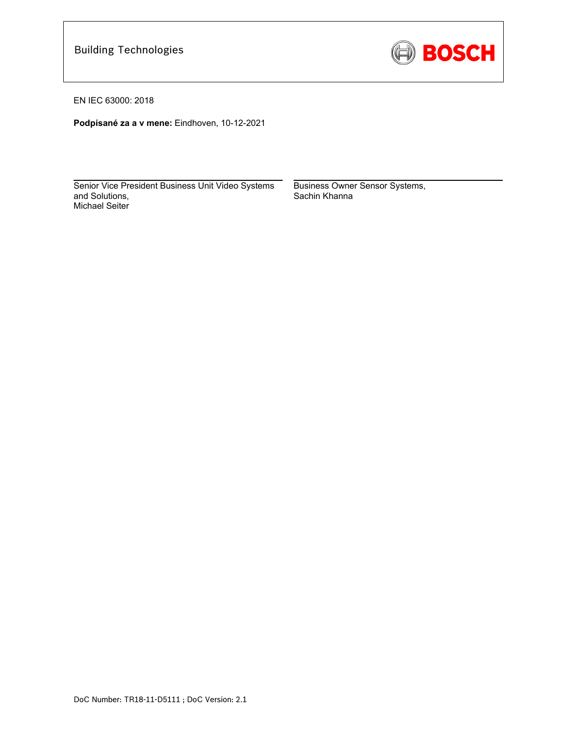Building Technologies

BOSCH

EN IEC 63000: 2018

**Podpísané za a v mene:** Eindhoven, 10-12-2021

| | |
|---|---|
| Senior Vice President Business Unit Video Systems and Solutions,<br>Michael Seiter | Business Owner Sensor Systems,<br>Sachin Khanna |

DoC Number: TR18-11-D5111 ; DoC Version: 2.1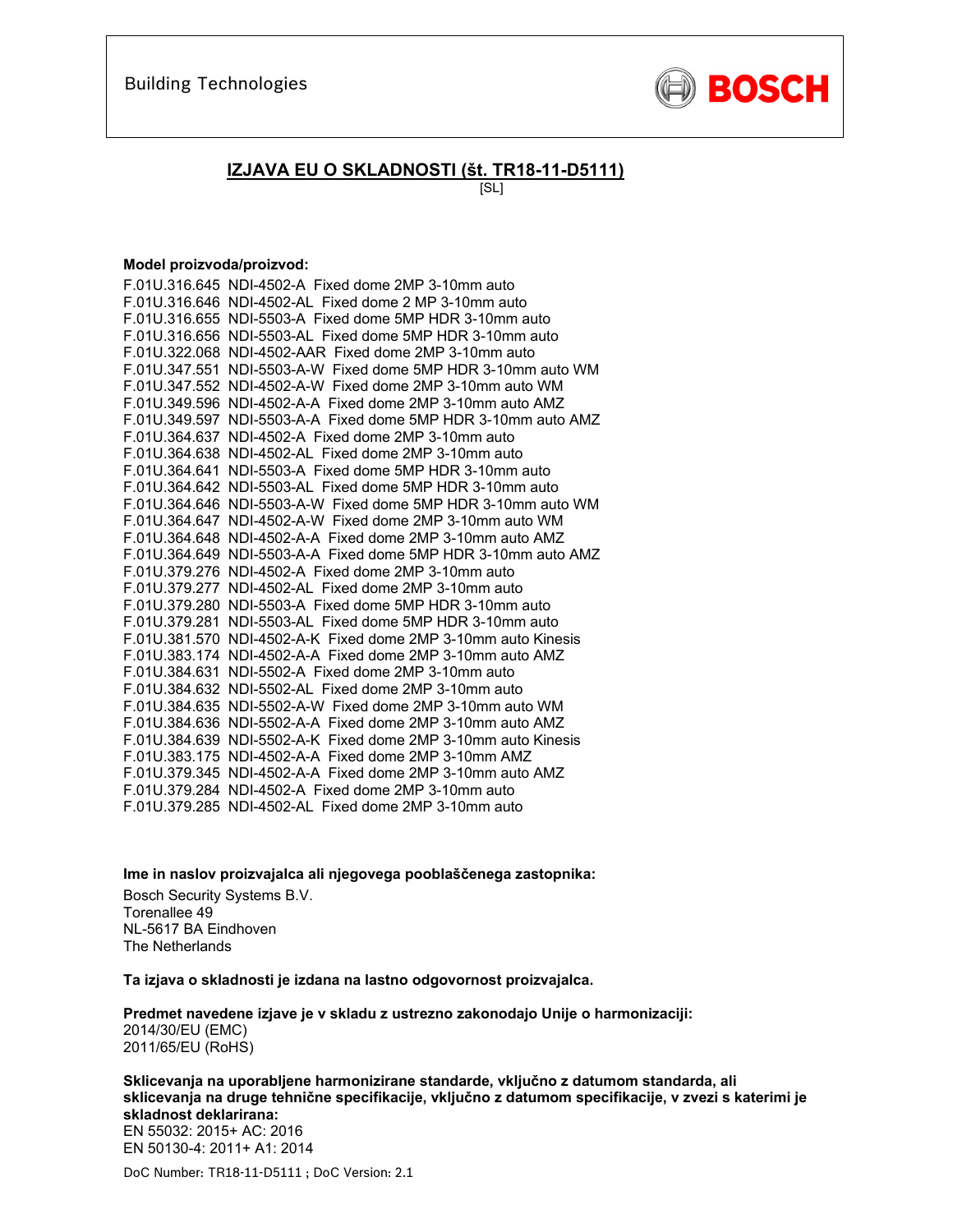Building Technologies

BOSCH

## IZJAVA EU O SKLADNOSTI (št. TR18-11-D5111)

[SL]

**Model proizvoda/proizvod:**

F.01U.316.645 NDI-4502-A Fixed dome 2MP 3-10mm auto
F.01U.316.646 NDI-4502-AL Fixed dome 2 MP 3-10mm auto
F.01U.316.655 NDI-5503-A Fixed dome 5MP HDR 3-10mm auto
F.01U.316.656 NDI-5503-AL Fixed dome 5MP HDR 3-10mm auto
F.01U.322.068 NDI-4502-AAR Fixed dome 2MP 3-10mm auto
F.01U.347.551 NDI-5503-A-W Fixed dome 5MP HDR 3-10mm auto WM
F.01U.347.552 NDI-4502-A-W Fixed dome 2MP 3-10mm auto WM
F.01U.349.596 NDI-4502-A-A Fixed dome 2MP 3-10mm auto AMZ
F.01U.349.597 NDI-5503-A-A Fixed dome 5MP HDR 3-10mm auto AMZ
F.01U.364.637 NDI-4502-A Fixed dome 2MP 3-10mm auto
F.01U.364.638 NDI-4502-AL Fixed dome 2MP 3-10mm auto
F.01U.364.641 NDI-5503-A Fixed dome 5MP HDR 3-10mm auto
F.01U.364.642 NDI-5503-AL Fixed dome 5MP HDR 3-10mm auto
F.01U.364.646 NDI-5503-A-W Fixed dome 5MP HDR 3-10mm auto WM
F.01U.364.647 NDI-4502-A-W Fixed dome 2MP 3-10mm auto WM
F.01U.364.648 NDI-4502-A-A Fixed dome 2MP 3-10mm auto AMZ
F.01U.364.649 NDI-5503-A-A Fixed dome 5MP HDR 3-10mm auto AMZ
F.01U.379.276 NDI-4502-A Fixed dome 2MP 3-10mm auto
F.01U.379.277 NDI-4502-AL Fixed dome 2MP 3-10mm auto
F.01U.379.280 NDI-5503-A Fixed dome 5MP HDR 3-10mm auto
F.01U.379.281 NDI-5503-AL Fixed dome 5MP HDR 3-10mm auto
F.01U.381.570 NDI-4502-A-K Fixed dome 2MP 3-10mm auto Kinesis
F.01U.383.174 NDI-4502-A-A Fixed dome 2MP 3-10mm auto AMZ
F.01U.384.631 NDI-5502-A Fixed dome 2MP 3-10mm auto
F.01U.384.632 NDI-5502-AL Fixed dome 2MP 3-10mm auto
F.01U.384.635 NDI-5502-A-W Fixed dome 2MP 3-10mm auto WM
F.01U.384.636 NDI-5502-A-A Fixed dome 2MP 3-10mm auto AMZ
F.01U.384.639 NDI-5502-A-K Fixed dome 2MP 3-10mm auto Kinesis
F.01U.383.175 NDI-4502-A-A Fixed dome 2MP 3-10mm AMZ
F.01U.379.345 NDI-4502-A-A Fixed dome 2MP 3-10mm auto AMZ
F.01U.379.284 NDI-4502-A Fixed dome 2MP 3-10mm auto
F.01U.379.285 NDI-4502-AL Fixed dome 2MP 3-10mm auto

**Ime in naslov proizvajalca ali njegovega pooblaščenega zastopnika:**

Bosch Security Systems B.V.
Torenallee 49
NL-5617 BA Eindhoven
The Netherlands

**Ta izjava o skladnosti je izdana na lastno odgovornost proizvajalca.**

**Predmet navedene izjave je v skladu z ustrezno zakonodajo Unije o harmonizaciji:**
2014/30/EU (EMC)
2011/65/EU (RoHS)

**Sklicevanja na uporabljene harmonizirane standarde, vključno z datumom standarda, ali sklicevanja na druge tehnične specifikacije, vključno z datumom specifikacije, v zvezi s katerimi je skladnost deklarirana:**
EN 55032: 2015+ AC: 2016
EN 50130-4: 2011+ A1: 2014

DoC Number: TR18-11-D5111 ; DoC Version: 2.1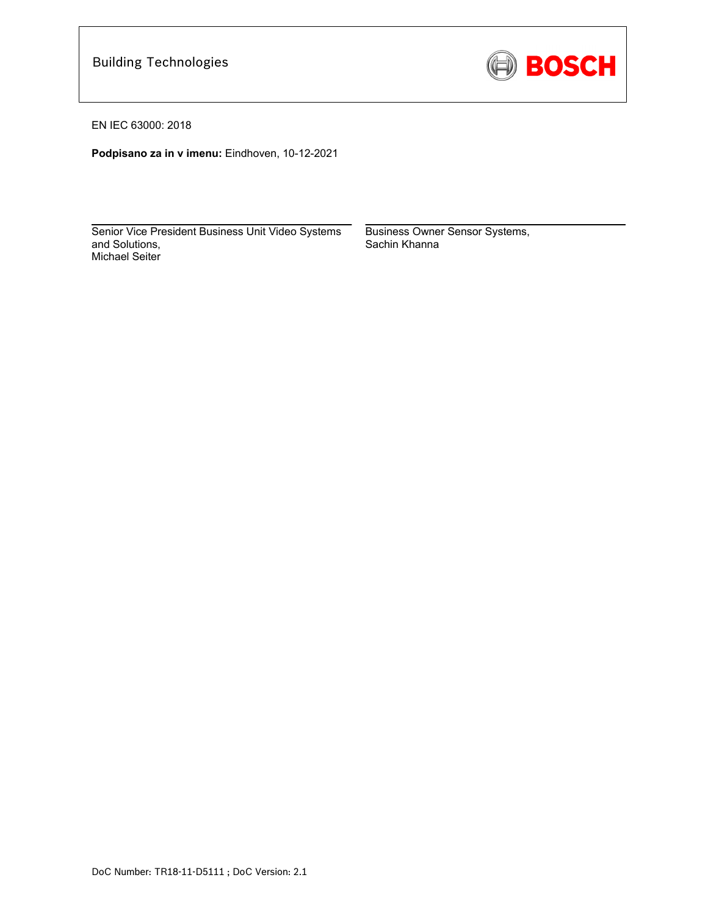Building Technologies

BOSCH

EN IEC 63000: 2018

**Podpisano za in v imenu:** Eindhoven, 10-12-2021

| Senior Vice President Business Unit Video Systems and Solutions, Michael Seiter | Business Owner Sensor Systems, Sachin Khanna |
| --- | --- |

DoC Number: TR18-11-D5111 ; DoC Version: 2.1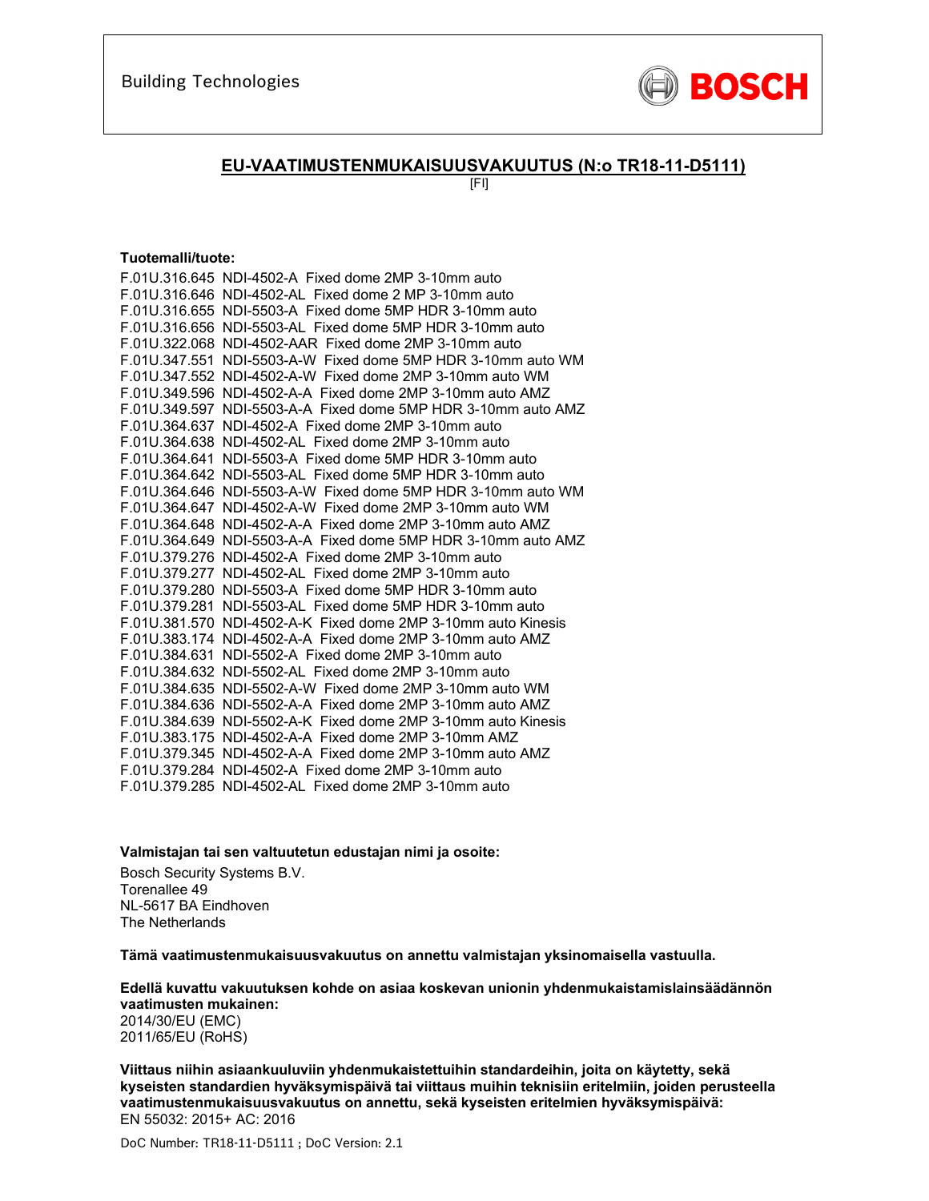Building Technologies

BOSCH

## EU-VAATIMUSTENMUKAISUUSVAKUUTUS (N:o TR18-11-D5111)

[FI]

**Tuotemalli/tuote:**

F.01U.316.645 NDI-4502-A Fixed dome 2MP 3-10mm auto
F.01U.316.646 NDI-4502-AL Fixed dome 2 MP 3-10mm auto
F.01U.316.655 NDI-5503-A Fixed dome 5MP HDR 3-10mm auto
F.01U.316.656 NDI-5503-AL Fixed dome 5MP HDR 3-10mm auto
F.01U.322.068 NDI-4502-AAR Fixed dome 2MP 3-10mm auto
F.01U.347.551 NDI-5503-A-W Fixed dome 5MP HDR 3-10mm auto WM
F.01U.347.552 NDI-4502-A-W Fixed dome 2MP 3-10mm auto WM
F.01U.349.596 NDI-4502-A-A Fixed dome 2MP 3-10mm auto AMZ
F.01U.349.597 NDI-5503-A-A Fixed dome 5MP HDR 3-10mm auto AMZ
F.01U.364.637 NDI-4502-A Fixed dome 2MP 3-10mm auto
F.01U.364.638 NDI-4502-AL Fixed dome 2MP 3-10mm auto
F.01U.364.641 NDI-5503-A Fixed dome 5MP HDR 3-10mm auto
F.01U.364.642 NDI-5503-AL Fixed dome 5MP HDR 3-10mm auto
F.01U.364.646 NDI-5503-A-W Fixed dome 5MP HDR 3-10mm auto WM
F.01U.364.647 NDI-4502-A-W Fixed dome 2MP 3-10mm auto WM
F.01U.364.648 NDI-4502-A-A Fixed dome 2MP 3-10mm auto AMZ
F.01U.364.649 NDI-5503-A-A Fixed dome 5MP HDR 3-10mm auto AMZ
F.01U.379.276 NDI-4502-A Fixed dome 2MP 3-10mm auto
F.01U.379.277 NDI-4502-AL Fixed dome 2MP 3-10mm auto
F.01U.379.280 NDI-5503-A Fixed dome 5MP HDR 3-10mm auto
F.01U.379.281 NDI-5503-AL Fixed dome 5MP HDR 3-10mm auto
F.01U.381.570 NDI-4502-A-K Fixed dome 2MP 3-10mm auto Kinesis
F.01U.383.174 NDI-4502-A-A Fixed dome 2MP 3-10mm auto AMZ
F.01U.384.631 NDI-5502-A Fixed dome 2MP 3-10mm auto
F.01U.384.632 NDI-5502-AL Fixed dome 2MP 3-10mm auto
F.01U.384.635 NDI-5502-A-W Fixed dome 2MP 3-10mm auto WM
F.01U.384.636 NDI-5502-A-A Fixed dome 2MP 3-10mm auto AMZ
F.01U.384.639 NDI-5502-A-K Fixed dome 2MP 3-10mm auto Kinesis
F.01U.383.175 NDI-4502-A-A Fixed dome 2MP 3-10mm AMZ
F.01U.379.345 NDI-4502-A-A Fixed dome 2MP 3-10mm auto AMZ
F.01U.379.284 NDI-4502-A Fixed dome 2MP 3-10mm auto
F.01U.379.285 NDI-4502-AL Fixed dome 2MP 3-10mm auto

**Valmistajan tai sen valtuutetun edustajan nimi ja osoite:**

Bosch Security Systems B.V.
Torenallee 49
NL-5617 BA Eindhoven
The Netherlands

**Tämä vaatimustenmukaisuusvakuutus on annettu valmistajan yksinomaisella vastuulla.**

**Edellä kuvattu vakuutuksen kohde on asiaa koskevan unionin yhdenmukaistamislainsäädännön vaatimusten mukainen:**
2014/30/EU (EMC)
2011/65/EU (RoHS)

**Viittaus niihin asiaankuuluviin yhdenmukaistettuihin standardeihin, joita on käytetty, sekä kyseisten standardien hyväksymispäivä tai viittaus muihin teknisiin eritelmiin, joiden perusteella vaatimustenmukaisuusvakuutus on annettu, sekä kyseisten eritelmien hyväksymispäivä:**
EN 55032: 2015+ AC: 2016

DoC Number: TR18-11-D5111 ; DoC Version: 2.1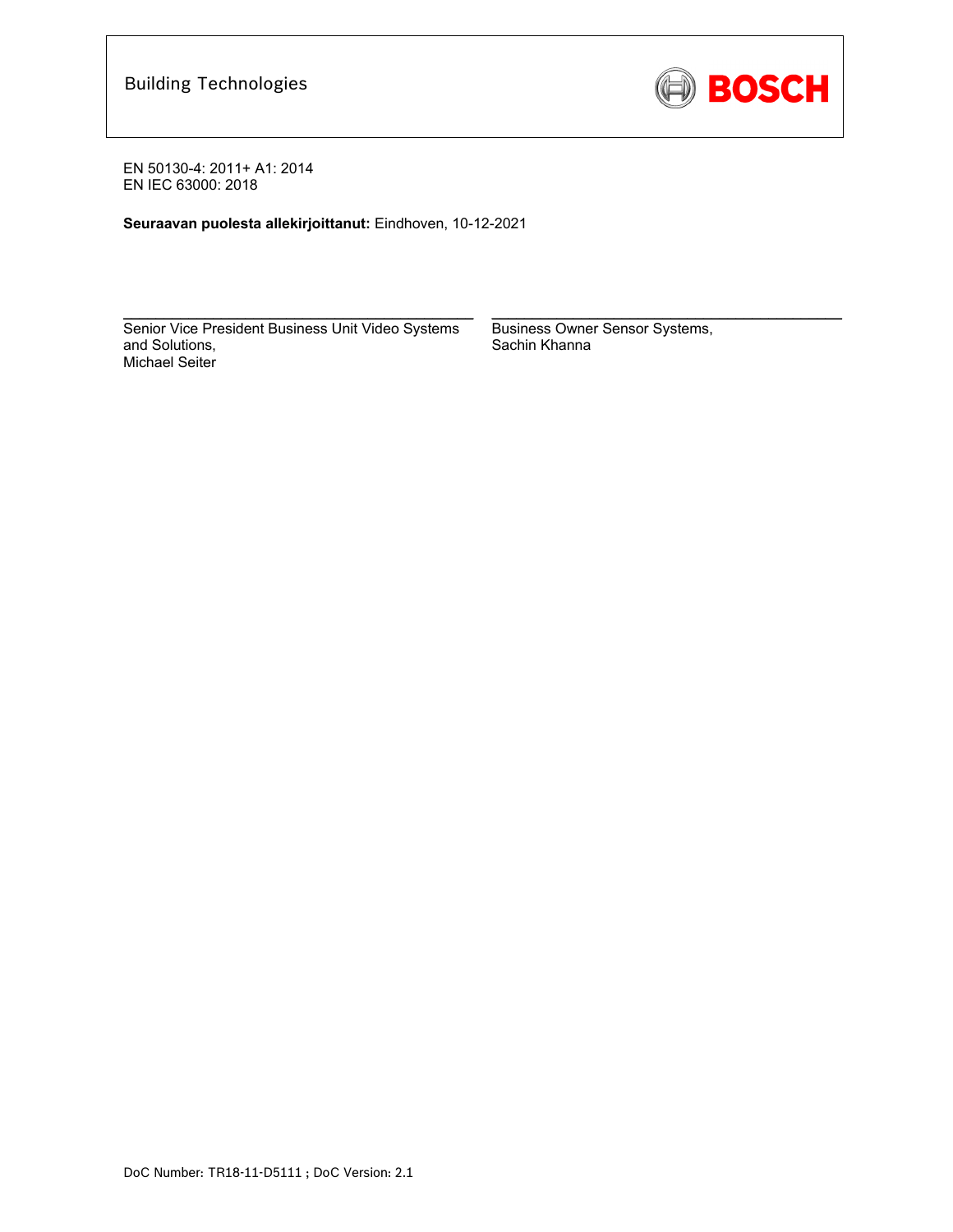EN 50130-4: 2011+ A1: 2014
EN IEC 63000: 2018

**Seuraavan puolesta allekirjoittanut:** Eindhoven, 10-12-2021

| Senior Vice President Business Unit Video Systems and Solutions, Michael Seiter | Business Owner Sensor Systems, Sachin Khanna |
|---|---|

DoC Number: TR18-11-D5111 ; DoC Version: 2.1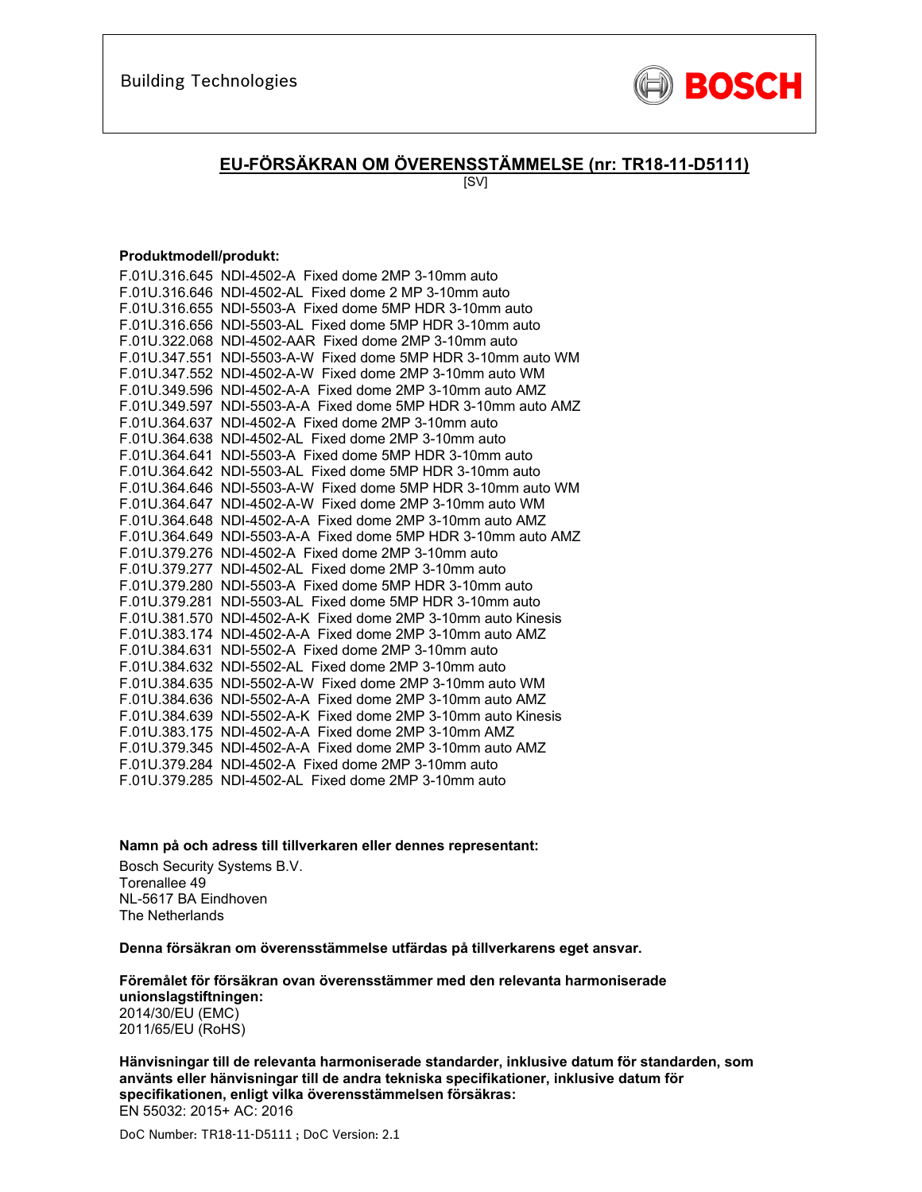Building Technologies

BOSCH

## EU-FÖRSÄKRAN OM ÖVERENSSTÄMMELSE (nr: TR18-11-D5111)

[SV]

**Produktmodell/produkt:**

F.01U.316.645 NDI-4502-A Fixed dome 2MP 3-10mm auto
F.01U.316.646 NDI-4502-AL Fixed dome 2 MP 3-10mm auto
F.01U.316.655 NDI-5503-A Fixed dome 5MP HDR 3-10mm auto
F.01U.316.656 NDI-5503-AL Fixed dome 5MP HDR 3-10mm auto
F.01U.322.068 NDI-4502-AAR Fixed dome 2MP 3-10mm auto
F.01U.347.551 NDI-5503-A-W Fixed dome 5MP HDR 3-10mm auto WM
F.01U.347.552 NDI-4502-A-W Fixed dome 2MP 3-10mm auto WM
F.01U.349.596 NDI-4502-A-A Fixed dome 2MP 3-10mm auto AMZ
F.01U.349.597 NDI-5503-A-A Fixed dome 5MP HDR 3-10mm auto AMZ
F.01U.364.637 NDI-4502-A Fixed dome 2MP 3-10mm auto
F.01U.364.638 NDI-4502-AL Fixed dome 2MP 3-10mm auto
F.01U.364.641 NDI-5503-A Fixed dome 5MP HDR 3-10mm auto
F.01U.364.642 NDI-5503-AL Fixed dome 5MP HDR 3-10mm auto
F.01U.364.646 NDI-5503-A-W Fixed dome 5MP HDR 3-10mm auto WM
F.01U.364.647 NDI-4502-A-W Fixed dome 2MP 3-10mm auto WM
F.01U.364.648 NDI-4502-A-A Fixed dome 2MP 3-10mm auto AMZ
F.01U.364.649 NDI-5503-A-A Fixed dome 5MP HDR 3-10mm auto AMZ
F.01U.379.276 NDI-4502-A Fixed dome 2MP 3-10mm auto
F.01U.379.277 NDI-4502-AL Fixed dome 2MP 3-10mm auto
F.01U.379.280 NDI-5503-A Fixed dome 5MP HDR 3-10mm auto
F.01U.379.281 NDI-5503-AL Fixed dome 5MP HDR 3-10mm auto
F.01U.381.570 NDI-4502-A-K Fixed dome 2MP 3-10mm auto Kinesis
F.01U.383.174 NDI-4502-A-A Fixed dome 2MP 3-10mm auto AMZ
F.01U.384.631 NDI-5502-A Fixed dome 2MP 3-10mm auto
F.01U.384.632 NDI-5502-AL Fixed dome 2MP 3-10mm auto
F.01U.384.635 NDI-5502-A-W Fixed dome 2MP 3-10mm auto WM
F.01U.384.636 NDI-5502-A-A Fixed dome 2MP 3-10mm auto AMZ
F.01U.384.639 NDI-5502-A-K Fixed dome 2MP 3-10mm auto Kinesis
F.01U.383.175 NDI-4502-A-A Fixed dome 2MP 3-10mm AMZ
F.01U.379.345 NDI-4502-A-A Fixed dome 2MP 3-10mm auto AMZ
F.01U.379.284 NDI-4502-A Fixed dome 2MP 3-10mm auto
F.01U.379.285 NDI-4502-AL Fixed dome 2MP 3-10mm auto

**Namn på och adress till tillverkaren eller dennes representant:**

Bosch Security Systems B.V.
Torenallee 49
NL-5617 BA Eindhoven
The Netherlands

**Denna försäkran om överensstämmelse utfärdas på tillverkarens eget ansvar.**

**Föremålet för försäkran ovan överensstämmer med den relevanta harmoniserade unionslagstiftningen:**
2014/30/EU (EMC)
2011/65/EU (RoHS)

**Hänvisningar till de relevanta harmoniserade standarder, inklusive datum för standarden, som använts eller hänvisningar till de andra tekniska specifikationer, inklusive datum för specifikationen, enligt vilka överensstämmelsen försäkras:**
EN 55032: 2015+ AC: 2016

DoC Number: TR18-11-D5111 ; DoC Version: 2.1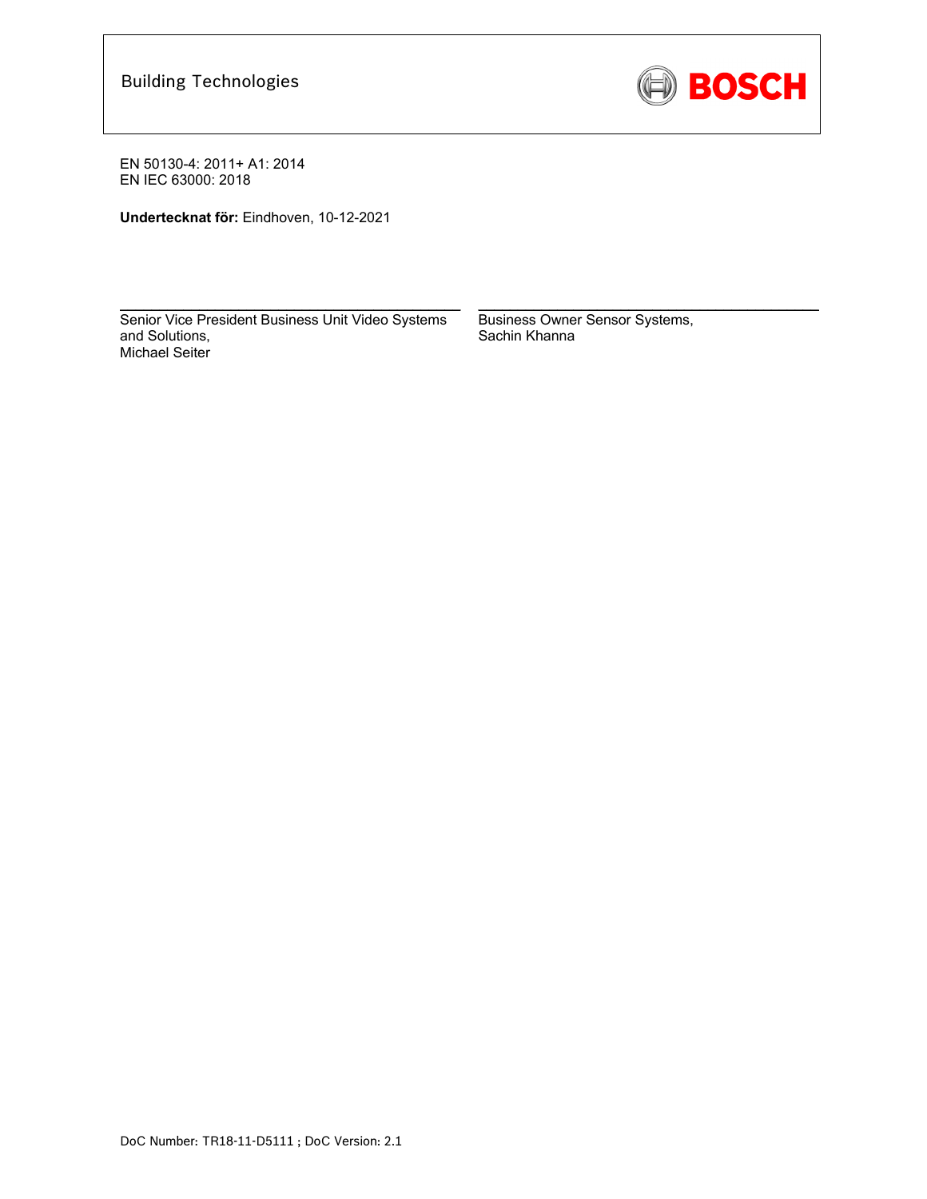Building Technologies

EN 50130-4: 2011+ A1: 2014
EN IEC 63000: 2018

**Undertecknat för:** Eindhoven, 10-12-2021

Senior Vice President Business Unit Video Systems and Solutions,
Michael Seiter

Business Owner Sensor Systems,
Sachin Khanna

DoC Number: TR18-11-D5111 ; DoC Version: 2.1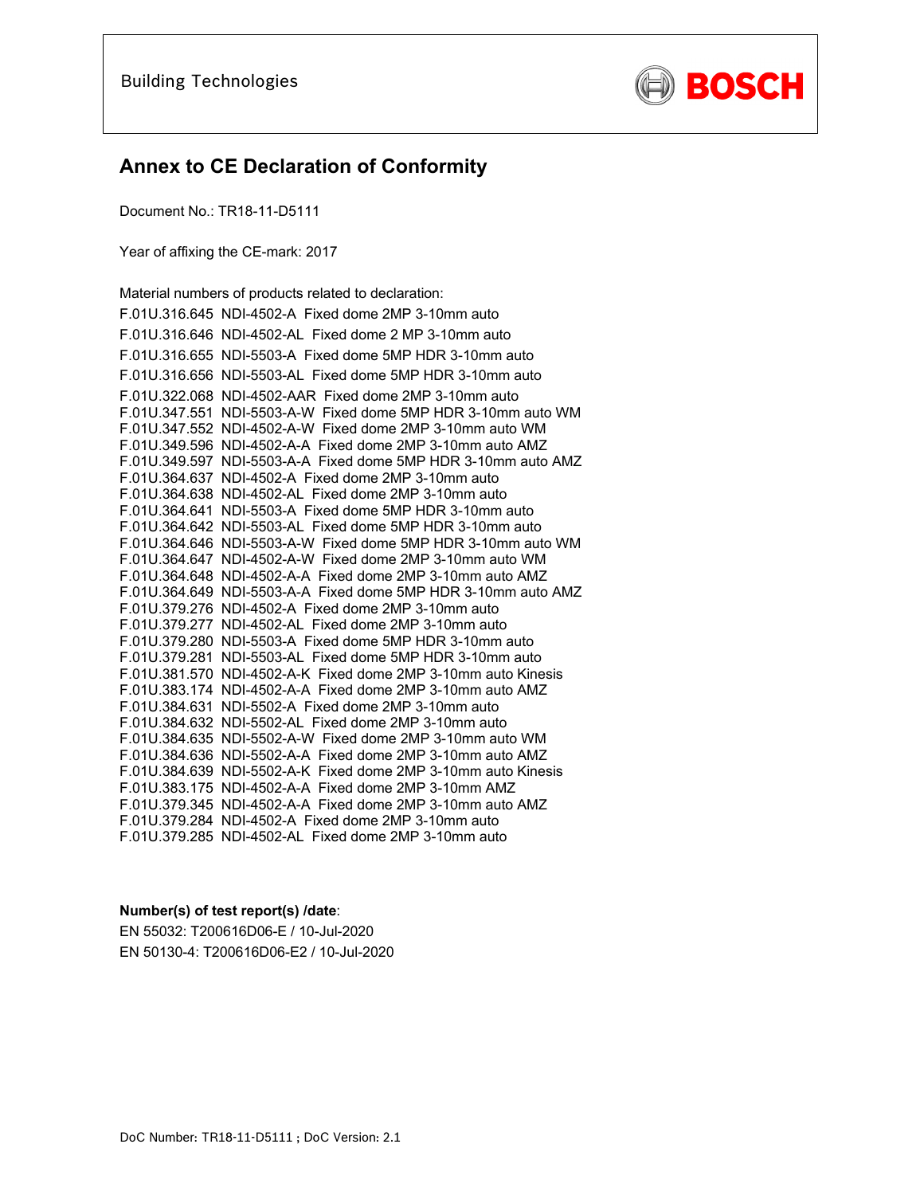Building Technologies

BOSCH

# Annex to CE Declaration of Conformity

Document No.: TR18-11-D5111

Year of affixing the CE-mark: 2017

Material numbers of products related to declaration:

F.01U.316.645 NDI-4502-A Fixed dome 2MP 3-10mm auto
F.01U.316.646 NDI-4502-AL Fixed dome 2 MP 3-10mm auto
F.01U.316.655 NDI-5503-A Fixed dome 5MP HDR 3-10mm auto
F.01U.316.656 NDI-5503-AL Fixed dome 5MP HDR 3-10mm auto
F.01U.322.068 NDI-4502-AAR Fixed dome 2MP 3-10mm auto
F.01U.347.551 NDI-5503-A-W Fixed dome 5MP HDR 3-10mm auto WM
F.01U.347.552 NDI-4502-A-W Fixed dome 2MP 3-10mm auto WM
F.01U.349.596 NDI-4502-A-A Fixed dome 2MP 3-10mm auto AMZ
F.01U.349.597 NDI-5503-A-A Fixed dome 5MP HDR 3-10mm auto AMZ
F.01U.364.637 NDI-4502-A Fixed dome 2MP 3-10mm auto
F.01U.364.638 NDI-4502-AL Fixed dome 2MP 3-10mm auto
F.01U.364.641 NDI-5503-A Fixed dome 5MP HDR 3-10mm auto
F.01U.364.642 NDI-5503-AL Fixed dome 5MP HDR 3-10mm auto
F.01U.364.646 NDI-5503-A-W Fixed dome 5MP HDR 3-10mm auto WM
F.01U.364.647 NDI-4502-A-W Fixed dome 2MP 3-10mm auto WM
F.01U.364.648 NDI-4502-A-A Fixed dome 2MP 3-10mm auto AMZ
F.01U.364.649 NDI-5503-A-A Fixed dome 5MP HDR 3-10mm auto AMZ
F.01U.379.276 NDI-4502-A Fixed dome 2MP 3-10mm auto
F.01U.379.277 NDI-4502-AL Fixed dome 2MP 3-10mm auto
F.01U.379.280 NDI-5503-A Fixed dome 5MP HDR 3-10mm auto
F.01U.379.281 NDI-5503-AL Fixed dome 5MP HDR 3-10mm auto
F.01U.381.570 NDI-4502-A-K Fixed dome 2MP 3-10mm auto Kinesis
F.01U.383.174 NDI-4502-A-A Fixed dome 2MP 3-10mm auto AMZ
F.01U.384.631 NDI-5502-A Fixed dome 2MP 3-10mm auto
F.01U.384.632 NDI-5502-AL Fixed dome 2MP 3-10mm auto
F.01U.384.635 NDI-5502-A-W Fixed dome 2MP 3-10mm auto WM
F.01U.384.636 NDI-5502-A-A Fixed dome 2MP 3-10mm auto AMZ
F.01U.384.639 NDI-5502-A-K Fixed dome 2MP 3-10mm auto Kinesis
F.01U.383.175 NDI-4502-A-A Fixed dome 2MP 3-10mm AMZ
F.01U.379.345 NDI-4502-A-A Fixed dome 2MP 3-10mm auto AMZ
F.01U.379.284 NDI-4502-A Fixed dome 2MP 3-10mm auto
F.01U.379.285 NDI-4502-AL Fixed dome 2MP 3-10mm auto

**Number(s) of test report(s) /date**:

EN 55032: T200616D06-E / 10-Jul-2020
EN 50130-4: T200616D06-E2 / 10-Jul-2020

DoC Number: TR18-11-D5111 ; DoC Version: 2.1